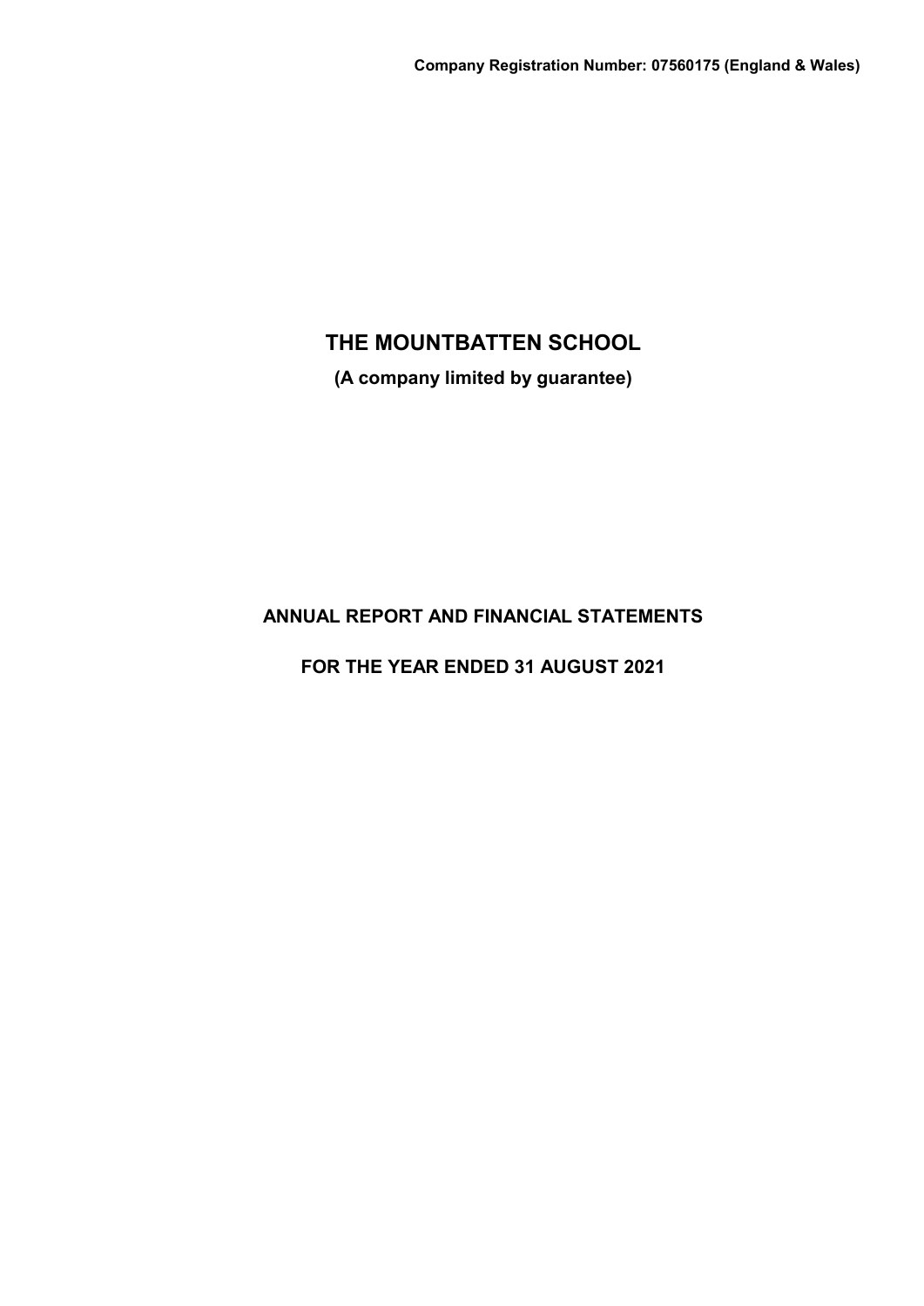**Company Registration Number: 07560175 (England & Wales)**

# THE MOUNTBATTEN SCHOOL

**(A company limited by guarantee)**

## ANNUAL REPORT AND FINANCIAL STATEMENTS

## FOR THE YEAR ENDED 31 AUGUST 2021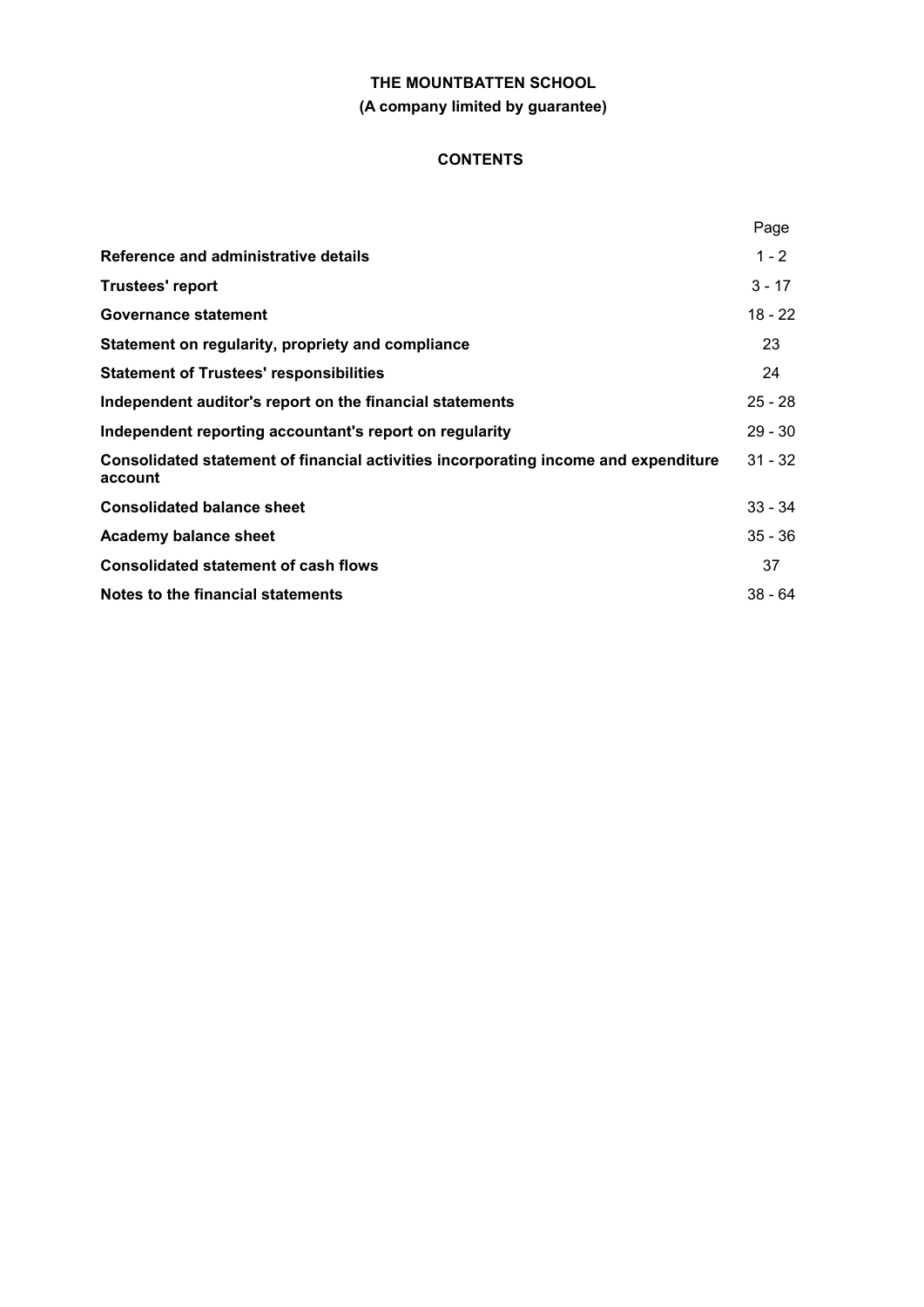**THE MOUNTBATTEN SCHOOL**

**(A company limited by guarantee)**

**CONTENTS**

| | Page |
|---|---|
| **Reference and administrative details** | 1 - 2 |
| **Trustees' report** | 3 - 17 |
| **Governance statement** | 18 - 22 |
| **Statement on regularity, propriety and compliance** | 23 |
| **Statement of Trustees' responsibilities** | 24 |
| **Independent auditor's report on the financial statements** | 25 - 28 |
| **Independent reporting accountant's report on regularity** | 29 - 30 |
| **Consolidated statement of financial activities incorporating income and expenditure account** | 31 - 32 |
| **Consolidated balance sheet** | 33 - 34 |
| **Academy balance sheet** | 35 - 36 |
| **Consolidated statement of cash flows** | 37 |
| **Notes to the financial statements** | 38 - 64 |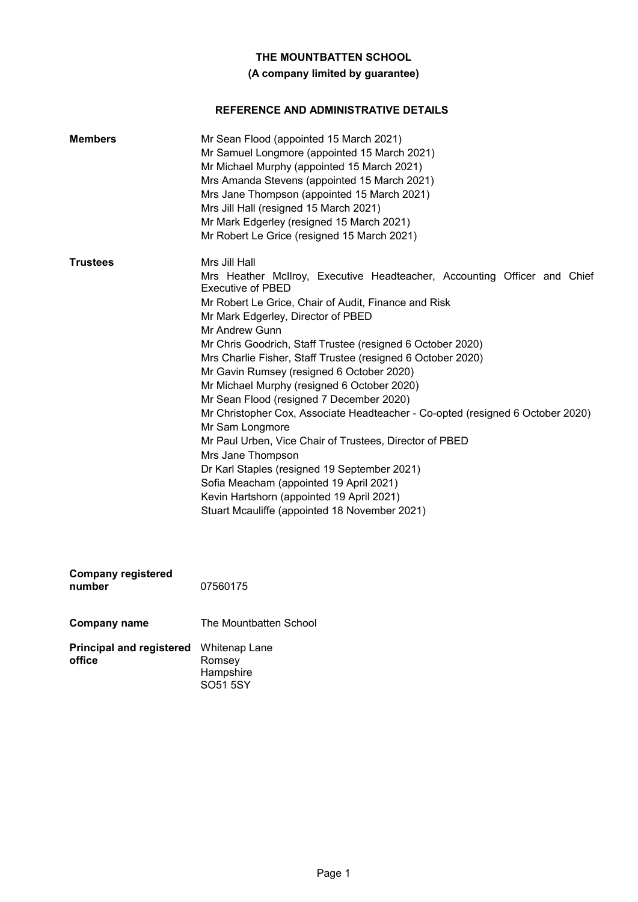# THE MOUNTBATTEN SCHOOL

## (A company limited by guarantee)

### REFERENCE AND ADMINISTRATIVE DETAILS

**Members**

Mr Sean Flood (appointed 15 March 2021)
Mr Samuel Longmore (appointed 15 March 2021)
Mr Michael Murphy (appointed 15 March 2021)
Mrs Amanda Stevens (appointed 15 March 2021)
Mrs Jane Thompson (appointed 15 March 2021)
Mrs Jill Hall (resigned 15 March 2021)
Mr Mark Edgerley (resigned 15 March 2021)
Mr Robert Le Grice (resigned 15 March 2021)

**Trustees**

Mrs Jill Hall
Mrs Heather McIlroy, Executive Headteacher, Accounting Officer and Chief Executive of PBED
Mr Robert Le Grice, Chair of Audit, Finance and Risk
Mr Mark Edgerley, Director of PBED
Mr Andrew Gunn
Mr Chris Goodrich, Staff Trustee (resigned 6 October 2020)
Mrs Charlie Fisher, Staff Trustee (resigned 6 October 2020)
Mr Gavin Rumsey (resigned 6 October 2020)
Mr Michael Murphy (resigned 6 October 2020)
Mr Sean Flood (resigned 7 December 2020)
Mr Christopher Cox, Associate Headteacher - Co-opted (resigned 6 October 2020)
Mr Sam Longmore
Mr Paul Urben, Vice Chair of Trustees, Director of PBED
Mrs Jane Thompson
Dr Karl Staples (resigned 19 September 2021)
Sofia Meacham (appointed 19 April 2021)
Kevin Hartshorn (appointed 19 April 2021)
Stuart Mcauliffe (appointed 18 November 2021)

**Company registered number**

07560175

**Company name**

The Mountbatten School

**Principal and registered office**

Whitenap Lane
Romsey
Hampshire
SO51 5SY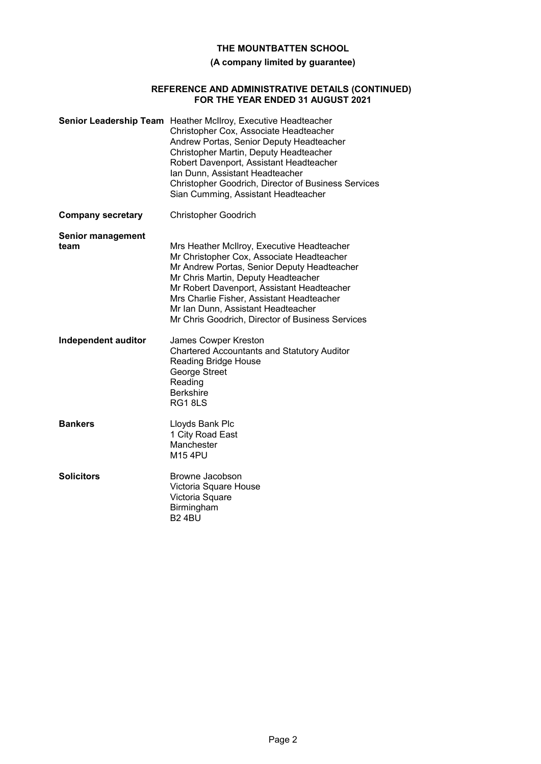# THE MOUNTBATTEN SCHOOL

**(A company limited by guarantee)**

## REFERENCE AND ADMINISTRATIVE DETAILS (CONTINUED) FOR THE YEAR ENDED 31 AUGUST 2021

**Senior Leadership Team**
Heather McIlroy, Executive Headteacher
Christopher Cox, Associate Headteacher
Andrew Portas, Senior Deputy Headteacher
Christopher Martin, Deputy Headteacher
Robert Davenport, Assistant Headteacher
Ian Dunn, Assistant Headteacher
Christopher Goodrich, Director of Business Services
Sian Cumming, Assistant Headteacher

**Company secretary**
Christopher Goodrich

**Senior management team**
Mrs Heather McIlroy, Executive Headteacher
Mr Christopher Cox, Associate Headteacher
Mr Andrew Portas, Senior Deputy Headteacher
Mr Chris Martin, Deputy Headteacher
Mr Robert Davenport, Assistant Headteacher
Mrs Charlie Fisher, Assistant Headteacher
Mr Ian Dunn, Assistant Headteacher
Mr Chris Goodrich, Director of Business Services

**Independent auditor**
James Cowper Kreston
Chartered Accountants and Statutory Auditor
Reading Bridge House
George Street
Reading
Berkshire
RG1 8LS

**Bankers**
Lloyds Bank Plc
1 City Road East
Manchester
M15 4PU

**Solicitors**
Browne Jacobson
Victoria Square House
Victoria Square
Birmingham
B2 4BU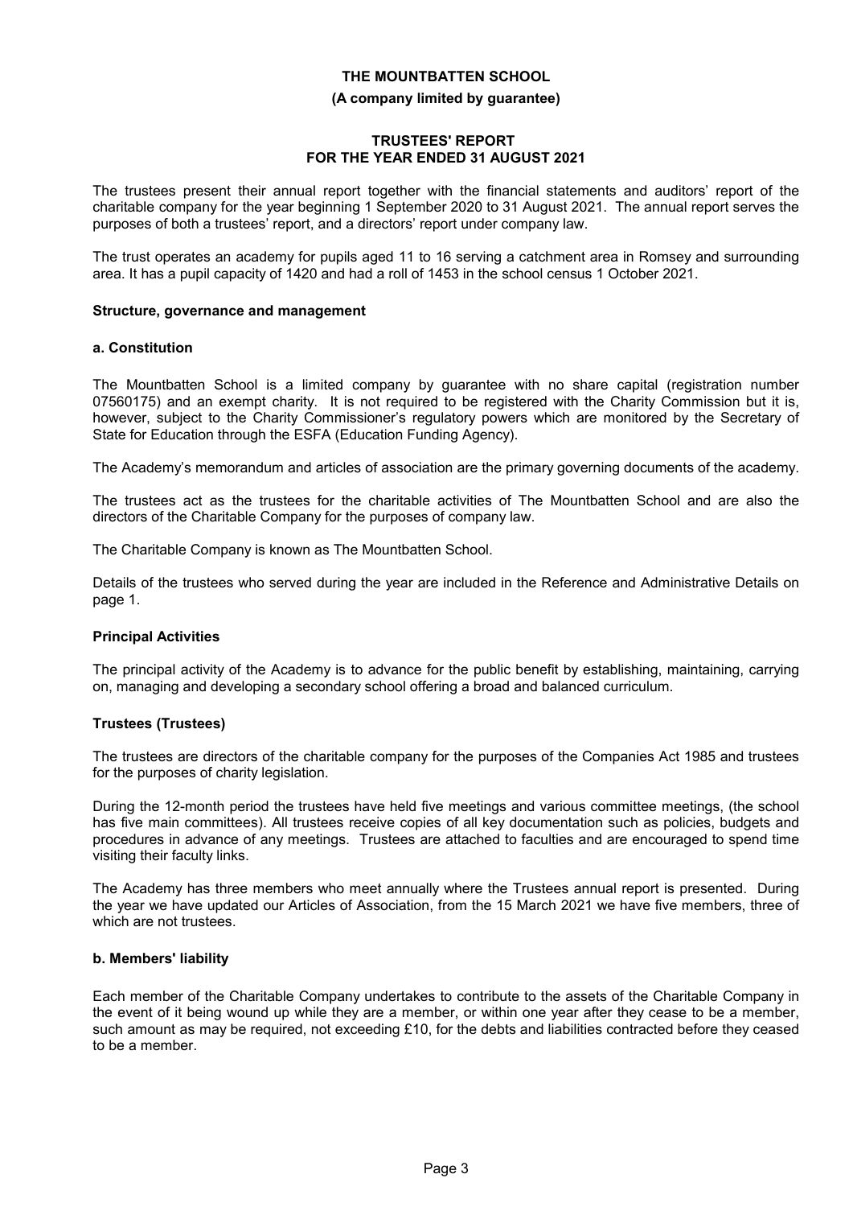# THE MOUNTBATTEN SCHOOL

**(A company limited by guarantee)**

**TRUSTEES' REPORT**
**FOR THE YEAR ENDED 31 AUGUST 2021**

The trustees present their annual report together with the financial statements and auditors' report of the charitable company for the year beginning 1 September 2020 to 31 August 2021. The annual report serves the purposes of both a trustees' report, and a directors' report under company law.

The trust operates an academy for pupils aged 11 to 16 serving a catchment area in Romsey and surrounding area. It has a pupil capacity of 1420 and had a roll of 1453 in the school census 1 October 2021.

### Structure, governance and management

#### a. Constitution

The Mountbatten School is a limited company by guarantee with no share capital (registration number 07560175) and an exempt charity. It is not required to be registered with the Charity Commission but it is, however, subject to the Charity Commissioner's regulatory powers which are monitored by the Secretary of State for Education through the ESFA (Education Funding Agency).

The Academy's memorandum and articles of association are the primary governing documents of the academy.

The trustees act as the trustees for the charitable activities of The Mountbatten School and are also the directors of the Charitable Company for the purposes of company law.

The Charitable Company is known as The Mountbatten School.

Details of the trustees who served during the year are included in the Reference and Administrative Details on page 1.

#### Principal Activities

The principal activity of the Academy is to advance for the public benefit by establishing, maintaining, carrying on, managing and developing a secondary school offering a broad and balanced curriculum.

#### Trustees (Trustees)

The trustees are directors of the charitable company for the purposes of the Companies Act 1985 and trustees for the purposes of charity legislation.

During the 12-month period the trustees have held five meetings and various committee meetings, (the school has five main committees). All trustees receive copies of all key documentation such as policies, budgets and procedures in advance of any meetings. Trustees are attached to faculties and are encouraged to spend time visiting their faculty links.

The Academy has three members who meet annually where the Trustees annual report is presented. During the year we have updated our Articles of Association, from the 15 March 2021 we have five members, three of which are not trustees.

#### b. Members' liability

Each member of the Charitable Company undertakes to contribute to the assets of the Charitable Company in the event of it being wound up while they are a member, or within one year after they cease to be a member, such amount as may be required, not exceeding £10, for the debts and liabilities contracted before they ceased to be a member.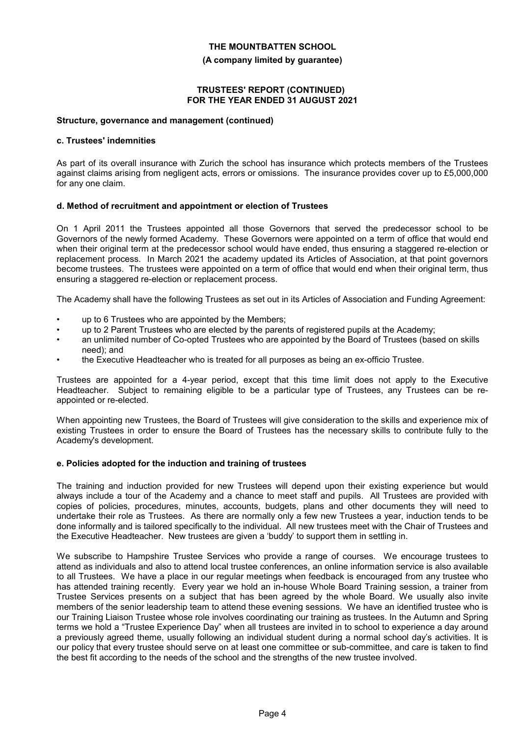**THE MOUNTBATTEN SCHOOL**

**(A company limited by guarantee)**

**TRUSTEES' REPORT (CONTINUED)**
**FOR THE YEAR ENDED 31 AUGUST 2021**

**Structure, governance and management (continued)**

**c. Trustees' indemnities**

As part of its overall insurance with Zurich the school has insurance which protects members of the Trustees against claims arising from negligent acts, errors or omissions. The insurance provides cover up to £5,000,000 for any one claim.

**d. Method of recruitment and appointment or election of Trustees**

On 1 April 2011 the Trustees appointed all those Governors that served the predecessor school to be Governors of the newly formed Academy. These Governors were appointed on a term of office that would end when their original term at the predecessor school would have ended, thus ensuring a staggered re-election or replacement process. In March 2021 the academy updated its Articles of Association, at that point governors become trustees. The trustees were appointed on a term of office that would end when their original term, thus ensuring a staggered re-election or replacement process.

The Academy shall have the following Trustees as set out in its Articles of Association and Funding Agreement:

- up to 6 Trustees who are appointed by the Members;
- up to 2 Parent Trustees who are elected by the parents of registered pupils at the Academy;
- an unlimited number of Co-opted Trustees who are appointed by the Board of Trustees (based on skills need); and
- the Executive Headteacher who is treated for all purposes as being an ex-officio Trustee.

Trustees are appointed for a 4-year period, except that this time limit does not apply to the Executive Headteacher. Subject to remaining eligible to be a particular type of Trustees, any Trustees can be re-appointed or re-elected.

When appointing new Trustees, the Board of Trustees will give consideration to the skills and experience mix of existing Trustees in order to ensure the Board of Trustees has the necessary skills to contribute fully to the Academy's development.

**e. Policies adopted for the induction and training of trustees**

The training and induction provided for new Trustees will depend upon their existing experience but would always include a tour of the Academy and a chance to meet staff and pupils. All Trustees are provided with copies of policies, procedures, minutes, accounts, budgets, plans and other documents they will need to undertake their role as Trustees. As there are normally only a few new Trustees a year, induction tends to be done informally and is tailored specifically to the individual. All new trustees meet with the Chair of Trustees and the Executive Headteacher. New trustees are given a 'buddy' to support them in settling in.

We subscribe to Hampshire Trustee Services who provide a range of courses. We encourage trustees to attend as individuals and also to attend local trustee conferences, an online information service is also available to all Trustees. We have a place in our regular meetings when feedback is encouraged from any trustee who has attended training recently. Every year we hold an in-house Whole Board Training session, a trainer from Trustee Services presents on a subject that has been agreed by the whole Board. We usually also invite members of the senior leadership team to attend these evening sessions. We have an identified trustee who is our Training Liaison Trustee whose role involves coordinating our training as trustees. In the Autumn and Spring terms we hold a "Trustee Experience Day" when all trustees are invited in to school to experience a day around a previously agreed theme, usually following an individual student during a normal school day's activities. It is our policy that every trustee should serve on at least one committee or sub-committee, and care is taken to find the best fit according to the needs of the school and the strengths of the new trustee involved.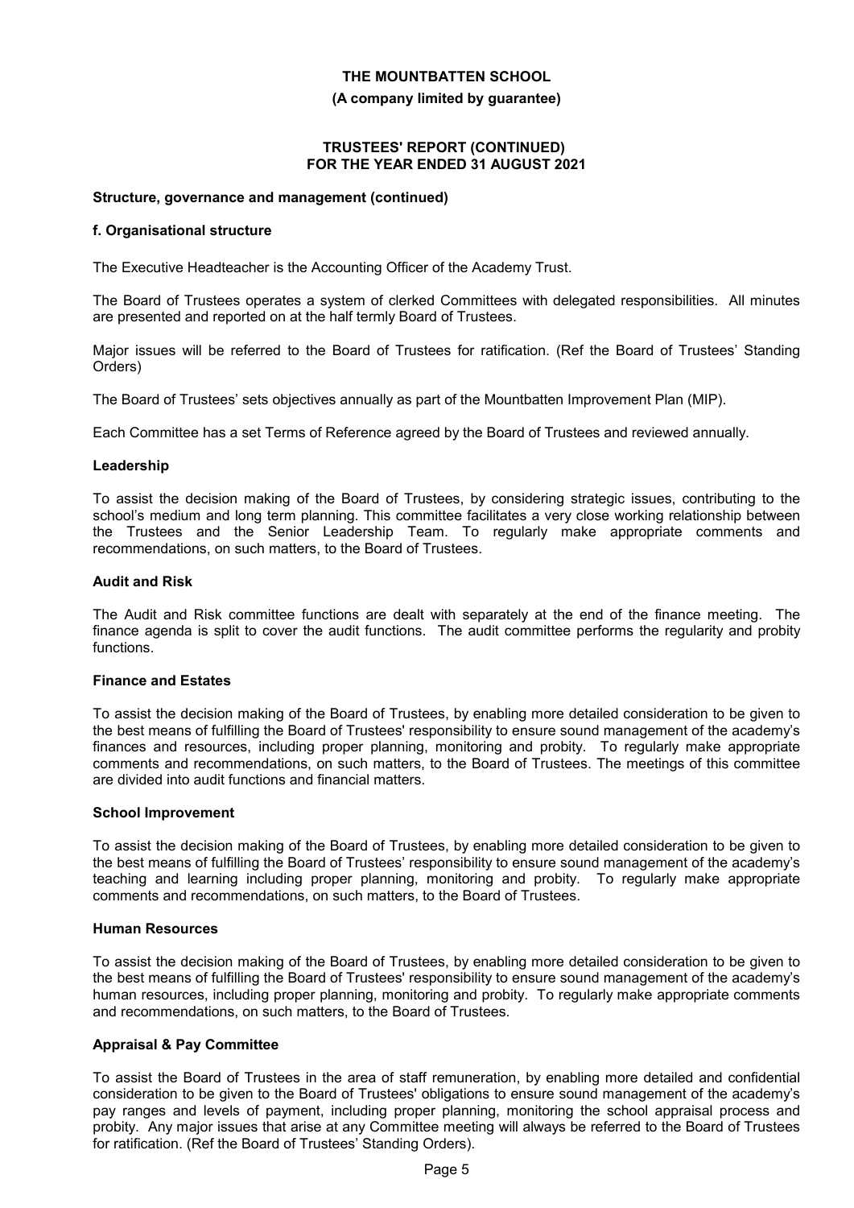### Structure, governance and management (continued)

#### f. Organisational structure

The Executive Headteacher is the Accounting Officer of the Academy Trust.

The Board of Trustees operates a system of clerked Committees with delegated responsibilities. All minutes are presented and reported on at the half termly Board of Trustees.

Major issues will be referred to the Board of Trustees for ratification. (Ref the Board of Trustees' Standing Orders)

The Board of Trustees' sets objectives annually as part of the Mountbatten Improvement Plan (MIP).

Each Committee has a set Terms of Reference agreed by the Board of Trustees and reviewed annually.

**Leadership**

To assist the decision making of the Board of Trustees, by considering strategic issues, contributing to the school's medium and long term planning. This committee facilitates a very close working relationship between the Trustees and the Senior Leadership Team. To regularly make appropriate comments and recommendations, on such matters, to the Board of Trustees.

**Audit and Risk**

The Audit and Risk committee functions are dealt with separately at the end of the finance meeting. The finance agenda is split to cover the audit functions. The audit committee performs the regularity and probity functions.

**Finance and Estates**

To assist the decision making of the Board of Trustees, by enabling more detailed consideration to be given to the best means of fulfilling the Board of Trustees' responsibility to ensure sound management of the academy's finances and resources, including proper planning, monitoring and probity. To regularly make appropriate comments and recommendations, on such matters, to the Board of Trustees. The meetings of this committee are divided into audit functions and financial matters.

**School Improvement**

To assist the decision making of the Board of Trustees, by enabling more detailed consideration to be given to the best means of fulfilling the Board of Trustees' responsibility to ensure sound management of the academy's teaching and learning including proper planning, monitoring and probity. To regularly make appropriate comments and recommendations, on such matters, to the Board of Trustees.

**Human Resources**

To assist the decision making of the Board of Trustees, by enabling more detailed consideration to be given to the best means of fulfilling the Board of Trustees' responsibility to ensure sound management of the academy's human resources, including proper planning, monitoring and probity. To regularly make appropriate comments and recommendations, on such matters, to the Board of Trustees.

**Appraisal & Pay Committee**

To assist the Board of Trustees in the area of staff remuneration, by enabling more detailed and confidential consideration to be given to the Board of Trustees' obligations to ensure sound management of the academy's pay ranges and levels of payment, including proper planning, monitoring the school appraisal process and probity. Any major issues that arise at any Committee meeting will always be referred to the Board of Trustees for ratification. (Ref the Board of Trustees' Standing Orders).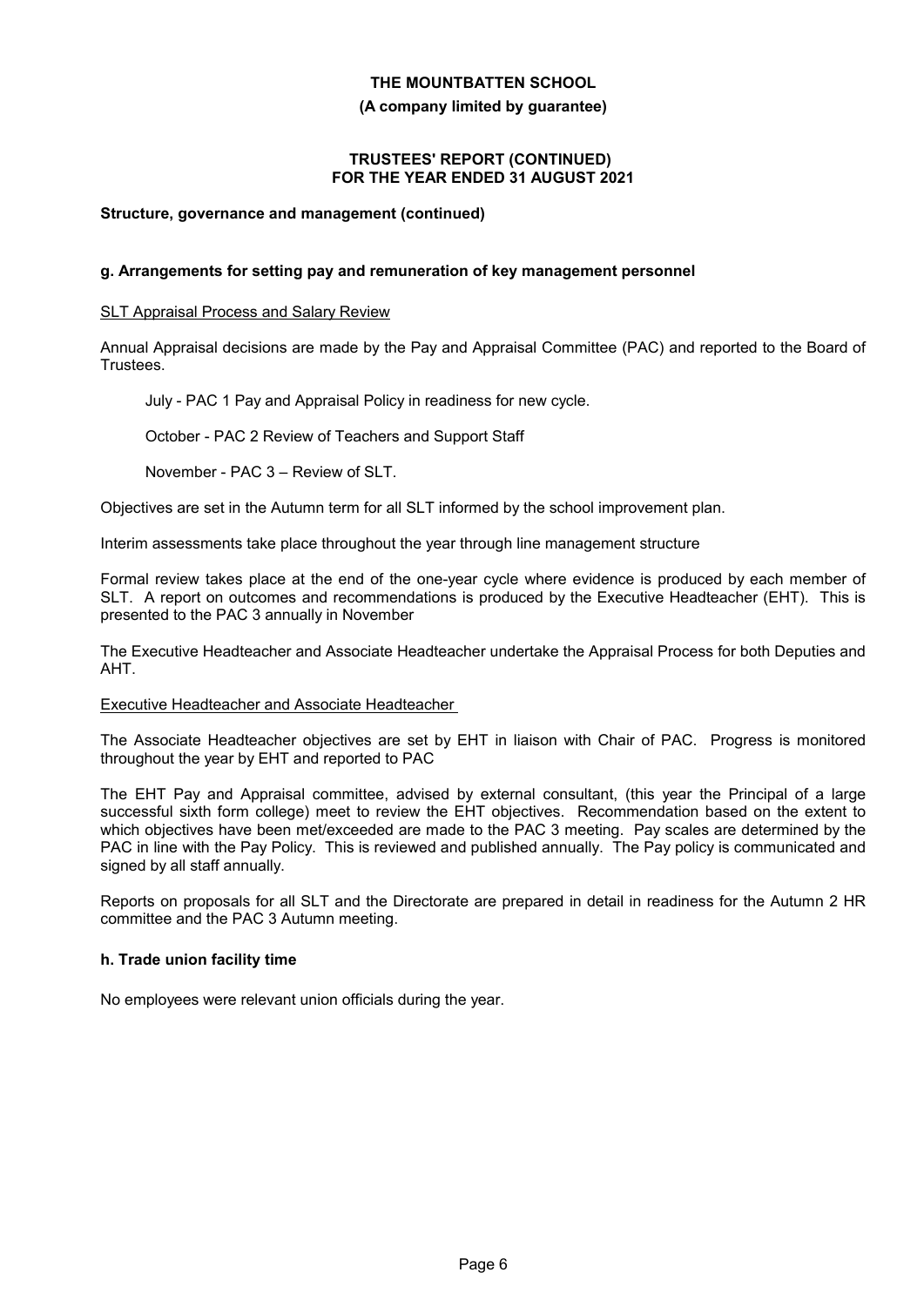# THE MOUNTBATTEN SCHOOL

**(A company limited by guarantee)**

**TRUSTEES' REPORT (CONTINUED)**
**FOR THE YEAR ENDED 31 AUGUST 2021**

**Structure, governance and management (continued)**

### g. Arrangements for setting pay and remuneration of key management personnel

SLT Appraisal Process and Salary Review

Annual Appraisal decisions are made by the Pay and Appraisal Committee (PAC) and reported to the Board of Trustees.

July - PAC 1 Pay and Appraisal Policy in readiness for new cycle.

October - PAC 2 Review of Teachers and Support Staff

November - PAC 3 – Review of SLT.

Objectives are set in the Autumn term for all SLT informed by the school improvement plan.

Interim assessments take place throughout the year through line management structure

Formal review takes place at the end of the one-year cycle where evidence is produced by each member of SLT. A report on outcomes and recommendations is produced by the Executive Headteacher (EHT). This is presented to the PAC 3 annually in November

The Executive Headteacher and Associate Headteacher undertake the Appraisal Process for both Deputies and AHT.

Executive Headteacher and Associate Headteacher

The Associate Headteacher objectives are set by EHT in liaison with Chair of PAC. Progress is monitored throughout the year by EHT and reported to PAC

The EHT Pay and Appraisal committee, advised by external consultant, (this year the Principal of a large successful sixth form college) meet to review the EHT objectives. Recommendation based on the extent to which objectives have been met/exceeded are made to the PAC 3 meeting. Pay scales are determined by the PAC in line with the Pay Policy. This is reviewed and published annually. The Pay policy is communicated and signed by all staff annually.

Reports on proposals for all SLT and the Directorate are prepared in detail in readiness for the Autumn 2 HR committee and the PAC 3 Autumn meeting.

### h. Trade union facility time

No employees were relevant union officials during the year.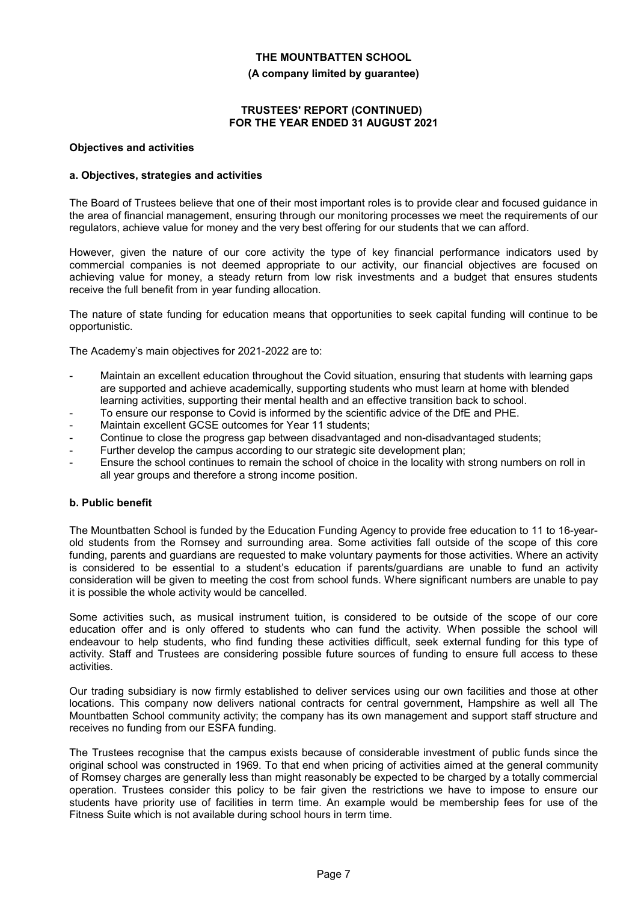**THE MOUNTBATTEN SCHOOL**

**(A company limited by guarantee)**

**TRUSTEES' REPORT (CONTINUED)**
**FOR THE YEAR ENDED 31 AUGUST 2021**

**Objectives and activities**

**a. Objectives, strategies and activities**

The Board of Trustees believe that one of their most important roles is to provide clear and focused guidance in the area of financial management, ensuring through our monitoring processes we meet the requirements of our regulators, achieve value for money and the very best offering for our students that we can afford.

However, given the nature of our core activity the type of key financial performance indicators used by commercial companies is not deemed appropriate to our activity, our financial objectives are focused on achieving value for money, a steady return from low risk investments and a budget that ensures students receive the full benefit from in year funding allocation.

The nature of state funding for education means that opportunities to seek capital funding will continue to be opportunistic.

The Academy's main objectives for 2021-2022 are to:

- Maintain an excellent education throughout the Covid situation, ensuring that students with learning gaps are supported and achieve academically, supporting students who must learn at home with blended learning activities, supporting their mental health and an effective transition back to school.
- To ensure our response to Covid is informed by the scientific advice of the DfE and PHE.
- Maintain excellent GCSE outcomes for Year 11 students;
- Continue to close the progress gap between disadvantaged and non-disadvantaged students;
- Further develop the campus according to our strategic site development plan;
- Ensure the school continues to remain the school of choice in the locality with strong numbers on roll in all year groups and therefore a strong income position.

**b. Public benefit**

The Mountbatten School is funded by the Education Funding Agency to provide free education to 11 to 16-year-old students from the Romsey and surrounding area. Some activities fall outside of the scope of this core funding, parents and guardians are requested to make voluntary payments for those activities. Where an activity is considered to be essential to a student's education if parents/guardians are unable to fund an activity consideration will be given to meeting the cost from school funds. Where significant numbers are unable to pay it is possible the whole activity would be cancelled.

Some activities such, as musical instrument tuition, is considered to be outside of the scope of our core education offer and is only offered to students who can fund the activity. When possible the school will endeavour to help students, who find funding these activities difficult, seek external funding for this type of activity. Staff and Trustees are considering possible future sources of funding to ensure full access to these activities.

Our trading subsidiary is now firmly established to deliver services using our own facilities and those at other locations. This company now delivers national contracts for central government, Hampshire as well all The Mountbatten School community activity; the company has its own management and support staff structure and receives no funding from our ESFA funding.

The Trustees recognise that the campus exists because of considerable investment of public funds since the original school was constructed in 1969. To that end when pricing of activities aimed at the general community of Romsey charges are generally less than might reasonably be expected to be charged by a totally commercial operation. Trustees consider this policy to be fair given the restrictions we have to impose to ensure our students have priority use of facilities in term time. An example would be membership fees for use of the Fitness Suite which is not available during school hours in term time.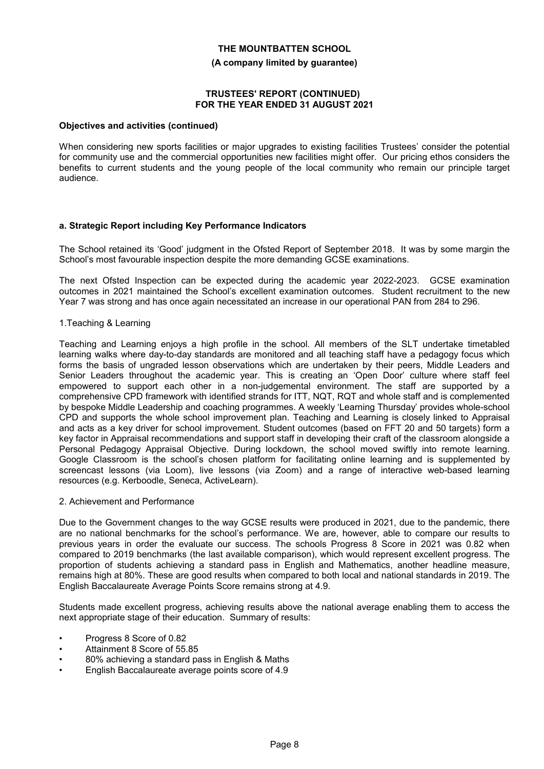**Objectives and activities (continued)**

When considering new sports facilities or major upgrades to existing facilities Trustees' consider the potential for community use and the commercial opportunities new facilities might offer. Our pricing ethos considers the benefits to current students and the young people of the local community who remain our principle target audience.

**a. Strategic Report including Key Performance Indicators**

The School retained its 'Good' judgment in the Ofsted Report of September 2018. It was by some margin the School's most favourable inspection despite the more demanding GCSE examinations.

The next Ofsted Inspection can be expected during the academic year 2022-2023. GCSE examination outcomes in 2021 maintained the School's excellent examination outcomes. Student recruitment to the new Year 7 was strong and has once again necessitated an increase in our operational PAN from 284 to 296.

1.Teaching & Learning

Teaching and Learning enjoys a high profile in the school. All members of the SLT undertake timetabled learning walks where day-to-day standards are monitored and all teaching staff have a pedagogy focus which forms the basis of ungraded lesson observations which are undertaken by their peers, Middle Leaders and Senior Leaders throughout the academic year. This is creating an 'Open Door' culture where staff feel empowered to support each other in a non-judgemental environment. The staff are supported by a comprehensive CPD framework with identified strands for ITT, NQT, RQT and whole staff and is complemented by bespoke Middle Leadership and coaching programmes. A weekly 'Learning Thursday' provides whole-school CPD and supports the whole school improvement plan. Teaching and Learning is closely linked to Appraisal and acts as a key driver for school improvement. Student outcomes (based on FFT 20 and 50 targets) form a key factor in Appraisal recommendations and support staff in developing their craft of the classroom alongside a Personal Pedagogy Appraisal Objective. During lockdown, the school moved swiftly into remote learning. Google Classroom is the school's chosen platform for facilitating online learning and is supplemented by screencast lessons (via Loom), live lessons (via Zoom) and a range of interactive web-based learning resources (e.g. Kerboodle, Seneca, ActiveLearn).

2. Achievement and Performance

Due to the Government changes to the way GCSE results were produced in 2021, due to the pandemic, there are no national benchmarks for the school's performance. We are, however, able to compare our results to previous years in order the evaluate our success. The schools Progress 8 Score in 2021 was 0.82 when compared to 2019 benchmarks (the last available comparison), which would represent excellent progress. The proportion of students achieving a standard pass in English and Mathematics, another headline measure, remains high at 80%. These are good results when compared to both local and national standards in 2019. The English Baccalaureate Average Points Score remains strong at 4.9.

Students made excellent progress, achieving results above the national average enabling them to access the next appropriate stage of their education. Summary of results:

- Progress 8 Score of 0.82
- Attainment 8 Score of 55.85
- 80% achieving a standard pass in English & Maths
- English Baccalaureate average points score of 4.9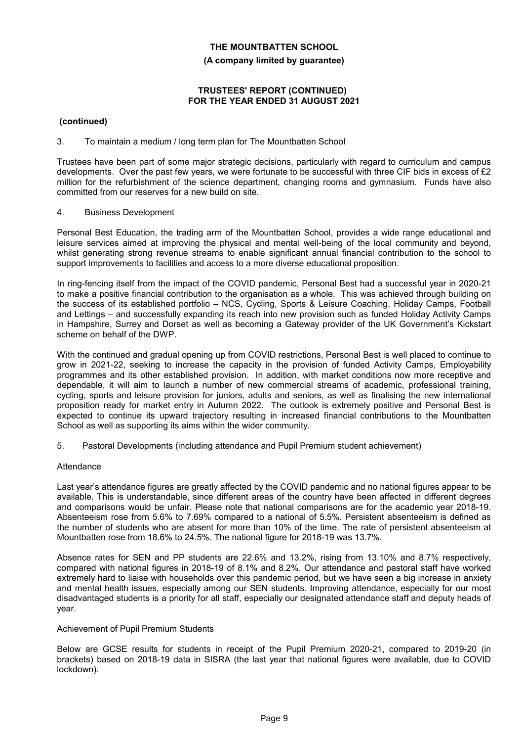**(continued)**

3. To maintain a medium / long term plan for The Mountbatten School

Trustees have been part of some major strategic decisions, particularly with regard to curriculum and campus developments. Over the past few years, we were fortunate to be successful with three CIF bids in excess of £2 million for the refurbishment of the science department, changing rooms and gymnasium. Funds have also committed from our reserves for a new build on site.

4. Business Development

Personal Best Education, the trading arm of the Mountbatten School, provides a wide range educational and leisure services aimed at improving the physical and mental well-being of the local community and beyond, whilst generating strong revenue streams to enable significant annual financial contribution to the school to support improvements to facilities and access to a more diverse educational proposition.

In ring-fencing itself from the impact of the COVID pandemic, Personal Best had a successful year in 2020-21 to make a positive financial contribution to the organisation as a whole. This was achieved through building on the success of its established portfolio – NCS, Cycling, Sports & Leisure Coaching, Holiday Camps, Football and Lettings – and successfully expanding its reach into new provision such as funded Holiday Activity Camps in Hampshire, Surrey and Dorset as well as becoming a Gateway provider of the UK Government's Kickstart scheme on behalf of the DWP.

With the continued and gradual opening up from COVID restrictions, Personal Best is well placed to continue to grow in 2021-22, seeking to increase the capacity in the provision of funded Activity Camps, Employability programmes and its other established provision. In addition, with market conditions now more receptive and dependable, it will aim to launch a number of new commercial streams of academic, professional training, cycling, sports and leisure provision for juniors, adults and seniors, as well as finalising the new international proposition ready for market entry in Autumn 2022. The outlook is extremely positive and Personal Best is expected to continue its upward trajectory resulting in increased financial contributions to the Mountbatten School as well as supporting its aims within the wider community.

5. Pastoral Developments (including attendance and Pupil Premium student achievement)

Attendance

Last year's attendance figures are greatly affected by the COVID pandemic and no national figures appear to be available. This is understandable, since different areas of the country have been affected in different degrees and comparisons would be unfair. Please note that national comparisons are for the academic year 2018-19. Absenteeism rose from 5.6% to 7.69% compared to a national of 5.5%. Persistent absenteeism is defined as the number of students who are absent for more than 10% of the time. The rate of persistent absenteeism at Mountbatten rose from 18.6% to 24.5%. The national figure for 2018-19 was 13.7%.

Absence rates for SEN and PP students are 22.6% and 13.2%, rising from 13.10% and 8.7% respectively, compared with national figures in 2018-19 of 8.1% and 8.2%. Our attendance and pastoral staff have worked extremely hard to liaise with households over this pandemic period, but we have seen a big increase in anxiety and mental health issues, especially among our SEN students. Improving attendance, especially for our most disadvantaged students is a priority for all staff, especially our designated attendance staff and deputy heads of year.

Achievement of Pupil Premium Students

Below are GCSE results for students in receipt of the Pupil Premium 2020-21, compared to 2019-20 (in brackets) based on 2018-19 data in SISRA (the last year that national figures were available, due to COVID lockdown).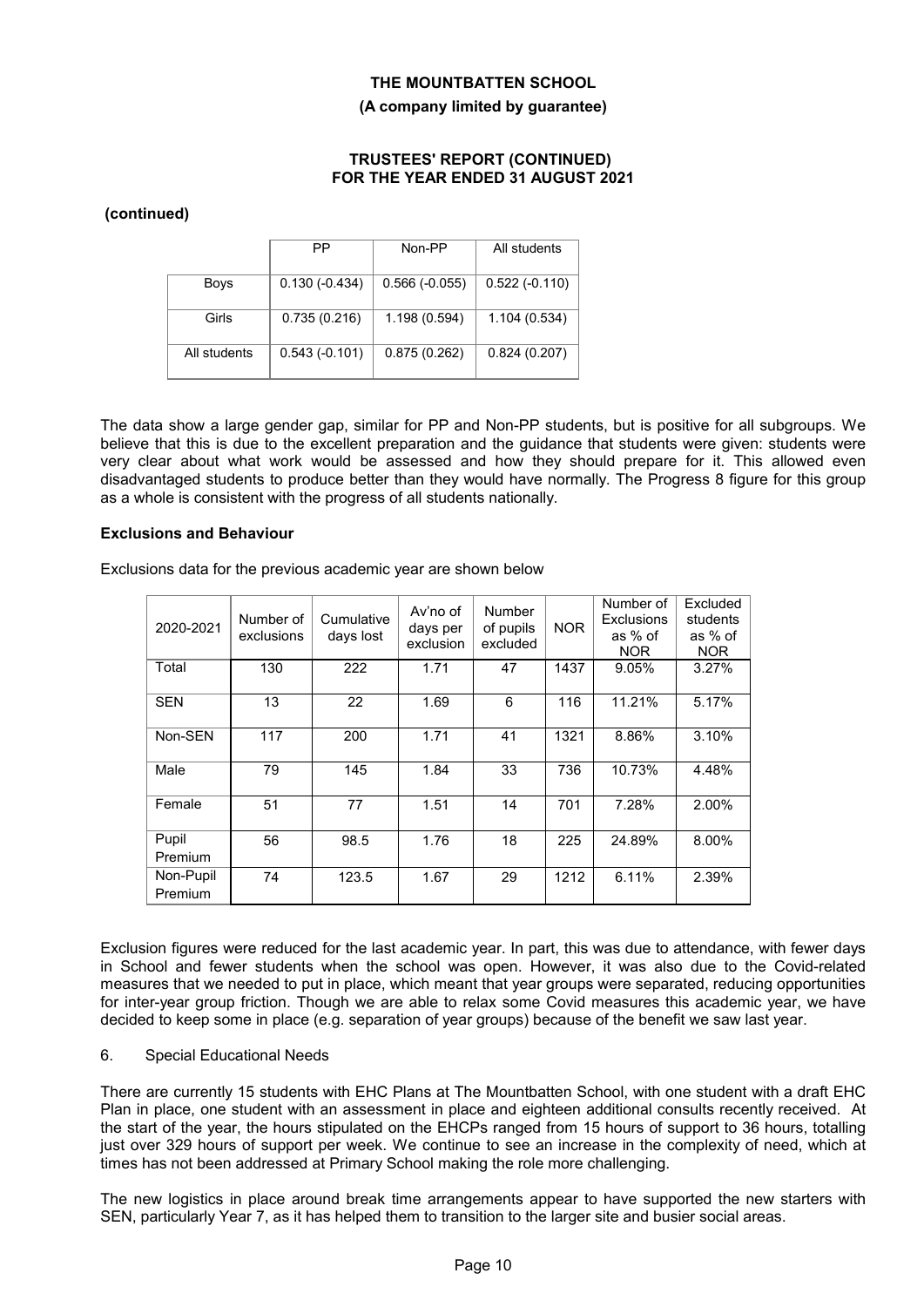**(continued)**

| | PP | Non-PP | All students |
|---|---|---|---|
| Boys | 0.130 (-0.434) | 0.566 (-0.055) | 0.522 (-0.110) |
| Girls | 0.735 (0.216) | 1.198 (0.594) | 1.104 (0.534) |
| All students | 0.543 (-0.101) | 0.875 (0.262) | 0.824 (0.207) |

The data show a large gender gap, similar for PP and Non-PP students, but is positive for all subgroups. We believe that this is due to the excellent preparation and the guidance that students were given: students were very clear about what work would be assessed and how they should prepare for it. This allowed even disadvantaged students to produce better than they would have normally. The Progress 8 figure for this group as a whole is consistent with the progress of all students nationally.

**Exclusions and Behaviour**

Exclusions data for the previous academic year are shown below

| 2020-2021 | Number of exclusions | Cumulative days lost | Av'no of days per exclusion | Number of pupils excluded | NOR | Number of Exclusions as % of NOR | Excluded students as % of NOR |
|---|---|---|---|---|---|---|---|
| Total | 130 | 222 | 1.71 | 47 | 1437 | 9.05% | 3.27% |
| SEN | 13 | 22 | 1.69 | 6 | 116 | 11.21% | 5.17% |
| Non-SEN | 117 | 200 | 1.71 | 41 | 1321 | 8.86% | 3.10% |
| Male | 79 | 145 | 1.84 | 33 | 736 | 10.73% | 4.48% |
| Female | 51 | 77 | 1.51 | 14 | 701 | 7.28% | 2.00% |
| Pupil Premium | 56 | 98.5 | 1.76 | 18 | 225 | 24.89% | 8.00% |
| Non-Pupil Premium | 74 | 123.5 | 1.67 | 29 | 1212 | 6.11% | 2.39% |

Exclusion figures were reduced for the last academic year. In part, this was due to attendance, with fewer days in School and fewer students when the school was open. However, it was also due to the Covid-related measures that we needed to put in place, which meant that year groups were separated, reducing opportunities for inter-year group friction. Though we are able to relax some Covid measures this academic year, we have decided to keep some in place (e.g. separation of year groups) because of the benefit we saw last year.

6. Special Educational Needs

There are currently 15 students with EHC Plans at The Mountbatten School, with one student with a draft EHC Plan in place, one student with an assessment in place and eighteen additional consults recently received. At the start of the year, the hours stipulated on the EHCPs ranged from 15 hours of support to 36 hours, totalling just over 329 hours of support per week. We continue to see an increase in the complexity of need, which at times has not been addressed at Primary School making the role more challenging.

The new logistics in place around break time arrangements appear to have supported the new starters with SEN, particularly Year 7, as it has helped them to transition to the larger site and busier social areas.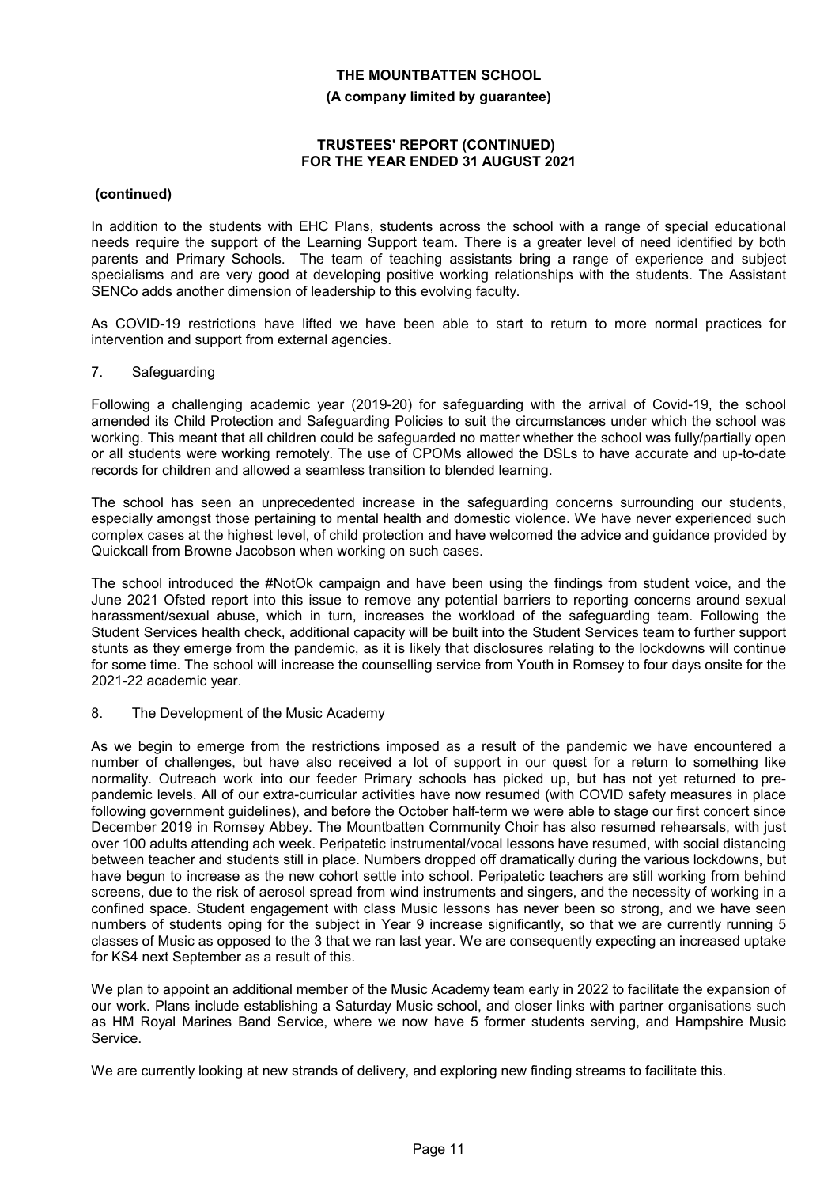**(continued)**

In addition to the students with EHC Plans, students across the school with a range of special educational needs require the support of the Learning Support team. There is a greater level of need identified by both parents and Primary Schools. The team of teaching assistants bring a range of experience and subject specialisms and are very good at developing positive working relationships with the students. The Assistant SENCo adds another dimension of leadership to this evolving faculty.

As COVID-19 restrictions have lifted we have been able to start to return to more normal practices for intervention and support from external agencies.

7. Safeguarding

Following a challenging academic year (2019-20) for safeguarding with the arrival of Covid-19, the school amended its Child Protection and Safeguarding Policies to suit the circumstances under which the school was working. This meant that all children could be safeguarded no matter whether the school was fully/partially open or all students were working remotely. The use of CPOMs allowed the DSLs to have accurate and up-to-date records for children and allowed a seamless transition to blended learning.

The school has seen an unprecedented increase in the safeguarding concerns surrounding our students, especially amongst those pertaining to mental health and domestic violence. We have never experienced such complex cases at the highest level, of child protection and have welcomed the advice and guidance provided by Quickcall from Browne Jacobson when working on such cases.

The school introduced the #NotOk campaign and have been using the findings from student voice, and the June 2021 Ofsted report into this issue to remove any potential barriers to reporting concerns around sexual harassment/sexual abuse, which in turn, increases the workload of the safeguarding team. Following the Student Services health check, additional capacity will be built into the Student Services team to further support stunts as they emerge from the pandemic, as it is likely that disclosures relating to the lockdowns will continue for some time. The school will increase the counselling service from Youth in Romsey to four days onsite for the 2021-22 academic year.

8. The Development of the Music Academy

As we begin to emerge from the restrictions imposed as a result of the pandemic we have encountered a number of challenges, but have also received a lot of support in our quest for a return to something like normality. Outreach work into our feeder Primary schools has picked up, but has not yet returned to pre-pandemic levels. All of our extra-curricular activities have now resumed (with COVID safety measures in place following government guidelines), and before the October half-term we were able to stage our first concert since December 2019 in Romsey Abbey. The Mountbatten Community Choir has also resumed rehearsals, with just over 100 adults attending ach week. Peripatetic instrumental/vocal lessons have resumed, with social distancing between teacher and students still in place. Numbers dropped off dramatically during the various lockdowns, but have begun to increase as the new cohort settle into school. Peripatetic teachers are still working from behind screens, due to the risk of aerosol spread from wind instruments and singers, and the necessity of working in a confined space. Student engagement with class Music lessons has never been so strong, and we have seen numbers of students oping for the subject in Year 9 increase significantly, so that we are currently running 5 classes of Music as opposed to the 3 that we ran last year. We are consequently expecting an increased uptake for KS4 next September as a result of this.

We plan to appoint an additional member of the Music Academy team early in 2022 to facilitate the expansion of our work. Plans include establishing a Saturday Music school, and closer links with partner organisations such as HM Royal Marines Band Service, where we now have 5 former students serving, and Hampshire Music Service.

We are currently looking at new strands of delivery, and exploring new finding streams to facilitate this.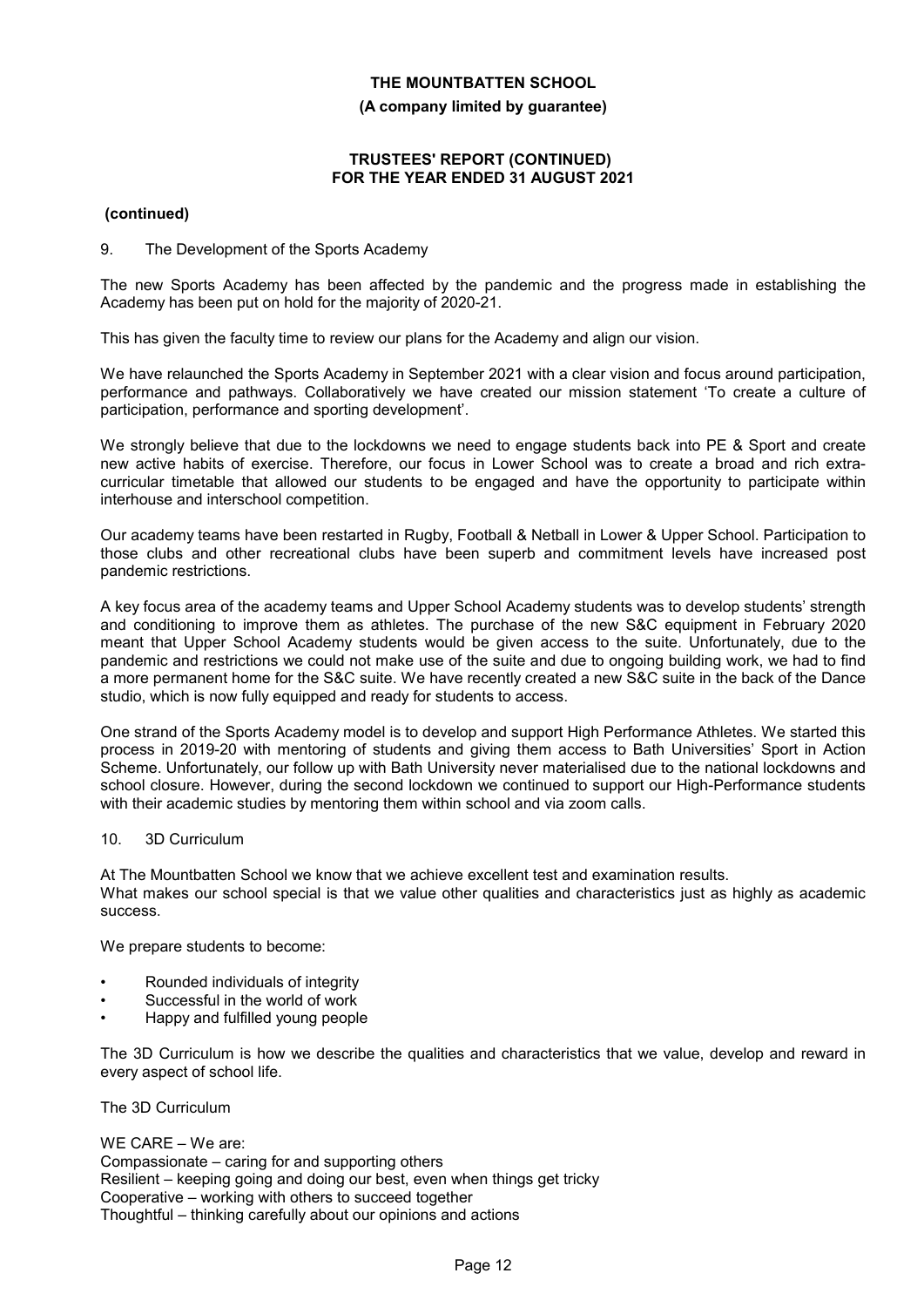**(continued)**

9. The Development of the Sports Academy

The new Sports Academy has been affected by the pandemic and the progress made in establishing the Academy has been put on hold for the majority of 2020-21.

This has given the faculty time to review our plans for the Academy and align our vision.

We have relaunched the Sports Academy in September 2021 with a clear vision and focus around participation, performance and pathways. Collaboratively we have created our mission statement 'To create a culture of participation, performance and sporting development'.

We strongly believe that due to the lockdowns we need to engage students back into PE & Sport and create new active habits of exercise. Therefore, our focus in Lower School was to create a broad and rich extra-curricular timetable that allowed our students to be engaged and have the opportunity to participate within interhouse and interschool competition.

Our academy teams have been restarted in Rugby, Football & Netball in Lower & Upper School. Participation to those clubs and other recreational clubs have been superb and commitment levels have increased post pandemic restrictions.

A key focus area of the academy teams and Upper School Academy students was to develop students' strength and conditioning to improve them as athletes. The purchase of the new S&C equipment in February 2020 meant that Upper School Academy students would be given access to the suite. Unfortunately, due to the pandemic and restrictions we could not make use of the suite and due to ongoing building work, we had to find a more permanent home for the S&C suite. We have recently created a new S&C suite in the back of the Dance studio, which is now fully equipped and ready for students to access.

One strand of the Sports Academy model is to develop and support High Performance Athletes. We started this process in 2019-20 with mentoring of students and giving them access to Bath Universities' Sport in Action Scheme. Unfortunately, our follow up with Bath University never materialised due to the national lockdowns and school closure. However, during the second lockdown we continued to support our High-Performance students with their academic studies by mentoring them within school and via zoom calls.

10. 3D Curriculum

At The Mountbatten School we know that we achieve excellent test and examination results.
What makes our school special is that we value other qualities and characteristics just as highly as academic success.

We prepare students to become:

- Rounded individuals of integrity
- Successful in the world of work
- Happy and fulfilled young people

The 3D Curriculum is how we describe the qualities and characteristics that we value, develop and reward in every aspect of school life.

The 3D Curriculum

WE CARE – We are:
Compassionate – caring for and supporting others
Resilient – keeping going and doing our best, even when things get tricky
Cooperative – working with others to succeed together
Thoughtful – thinking carefully about our opinions and actions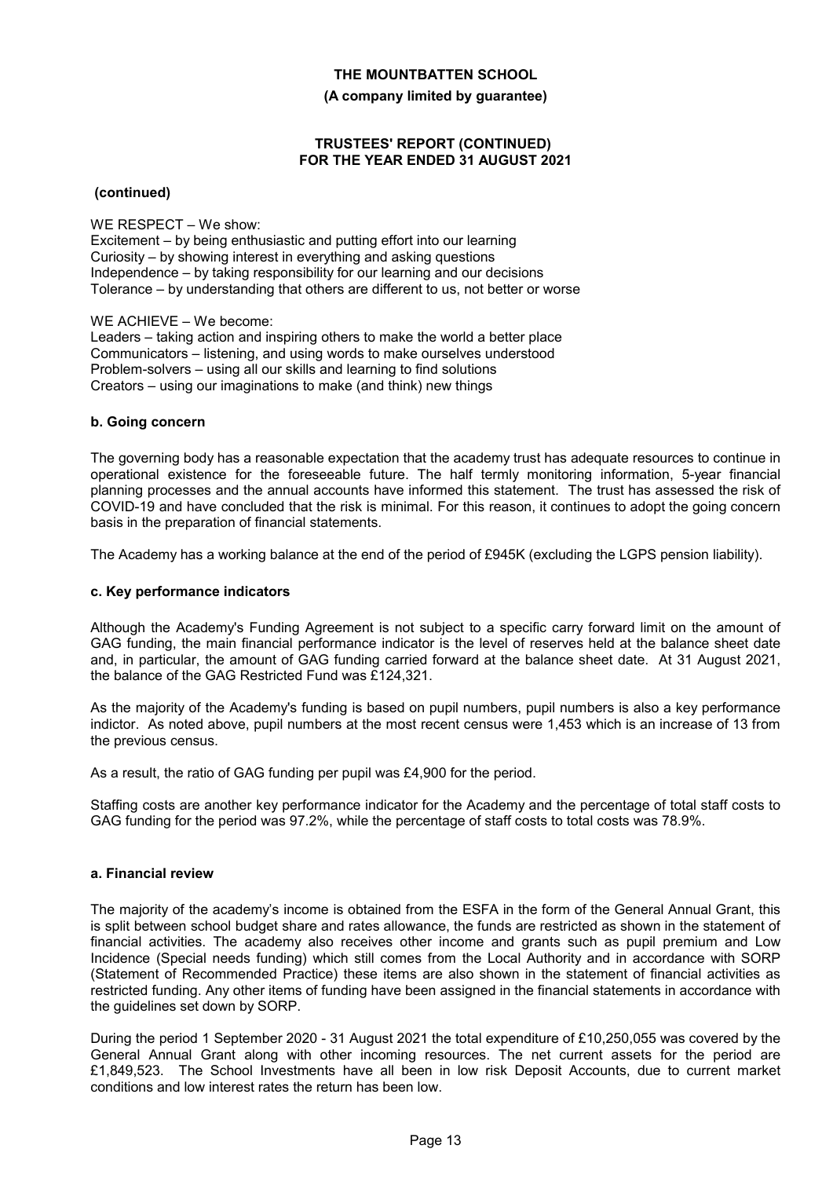**(continued)**

WE RESPECT – We show:
Excitement – by being enthusiastic and putting effort into our learning
Curiosity – by showing interest in everything and asking questions
Independence – by taking responsibility for our learning and our decisions
Tolerance – by understanding that others are different to us, not better or worse

WE ACHIEVE – We become:
Leaders – taking action and inspiring others to make the world a better place
Communicators – listening, and using words to make ourselves understood
Problem-solvers – using all our skills and learning to find solutions
Creators – using our imaginations to make (and think) new things

### b. Going concern

The governing body has a reasonable expectation that the academy trust has adequate resources to continue in operational existence for the foreseeable future. The half termly monitoring information, 5-year financial planning processes and the annual accounts have informed this statement. The trust has assessed the risk of COVID-19 and have concluded that the risk is minimal. For this reason, it continues to adopt the going concern basis in the preparation of financial statements.

The Academy has a working balance at the end of the period of £945K (excluding the LGPS pension liability).

### c. Key performance indicators

Although the Academy's Funding Agreement is not subject to a specific carry forward limit on the amount of GAG funding, the main financial performance indicator is the level of reserves held at the balance sheet date and, in particular, the amount of GAG funding carried forward at the balance sheet date. At 31 August 2021, the balance of the GAG Restricted Fund was £124,321.

As the majority of the Academy's funding is based on pupil numbers, pupil numbers is also a key performance indictor. As noted above, pupil numbers at the most recent census were 1,453 which is an increase of 13 from the previous census.

As a result, the ratio of GAG funding per pupil was £4,900 for the period.

Staffing costs are another key performance indicator for the Academy and the percentage of total staff costs to GAG funding for the period was 97.2%, while the percentage of staff costs to total costs was 78.9%.

### a. Financial review

The majority of the academy's income is obtained from the ESFA in the form of the General Annual Grant, this is split between school budget share and rates allowance, the funds are restricted as shown in the statement of financial activities. The academy also receives other income and grants such as pupil premium and Low Incidence (Special needs funding) which still comes from the Local Authority and in accordance with SORP (Statement of Recommended Practice) these items are also shown in the statement of financial activities as restricted funding. Any other items of funding have been assigned in the financial statements in accordance with the guidelines set down by SORP.

During the period 1 September 2020 - 31 August 2021 the total expenditure of £10,250,055 was covered by the General Annual Grant along with other incoming resources. The net current assets for the period are £1,849,523. The School Investments have all been in low risk Deposit Accounts, due to current market conditions and low interest rates the return has been low.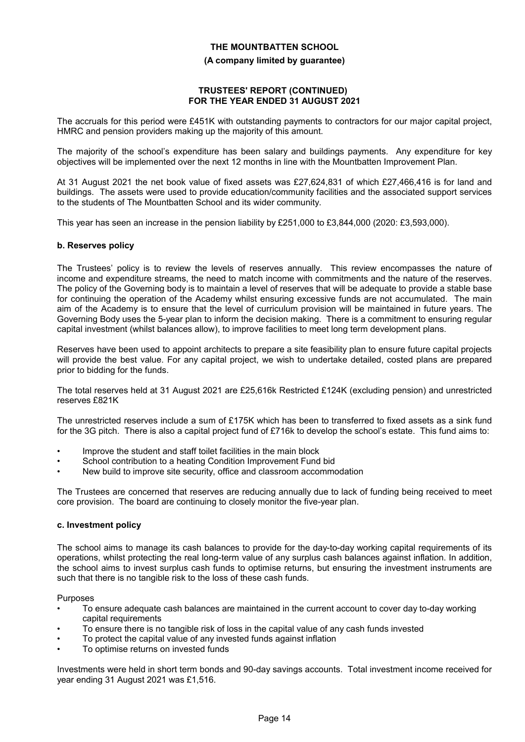The accruals for this period were £451K with outstanding payments to contractors for our major capital project, HMRC and pension providers making up the majority of this amount.

The majority of the school's expenditure has been salary and buildings payments. Any expenditure for key objectives will be implemented over the next 12 months in line with the Mountbatten Improvement Plan.

At 31 August 2021 the net book value of fixed assets was £27,624,831 of which £27,466,416 is for land and buildings. The assets were used to provide education/community facilities and the associated support services to the students of The Mountbatten School and its wider community.

This year has seen an increase in the pension liability by £251,000 to £3,844,000 (2020: £3,593,000).

### b. Reserves policy

The Trustees' policy is to review the levels of reserves annually. This review encompasses the nature of income and expenditure streams, the need to match income with commitments and the nature of the reserves. The policy of the Governing body is to maintain a level of reserves that will be adequate to provide a stable base for continuing the operation of the Academy whilst ensuring excessive funds are not accumulated. The main aim of the Academy is to ensure that the level of curriculum provision will be maintained in future years. The Governing Body uses the 5-year plan to inform the decision making. There is a commitment to ensuring regular capital investment (whilst balances allow), to improve facilities to meet long term development plans.

Reserves have been used to appoint architects to prepare a site feasibility plan to ensure future capital projects will provide the best value. For any capital project, we wish to undertake detailed, costed plans are prepared prior to bidding for the funds.

The total reserves held at 31 August 2021 are £25,616k Restricted £124K (excluding pension) and unrestricted reserves £821K

The unrestricted reserves include a sum of £175K which has been to transferred to fixed assets as a sink fund for the 3G pitch. There is also a capital project fund of £716k to develop the school's estate. This fund aims to:

- Improve the student and staff toilet facilities in the main block
- School contribution to a heating Condition Improvement Fund bid
- New build to improve site security, office and classroom accommodation

The Trustees are concerned that reserves are reducing annually due to lack of funding being received to meet core provision. The board are continuing to closely monitor the five-year plan.

### c. Investment policy

The school aims to manage its cash balances to provide for the day-to-day working capital requirements of its operations, whilst protecting the real long-term value of any surplus cash balances against inflation. In addition, the school aims to invest surplus cash funds to optimise returns, but ensuring the investment instruments are such that there is no tangible risk to the loss of these cash funds.

Purposes

- To ensure adequate cash balances are maintained in the current account to cover day to-day working capital requirements
- To ensure there is no tangible risk of loss in the capital value of any cash funds invested
- To protect the capital value of any invested funds against inflation
- To optimise returns on invested funds

Investments were held in short term bonds and 90-day savings accounts. Total investment income received for year ending 31 August 2021 was £1,516.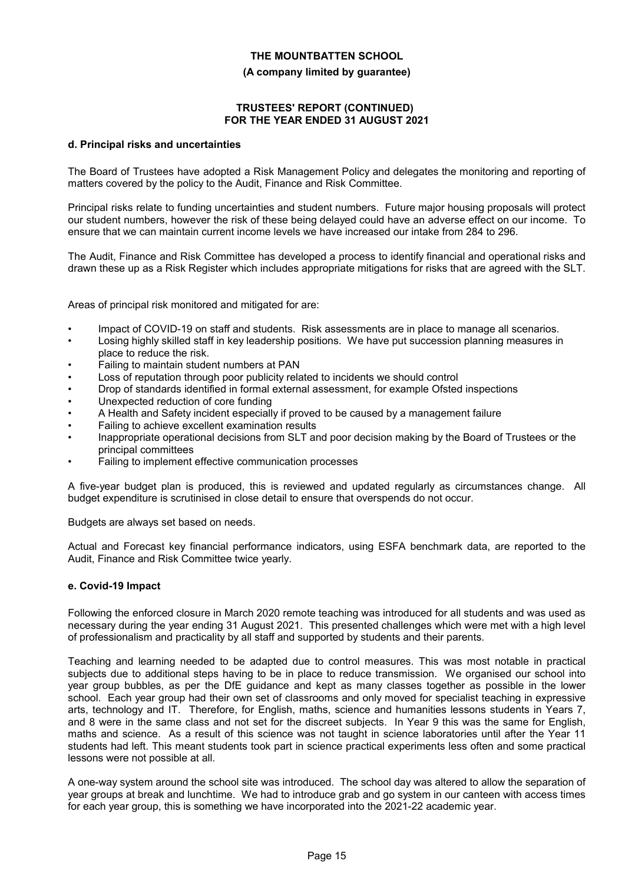**THE MOUNTBATTEN SCHOOL**

**(A company limited by guarantee)**

**TRUSTEES' REPORT (CONTINUED)**
**FOR THE YEAR ENDED 31 AUGUST 2021**

#### d. Principal risks and uncertainties

The Board of Trustees have adopted a Risk Management Policy and delegates the monitoring and reporting of matters covered by the policy to the Audit, Finance and Risk Committee.

Principal risks relate to funding uncertainties and student numbers. Future major housing proposals will protect our student numbers, however the risk of these being delayed could have an adverse effect on our income. To ensure that we can maintain current income levels we have increased our intake from 284 to 296.

The Audit, Finance and Risk Committee has developed a process to identify financial and operational risks and drawn these up as a Risk Register which includes appropriate mitigations for risks that are agreed with the SLT.

Areas of principal risk monitored and mitigated for are:

- Impact of COVID-19 on staff and students. Risk assessments are in place to manage all scenarios.
- Losing highly skilled staff in key leadership positions. We have put succession planning measures in place to reduce the risk.
- Failing to maintain student numbers at PAN
- Loss of reputation through poor publicity related to incidents we should control
- Drop of standards identified in formal external assessment, for example Ofsted inspections
- Unexpected reduction of core funding
- A Health and Safety incident especially if proved to be caused by a management failure
- Failing to achieve excellent examination results
- Inappropriate operational decisions from SLT and poor decision making by the Board of Trustees or the principal committees
- Failing to implement effective communication processes

A five-year budget plan is produced, this is reviewed and updated regularly as circumstances change. All budget expenditure is scrutinised in close detail to ensure that overspends do not occur.

Budgets are always set based on needs.

Actual and Forecast key financial performance indicators, using ESFA benchmark data, are reported to the Audit, Finance and Risk Committee twice yearly.

#### e. Covid-19 Impact

Following the enforced closure in March 2020 remote teaching was introduced for all students and was used as necessary during the year ending 31 August 2021. This presented challenges which were met with a high level of professionalism and practicality by all staff and supported by students and their parents.

Teaching and learning needed to be adapted due to control measures. This was most notable in practical subjects due to additional steps having to be in place to reduce transmission. We organised our school into year group bubbles, as per the DfE guidance and kept as many classes together as possible in the lower school. Each year group had their own set of classrooms and only moved for specialist teaching in expressive arts, technology and IT. Therefore, for English, maths, science and humanities lessons students in Years 7, and 8 were in the same class and not set for the discreet subjects. In Year 9 this was the same for English, maths and science. As a result of this science was not taught in science laboratories until after the Year 11 students had left. This meant students took part in science practical experiments less often and some practical lessons were not possible at all.

A one-way system around the school site was introduced. The school day was altered to allow the separation of year groups at break and lunchtime. We had to introduce grab and go system in our canteen with access times for each year group, this is something we have incorporated into the 2021-22 academic year.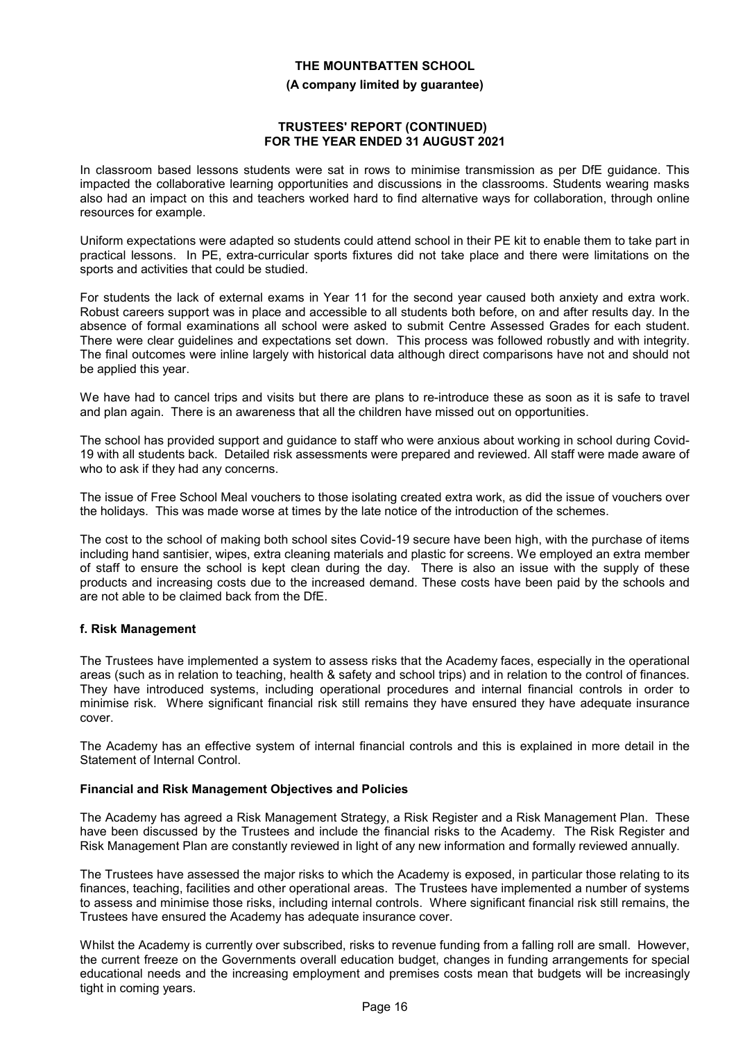In classroom based lessons students were sat in rows to minimise transmission as per DfE guidance. This impacted the collaborative learning opportunities and discussions in the classrooms. Students wearing masks also had an impact on this and teachers worked hard to find alternative ways for collaboration, through online resources for example.

Uniform expectations were adapted so students could attend school in their PE kit to enable them to take part in practical lessons. In PE, extra-curricular sports fixtures did not take place and there were limitations on the sports and activities that could be studied.

For students the lack of external exams in Year 11 for the second year caused both anxiety and extra work. Robust careers support was in place and accessible to all students both before, on and after results day. In the absence of formal examinations all school were asked to submit Centre Assessed Grades for each student. There were clear guidelines and expectations set down. This process was followed robustly and with integrity. The final outcomes were inline largely with historical data although direct comparisons have not and should not be applied this year.

We have had to cancel trips and visits but there are plans to re-introduce these as soon as it is safe to travel and plan again. There is an awareness that all the children have missed out on opportunities.

The school has provided support and guidance to staff who were anxious about working in school during Covid-19 with all students back. Detailed risk assessments were prepared and reviewed. All staff were made aware of who to ask if they had any concerns.

The issue of Free School Meal vouchers to those isolating created extra work, as did the issue of vouchers over the holidays. This was made worse at times by the late notice of the introduction of the schemes.

The cost to the school of making both school sites Covid-19 secure have been high, with the purchase of items including hand santisier, wipes, extra cleaning materials and plastic for screens. We employed an extra member of staff to ensure the school is kept clean during the day. There is also an issue with the supply of these products and increasing costs due to the increased demand. These costs have been paid by the schools and are not able to be claimed back from the DfE.

### f. Risk Management

The Trustees have implemented a system to assess risks that the Academy faces, especially in the operational areas (such as in relation to teaching, health & safety and school trips) and in relation to the control of finances. They have introduced systems, including operational procedures and internal financial controls in order to minimise risk. Where significant financial risk still remains they have ensured they have adequate insurance cover.

The Academy has an effective system of internal financial controls and this is explained in more detail in the Statement of Internal Control.

### Financial and Risk Management Objectives and Policies

The Academy has agreed a Risk Management Strategy, a Risk Register and a Risk Management Plan. These have been discussed by the Trustees and include the financial risks to the Academy. The Risk Register and Risk Management Plan are constantly reviewed in light of any new information and formally reviewed annually.

The Trustees have assessed the major risks to which the Academy is exposed, in particular those relating to its finances, teaching, facilities and other operational areas. The Trustees have implemented a number of systems to assess and minimise those risks, including internal controls. Where significant financial risk still remains, the Trustees have ensured the Academy has adequate insurance cover.

Whilst the Academy is currently over subscribed, risks to revenue funding from a falling roll are small. However, the current freeze on the Governments overall education budget, changes in funding arrangements for special educational needs and the increasing employment and premises costs mean that budgets will be increasingly tight in coming years.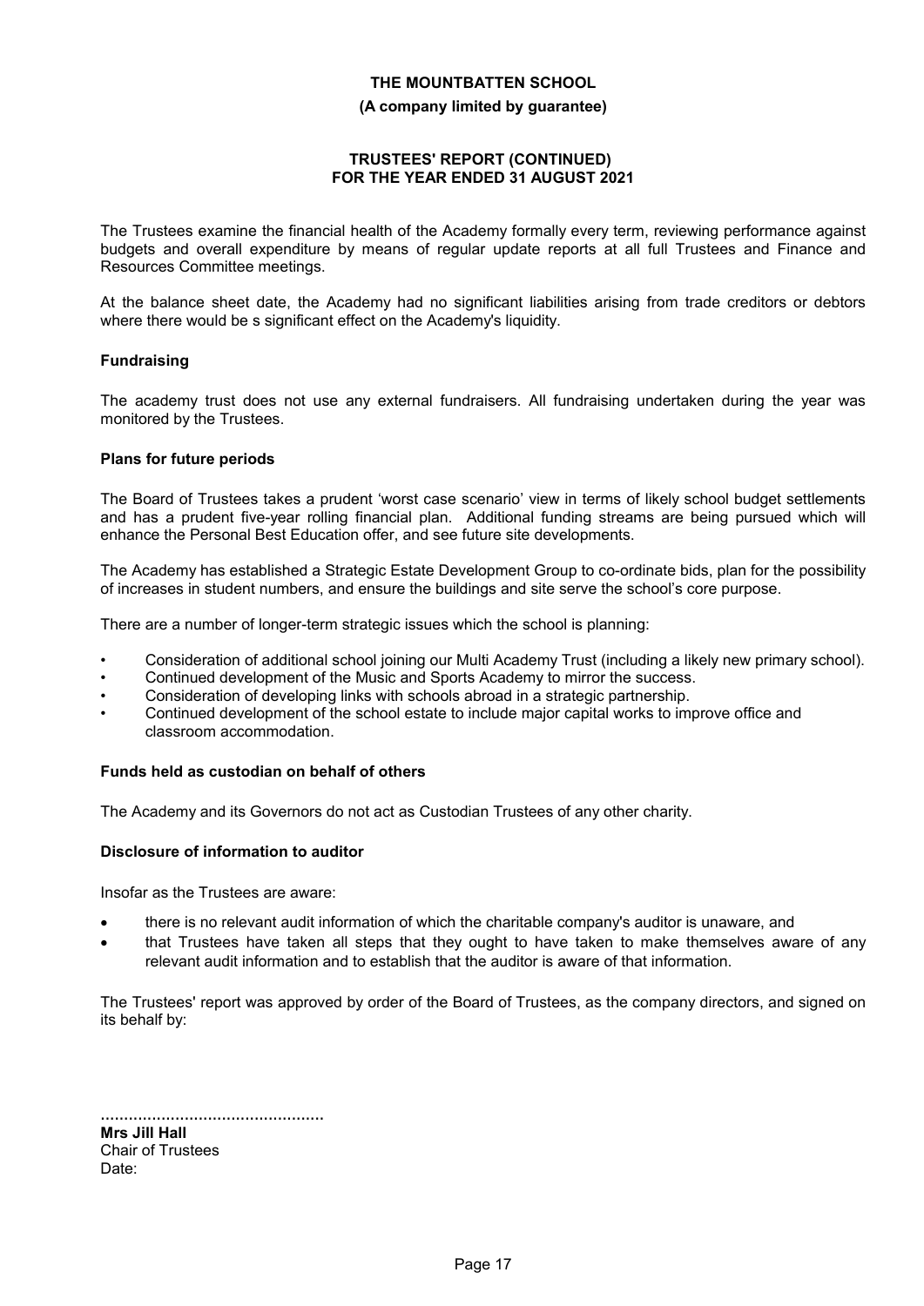The Trustees examine the financial health of the Academy formally every term, reviewing performance against budgets and overall expenditure by means of regular update reports at all full Trustees and Finance and Resources Committee meetings.

At the balance sheet date, the Academy had no significant liabilities arising from trade creditors or debtors where there would be s significant effect on the Academy's liquidity.

### Fundraising

The academy trust does not use any external fundraisers. All fundraising undertaken during the year was monitored by the Trustees.

### Plans for future periods

The Board of Trustees takes a prudent 'worst case scenario' view in terms of likely school budget settlements and has a prudent five-year rolling financial plan. Additional funding streams are being pursued which will enhance the Personal Best Education offer, and see future site developments.

The Academy has established a Strategic Estate Development Group to co-ordinate bids, plan for the possibility of increases in student numbers, and ensure the buildings and site serve the school's core purpose.

There are a number of longer-term strategic issues which the school is planning:

- Consideration of additional school joining our Multi Academy Trust (including a likely new primary school).
- Continued development of the Music and Sports Academy to mirror the success.
- Consideration of developing links with schools abroad in a strategic partnership.
- Continued development of the school estate to include major capital works to improve office and classroom accommodation.

### Funds held as custodian on behalf of others

The Academy and its Governors do not act as Custodian Trustees of any other charity.

### Disclosure of information to auditor

Insofar as the Trustees are aware:

- there is no relevant audit information of which the charitable company's auditor is unaware, and
- that Trustees have taken all steps that they ought to have taken to make themselves aware of any relevant audit information and to establish that the auditor is aware of that information.

The Trustees' report was approved by order of the Board of Trustees, as the company directors, and signed on its behalf by:

................................................

**Mrs Jill Hall**
Chair of Trustees
Date: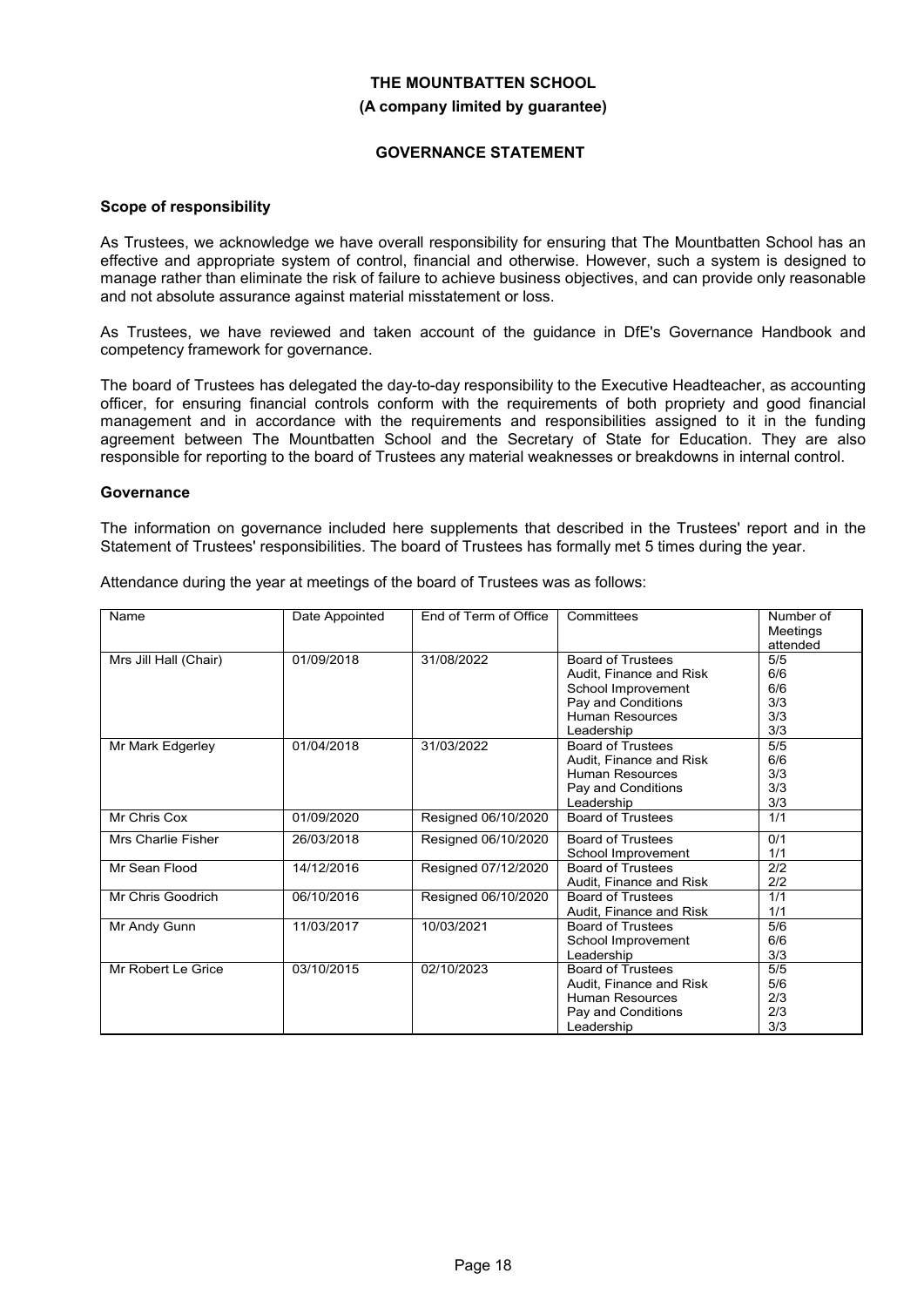**THE MOUNTBATTEN SCHOOL**

**(A company limited by guarantee)**

**GOVERNANCE STATEMENT**

### Scope of responsibility

As Trustees, we acknowledge we have overall responsibility for ensuring that The Mountbatten School has an effective and appropriate system of control, financial and otherwise. However, such a system is designed to manage rather than eliminate the risk of failure to achieve business objectives, and can provide only reasonable and not absolute assurance against material misstatement or loss.

As Trustees, we have reviewed and taken account of the guidance in DfE's Governance Handbook and competency framework for governance.

The board of Trustees has delegated the day-to-day responsibility to the Executive Headteacher, as accounting officer, for ensuring financial controls conform with the requirements of both propriety and good financial management and in accordance with the requirements and responsibilities assigned to it in the funding agreement between The Mountbatten School and the Secretary of State for Education. They are also responsible for reporting to the board of Trustees any material weaknesses or breakdowns in internal control.

### Governance

The information on governance included here supplements that described in the Trustees' report and in the Statement of Trustees' responsibilities. The board of Trustees has formally met 5 times during the year.

Attendance during the year at meetings of the board of Trustees was as follows:

| Name | Date Appointed | End of Term of Office | Committees | Number of Meetings attended |
|---|---|---|---|---|
| Mrs Jill Hall (Chair) | 01/09/2018 | 31/08/2022 | Board of Trustees<br>Audit, Finance and Risk<br>School Improvement<br>Pay and Conditions<br>Human Resources<br>Leadership | 5/5<br>6/6<br>6/6<br>3/3<br>3/3<br>3/3 |
| Mr Mark Edgerley | 01/04/2018 | 31/03/2022 | Board of Trustees<br>Audit, Finance and Risk<br>Human Resources<br>Pay and Conditions<br>Leadership | 5/5<br>6/6<br>3/3<br>3/3<br>3/3 |
| Mr Chris Cox | 01/09/2020 | Resigned 06/10/2020 | Board of Trustees | 1/1 |
| Mrs Charlie Fisher | 26/03/2018 | Resigned 06/10/2020 | Board of Trustees<br>School Improvement | 0/1<br>1/1 |
| Mr Sean Flood | 14/12/2016 | Resigned 07/12/2020 | Board of Trustees<br>Audit, Finance and Risk | 2/2<br>2/2 |
| Mr Chris Goodrich | 06/10/2016 | Resigned 06/10/2020 | Board of Trustees<br>Audit, Finance and Risk | 1/1<br>1/1 |
| Mr Andy Gunn | 11/03/2017 | 10/03/2021 | Board of Trustees<br>School Improvement<br>Leadership | 5/6<br>6/6<br>3/3 |
| Mr Robert Le Grice | 03/10/2015 | 02/10/2023 | Board of Trustees<br>Audit, Finance and Risk<br>Human Resources<br>Pay and Conditions<br>Leadership | 5/5<br>5/6<br>2/3<br>2/3<br>3/3 |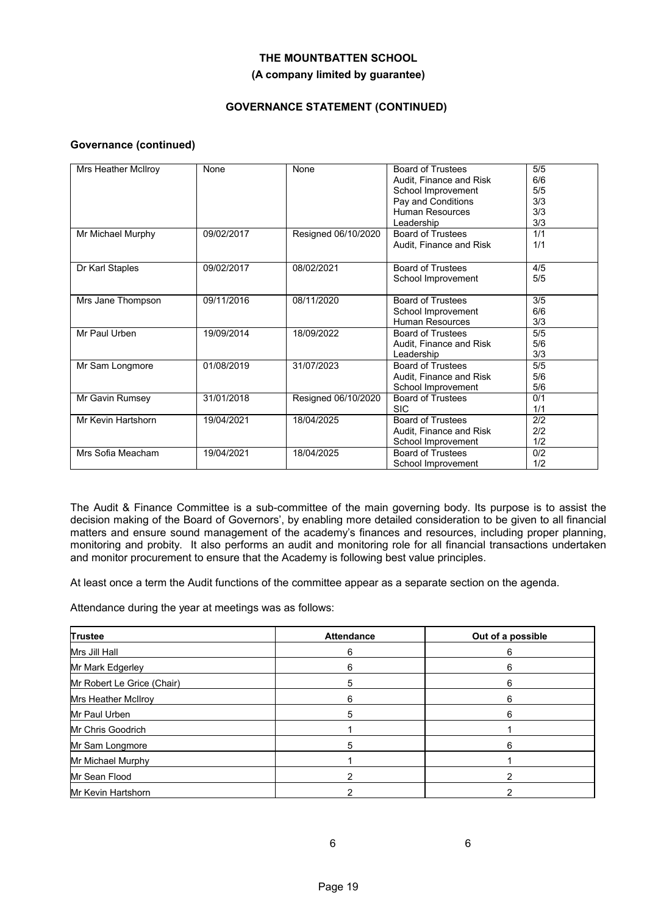**THE MOUNTBATTEN SCHOOL**

**(A company limited by guarantee)**

**GOVERNANCE STATEMENT (CONTINUED)**

### Governance (continued)

| | | | | |
|---|---|---|---|---|
| Mrs Heather McIlroy | None | None | Board of Trustees<br>Audit, Finance and Risk<br>School Improvement<br>Pay and Conditions<br>Human Resources<br>Leadership | 5/5<br>6/6<br>5/5<br>3/3<br>3/3<br>3/3 |
| Mr Michael Murphy | 09/02/2017 | Resigned 06/10/2020 | Board of Trustees<br>Audit, Finance and Risk | 1/1<br>1/1 |
| Dr Karl Staples | 09/02/2017 | 08/02/2021 | Board of Trustees<br>School Improvement | 4/5<br>5/5 |
| Mrs Jane Thompson | 09/11/2016 | 08/11/2020 | Board of Trustees<br>School Improvement<br>Human Resources | 3/5<br>6/6<br>3/3 |
| Mr Paul Urben | 19/09/2014 | 18/09/2022 | Board of Trustees<br>Audit, Finance and Risk<br>Leadership | 5/5<br>5/6<br>3/3 |
| Mr Sam Longmore | 01/08/2019 | 31/07/2023 | Board of Trustees<br>Audit, Finance and Risk<br>School Improvement | 5/5<br>5/6<br>5/6 |
| Mr Gavin Rumsey | 31/01/2018 | Resigned 06/10/2020 | Board of Trustees<br>SIC | 0/1<br>1/1 |
| Mr Kevin Hartshorn | 19/04/2021 | 18/04/2025 | Board of Trustees<br>Audit, Finance and Risk<br>School Improvement | 2/2<br>2/2<br>1/2 |
| Mrs Sofia Meacham | 19/04/2021 | 18/04/2025 | Board of Trustees<br>School Improvement | 0/2<br>1/2 |

The Audit & Finance Committee is a sub-committee of the main governing body. Its purpose is to assist the decision making of the Board of Governors', by enabling more detailed consideration to be given to all financial matters and ensure sound management of the academy's finances and resources, including proper planning, monitoring and probity. It also performs an audit and monitoring role for all financial transactions undertaken and monitor procurement to ensure that the Academy is following best value principles.

At least once a term the Audit functions of the committee appear as a separate section on the agenda.

Attendance during the year at meetings was as follows:

| Trustee | Attendance | Out of a possible |
|---|---|---|
| Mrs Jill Hall | 6 | 6 |
| Mr Mark Edgerley | 6 | 6 |
| Mr Robert Le Grice (Chair) | 5 | 6 |
| Mrs Heather McIlroy | 6 | 6 |
| Mr Paul Urben | 5 | 6 |
| Mr Chris Goodrich | 1 | 1 |
| Mr Sam Longmore | 5 | 6 |
| Mr Michael Murphy | 1 | 1 |
| Mr Sean Flood | 2 | 2 |
| Mr Kevin Hartshorn | 2 | 2 |

6 6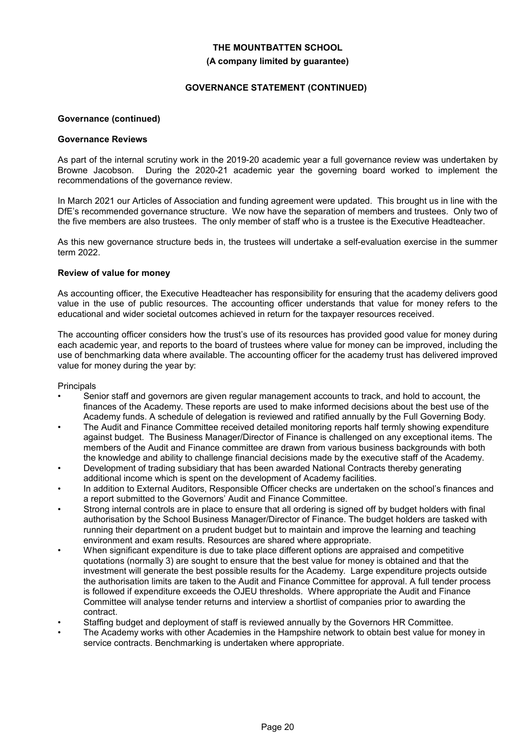**Governance (continued)**

**Governance Reviews**

As part of the internal scrutiny work in the 2019-20 academic year a full governance review was undertaken by Browne Jacobson. During the 2020-21 academic year the governing board worked to implement the recommendations of the governance review.

In March 2021 our Articles of Association and funding agreement were updated. This brought us in line with the DfE's recommended governance structure. We now have the separation of members and trustees. Only two of the five members are also trustees. The only member of staff who is a trustee is the Executive Headteacher.

As this new governance structure beds in, the trustees will undertake a self-evaluation exercise in the summer term 2022.

**Review of value for money**

As accounting officer, the Executive Headteacher has responsibility for ensuring that the academy delivers good value in the use of public resources. The accounting officer understands that value for money refers to the educational and wider societal outcomes achieved in return for the taxpayer resources received.

The accounting officer considers how the trust's use of its resources has provided good value for money during each academic year, and reports to the board of trustees where value for money can be improved, including the use of benchmarking data where available. The accounting officer for the academy trust has delivered improved value for money during the year by:

Principals

- Senior staff and governors are given regular management accounts to track, and hold to account, the finances of the Academy. These reports are used to make informed decisions about the best use of the Academy funds. A schedule of delegation is reviewed and ratified annually by the Full Governing Body.
- The Audit and Finance Committee received detailed monitoring reports half termly showing expenditure against budget. The Business Manager/Director of Finance is challenged on any exceptional items. The members of the Audit and Finance committee are drawn from various business backgrounds with both the knowledge and ability to challenge financial decisions made by the executive staff of the Academy.
- Development of trading subsidiary that has been awarded National Contracts thereby generating additional income which is spent on the development of Academy facilities.
- In addition to External Auditors, Responsible Officer checks are undertaken on the school's finances and a report submitted to the Governors' Audit and Finance Committee.
- Strong internal controls are in place to ensure that all ordering is signed off by budget holders with final authorisation by the School Business Manager/Director of Finance. The budget holders are tasked with running their department on a prudent budget but to maintain and improve the learning and teaching environment and exam results. Resources are shared where appropriate.
- When significant expenditure is due to take place different options are appraised and competitive quotations (normally 3) are sought to ensure that the best value for money is obtained and that the investment will generate the best possible results for the Academy. Large expenditure projects outside the authorisation limits are taken to the Audit and Finance Committee for approval. A full tender process is followed if expenditure exceeds the OJEU thresholds. Where appropriate the Audit and Finance Committee will analyse tender returns and interview a shortlist of companies prior to awarding the contract.
- Staffing budget and deployment of staff is reviewed annually by the Governors HR Committee.
- The Academy works with other Academies in the Hampshire network to obtain best value for money in service contracts. Benchmarking is undertaken where appropriate.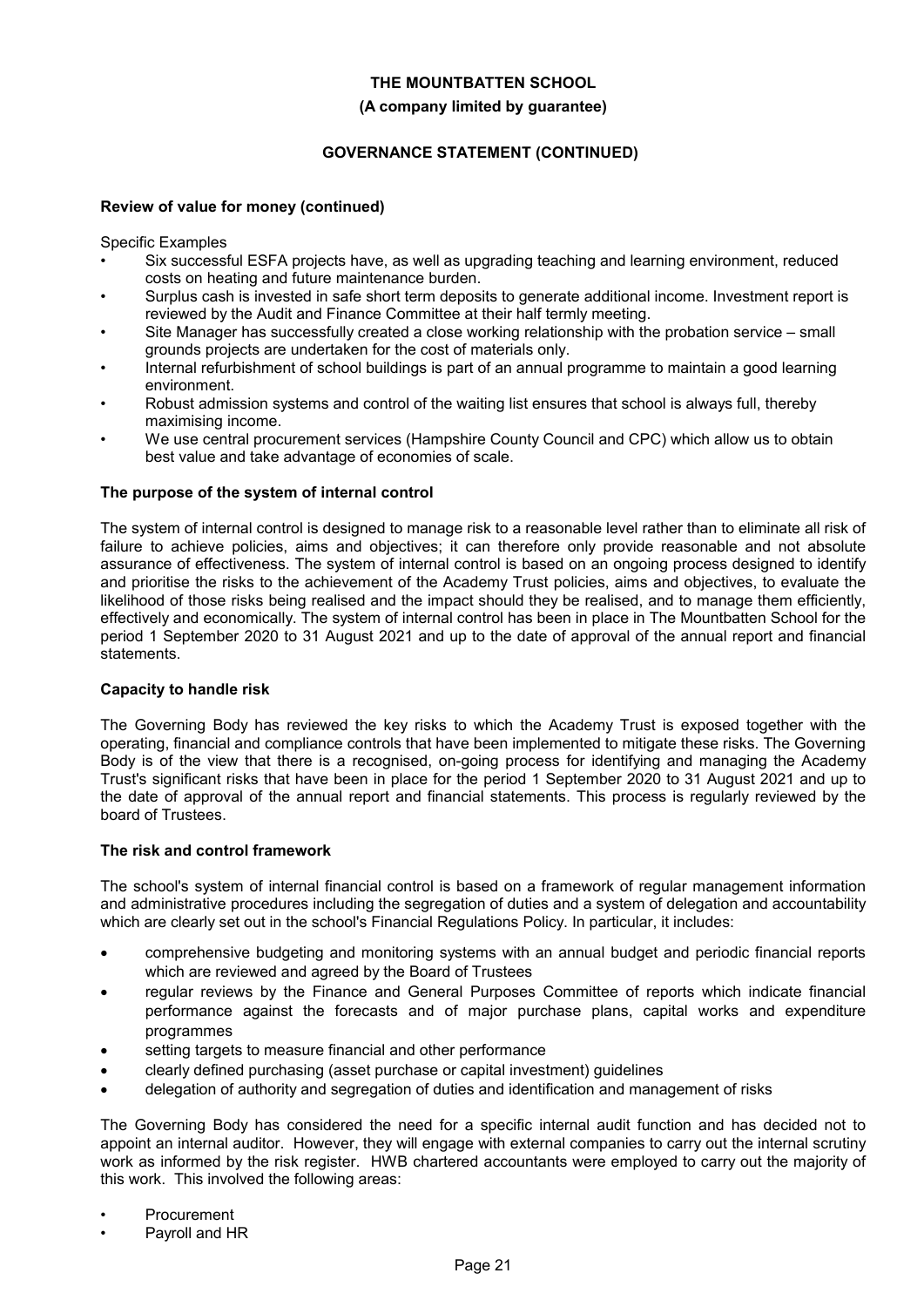**Review of value for money (continued)**

Specific Examples

- Six successful ESFA projects have, as well as upgrading teaching and learning environment, reduced costs on heating and future maintenance burden.
- Surplus cash is invested in safe short term deposits to generate additional income. Investment report is reviewed by the Audit and Finance Committee at their half termly meeting.
- Site Manager has successfully created a close working relationship with the probation service – small grounds projects are undertaken for the cost of materials only.
- Internal refurbishment of school buildings is part of an annual programme to maintain a good learning environment.
- Robust admission systems and control of the waiting list ensures that school is always full, thereby maximising income.
- We use central procurement services (Hampshire County Council and CPC) which allow us to obtain best value and take advantage of economies of scale.

**The purpose of the system of internal control**

The system of internal control is designed to manage risk to a reasonable level rather than to eliminate all risk of failure to achieve policies, aims and objectives; it can therefore only provide reasonable and not absolute assurance of effectiveness. The system of internal control is based on an ongoing process designed to identify and prioritise the risks to the achievement of the Academy Trust policies, aims and objectives, to evaluate the likelihood of those risks being realised and the impact should they be realised, and to manage them efficiently, effectively and economically. The system of internal control has been in place in The Mountbatten School for the period 1 September 2020 to 31 August 2021 and up to the date of approval of the annual report and financial statements.

**Capacity to handle risk**

The Governing Body has reviewed the key risks to which the Academy Trust is exposed together with the operating, financial and compliance controls that have been implemented to mitigate these risks. The Governing Body is of the view that there is a recognised, on-going process for identifying and managing the Academy Trust's significant risks that have been in place for the period 1 September 2020 to 31 August 2021 and up to the date of approval of the annual report and financial statements. This process is regularly reviewed by the board of Trustees.

**The risk and control framework**

The school's system of internal financial control is based on a framework of regular management information and administrative procedures including the segregation of duties and a system of delegation and accountability which are clearly set out in the school's Financial Regulations Policy. In particular, it includes:

- comprehensive budgeting and monitoring systems with an annual budget and periodic financial reports which are reviewed and agreed by the Board of Trustees
- regular reviews by the Finance and General Purposes Committee of reports which indicate financial performance against the forecasts and of major purchase plans, capital works and expenditure programmes
- setting targets to measure financial and other performance
- clearly defined purchasing (asset purchase or capital investment) guidelines
- delegation of authority and segregation of duties and identification and management of risks

The Governing Body has considered the need for a specific internal audit function and has decided not to appoint an internal auditor. However, they will engage with external companies to carry out the internal scrutiny work as informed by the risk register. HWB chartered accountants were employed to carry out the majority of this work. This involved the following areas:

- Procurement
- Payroll and HR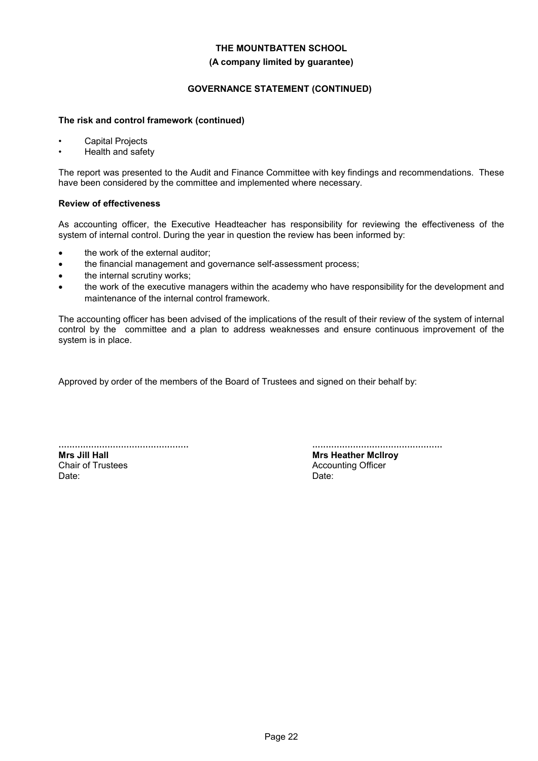## GOVERNANCE STATEMENT (CONTINUED)

### The risk and control framework (continued)

- Capital Projects
- Health and safety

The report was presented to the Audit and Finance Committee with key findings and recommendations. These have been considered by the committee and implemented where necessary.

### Review of effectiveness

As accounting officer, the Executive Headteacher has responsibility for reviewing the effectiveness of the system of internal control. During the year in question the review has been informed by:

- the work of the external auditor;
- the financial management and governance self-assessment process;
- the internal scrutiny works;
- the work of the executive managers within the academy who have responsibility for the development and maintenance of the internal control framework.

The accounting officer has been advised of the implications of the result of their review of the system of internal control by the committee and a plan to address weaknesses and ensure continuous improvement of the system is in place.

Approved by order of the members of the Board of Trustees and signed on their behalf by:

................................................
**Mrs Jill Hall**
Chair of Trustees
Date:

................................................
**Mrs Heather McIlroy**
Accounting Officer
Date: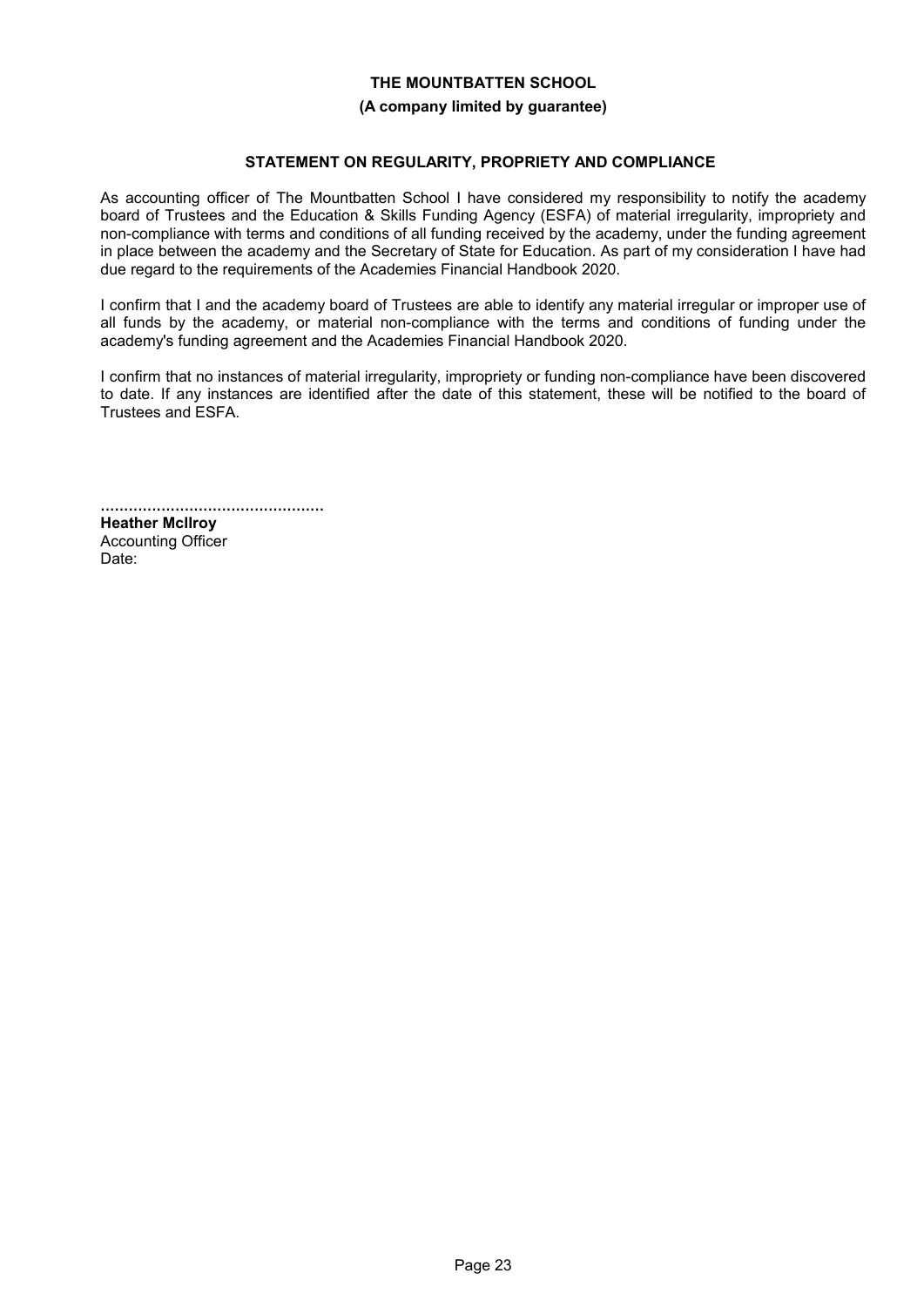**THE MOUNTBATTEN SCHOOL**

**(A company limited by guarantee)**

**STATEMENT ON REGULARITY, PROPRIETY AND COMPLIANCE**

As accounting officer of The Mountbatten School I have considered my responsibility to notify the academy board of Trustees and the Education & Skills Funding Agency (ESFA) of material irregularity, impropriety and non-compliance with terms and conditions of all funding received by the academy, under the funding agreement in place between the academy and the Secretary of State for Education. As part of my consideration I have had due regard to the requirements of the Academies Financial Handbook 2020.

I confirm that I and the academy board of Trustees are able to identify any material irregular or improper use of all funds by the academy, or material non-compliance with the terms and conditions of funding under the academy's funding agreement and the Academies Financial Handbook 2020.

I confirm that no instances of material irregularity, impropriety or funding non-compliance have been discovered to date. If any instances are identified after the date of this statement, these will be notified to the board of Trustees and ESFA.

................................................
**Heather McIlroy**
Accounting Officer
Date: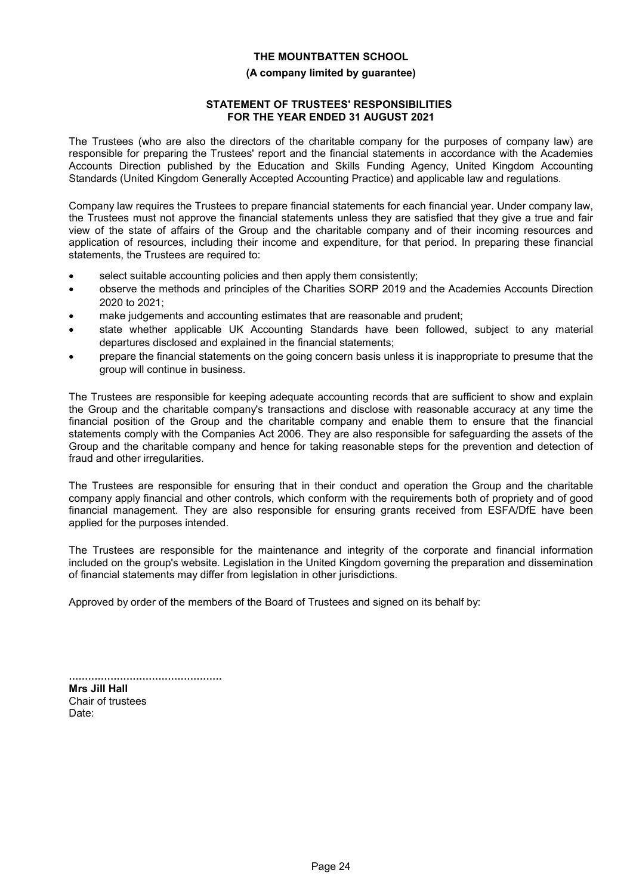**THE MOUNTBATTEN SCHOOL**

**(A company limited by guarantee)**

## STATEMENT OF TRUSTEES' RESPONSIBILITIES FOR THE YEAR ENDED 31 AUGUST 2021

The Trustees (who are also the directors of the charitable company for the purposes of company law) are responsible for preparing the Trustees' report and the financial statements in accordance with the Academies Accounts Direction published by the Education and Skills Funding Agency, United Kingdom Accounting Standards (United Kingdom Generally Accepted Accounting Practice) and applicable law and regulations.

Company law requires the Trustees to prepare financial statements for each financial year. Under company law, the Trustees must not approve the financial statements unless they are satisfied that they give a true and fair view of the state of affairs of the Group and the charitable company and of their incoming resources and application of resources, including their income and expenditure, for that period. In preparing these financial statements, the Trustees are required to:

- select suitable accounting policies and then apply them consistently;
- observe the methods and principles of the Charities SORP 2019 and the Academies Accounts Direction 2020 to 2021;
- make judgements and accounting estimates that are reasonable and prudent;
- state whether applicable UK Accounting Standards have been followed, subject to any material departures disclosed and explained in the financial statements;
- prepare the financial statements on the going concern basis unless it is inappropriate to presume that the group will continue in business.

The Trustees are responsible for keeping adequate accounting records that are sufficient to show and explain the Group and the charitable company's transactions and disclose with reasonable accuracy at any time the financial position of the Group and the charitable company and enable them to ensure that the financial statements comply with the Companies Act 2006. They are also responsible for safeguarding the assets of the Group and the charitable company and hence for taking reasonable steps for the prevention and detection of fraud and other irregularities.

The Trustees are responsible for ensuring that in their conduct and operation the Group and the charitable company apply financial and other controls, which conform with the requirements both of propriety and of good financial management. They are also responsible for ensuring grants received from ESFA/DfE have been applied for the purposes intended.

The Trustees are responsible for the maintenance and integrity of the corporate and financial information included on the group's website. Legislation in the United Kingdom governing the preparation and dissemination of financial statements may differ from legislation in other jurisdictions.

Approved by order of the members of the Board of Trustees and signed on its behalf by:

................................................

**Mrs Jill Hall**
Chair of trustees
Date: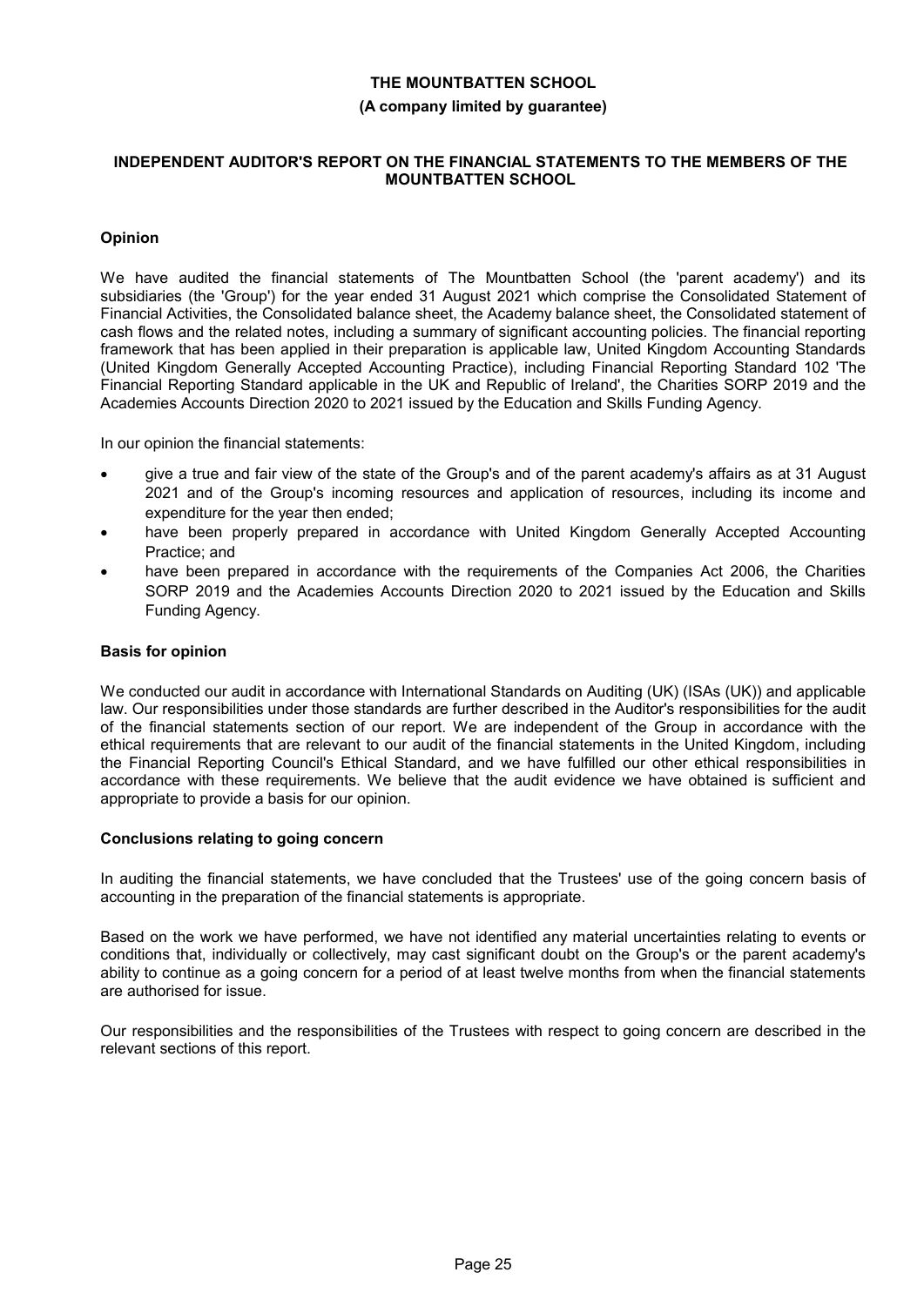**THE MOUNTBATTEN SCHOOL**

**(A company limited by guarantee)**

## INDEPENDENT AUDITOR'S REPORT ON THE FINANCIAL STATEMENTS TO THE MEMBERS OF THE MOUNTBATTEN SCHOOL

### Opinion

We have audited the financial statements of The Mountbatten School (the 'parent academy') and its subsidiaries (the 'Group') for the year ended 31 August 2021 which comprise the Consolidated Statement of Financial Activities, the Consolidated balance sheet, the Academy balance sheet, the Consolidated statement of cash flows and the related notes, including a summary of significant accounting policies. The financial reporting framework that has been applied in their preparation is applicable law, United Kingdom Accounting Standards (United Kingdom Generally Accepted Accounting Practice), including Financial Reporting Standard 102 'The Financial Reporting Standard applicable in the UK and Republic of Ireland', the Charities SORP 2019 and the Academies Accounts Direction 2020 to 2021 issued by the Education and Skills Funding Agency.

In our opinion the financial statements:

- give a true and fair view of the state of the Group's and of the parent academy's affairs as at 31 August 2021 and of the Group's incoming resources and application of resources, including its income and expenditure for the year then ended;
- have been properly prepared in accordance with United Kingdom Generally Accepted Accounting Practice; and
- have been prepared in accordance with the requirements of the Companies Act 2006, the Charities SORP 2019 and the Academies Accounts Direction 2020 to 2021 issued by the Education and Skills Funding Agency.

### Basis for opinion

We conducted our audit in accordance with International Standards on Auditing (UK) (ISAs (UK)) and applicable law. Our responsibilities under those standards are further described in the Auditor's responsibilities for the audit of the financial statements section of our report. We are independent of the Group in accordance with the ethical requirements that are relevant to our audit of the financial statements in the United Kingdom, including the Financial Reporting Council's Ethical Standard, and we have fulfilled our other ethical responsibilities in accordance with these requirements. We believe that the audit evidence we have obtained is sufficient and appropriate to provide a basis for our opinion.

### Conclusions relating to going concern

In auditing the financial statements, we have concluded that the Trustees' use of the going concern basis of accounting in the preparation of the financial statements is appropriate.

Based on the work we have performed, we have not identified any material uncertainties relating to events or conditions that, individually or collectively, may cast significant doubt on the Group's or the parent academy's ability to continue as a going concern for a period of at least twelve months from when the financial statements are authorised for issue.

Our responsibilities and the responsibilities of the Trustees with respect to going concern are described in the relevant sections of this report.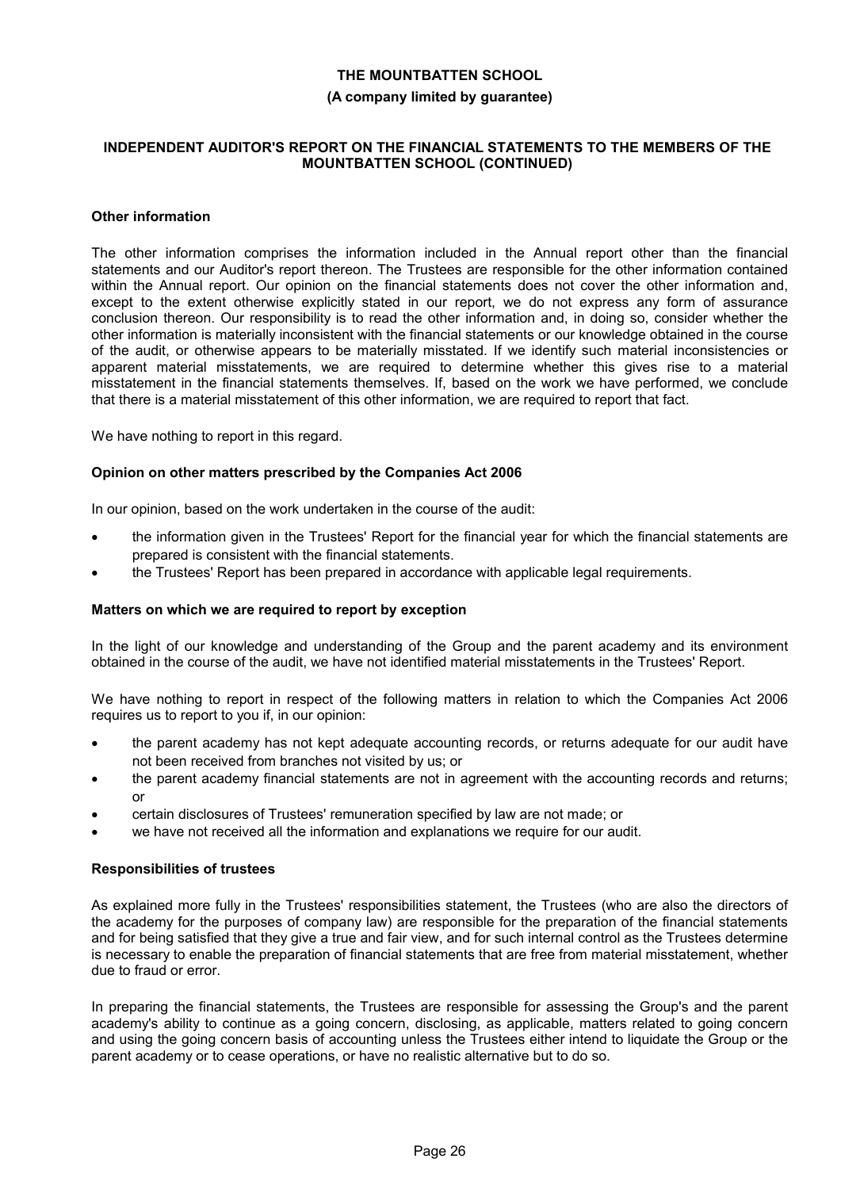## Other information

The other information comprises the information included in the Annual report other than the financial statements and our Auditor's report thereon. The Trustees are responsible for the other information contained within the Annual report. Our opinion on the financial statements does not cover the other information and, except to the extent otherwise explicitly stated in our report, we do not express any form of assurance conclusion thereon. Our responsibility is to read the other information and, in doing so, consider whether the other information is materially inconsistent with the financial statements or our knowledge obtained in the course of the audit, or otherwise appears to be materially misstated. If we identify such material inconsistencies or apparent material misstatements, we are required to determine whether this gives rise to a material misstatement in the financial statements themselves. If, based on the work we have performed, we conclude that there is a material misstatement of this other information, we are required to report that fact.

We have nothing to report in this regard.

## Opinion on other matters prescribed by the Companies Act 2006

In our opinion, based on the work undertaken in the course of the audit:

- the information given in the Trustees' Report for the financial year for which the financial statements are prepared is consistent with the financial statements.
- the Trustees' Report has been prepared in accordance with applicable legal requirements.

## Matters on which we are required to report by exception

In the light of our knowledge and understanding of the Group and the parent academy and its environment obtained in the course of the audit, we have not identified material misstatements in the Trustees' Report.

We have nothing to report in respect of the following matters in relation to which the Companies Act 2006 requires us to report to you if, in our opinion:

- the parent academy has not kept adequate accounting records, or returns adequate for our audit have not been received from branches not visited by us; or
- the parent academy financial statements are not in agreement with the accounting records and returns; or
- certain disclosures of Trustees' remuneration specified by law are not made; or
- we have not received all the information and explanations we require for our audit.

## Responsibilities of trustees

As explained more fully in the Trustees' responsibilities statement, the Trustees (who are also the directors of the academy for the purposes of company law) are responsible for the preparation of the financial statements and for being satisfied that they give a true and fair view, and for such internal control as the Trustees determine is necessary to enable the preparation of financial statements that are free from material misstatement, whether due to fraud or error.

In preparing the financial statements, the Trustees are responsible for assessing the Group's and the parent academy's ability to continue as a going concern, disclosing, as applicable, matters related to going concern and using the going concern basis of accounting unless the Trustees either intend to liquidate the Group or the parent academy or to cease operations, or have no realistic alternative but to do so.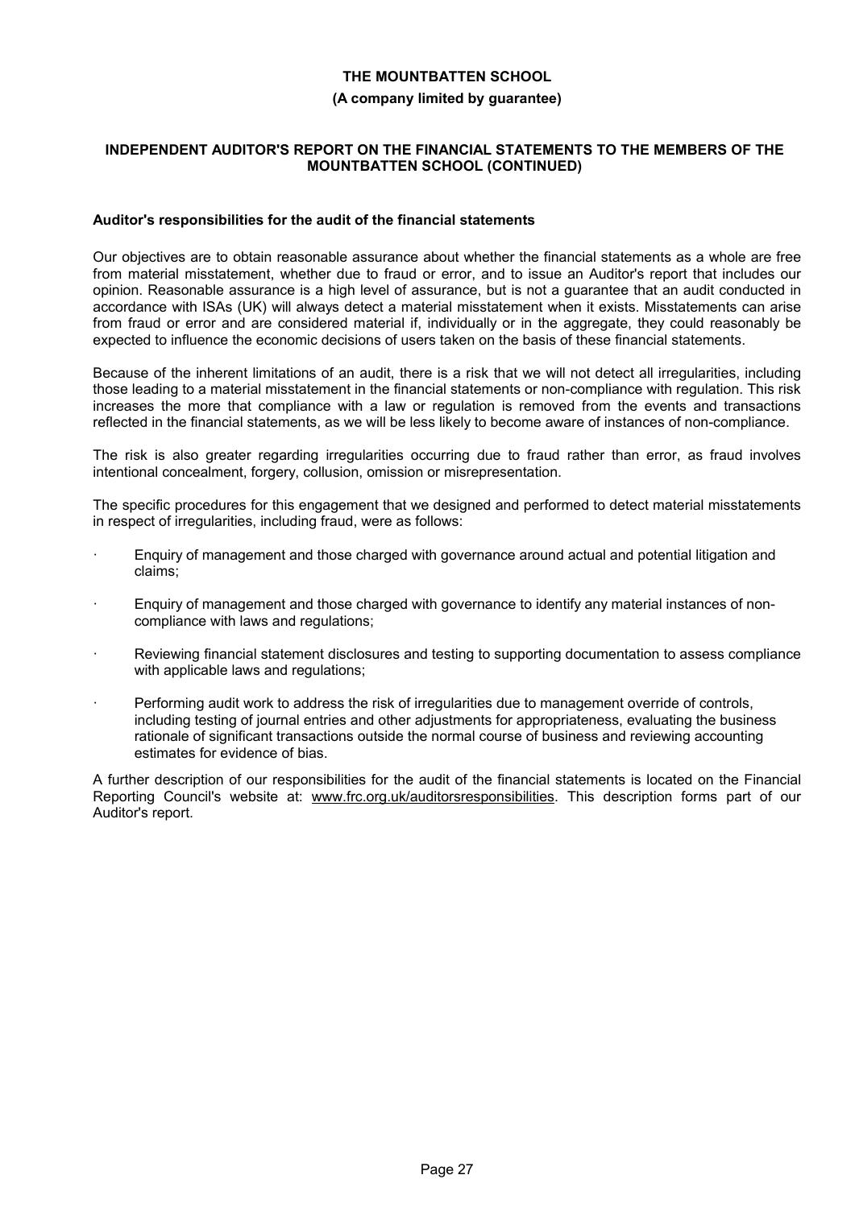**Auditor's responsibilities for the audit of the financial statements**

Our objectives are to obtain reasonable assurance about whether the financial statements as a whole are free from material misstatement, whether due to fraud or error, and to issue an Auditor's report that includes our opinion. Reasonable assurance is a high level of assurance, but is not a guarantee that an audit conducted in accordance with ISAs (UK) will always detect a material misstatement when it exists. Misstatements can arise from fraud or error and are considered material if, individually or in the aggregate, they could reasonably be expected to influence the economic decisions of users taken on the basis of these financial statements.

Because of the inherent limitations of an audit, there is a risk that we will not detect all irregularities, including those leading to a material misstatement in the financial statements or non-compliance with regulation. This risk increases the more that compliance with a law or regulation is removed from the events and transactions reflected in the financial statements, as we will be less likely to become aware of instances of non-compliance.

The risk is also greater regarding irregularities occurring due to fraud rather than error, as fraud involves intentional concealment, forgery, collusion, omission or misrepresentation.

The specific procedures for this engagement that we designed and performed to detect material misstatements in respect of irregularities, including fraud, were as follows:

- Enquiry of management and those charged with governance around actual and potential litigation and claims;
- Enquiry of management and those charged with governance to identify any material instances of non-compliance with laws and regulations;
- Reviewing financial statement disclosures and testing to supporting documentation to assess compliance with applicable laws and regulations;
- Performing audit work to address the risk of irregularities due to management override of controls, including testing of journal entries and other adjustments for appropriateness, evaluating the business rationale of significant transactions outside the normal course of business and reviewing accounting estimates for evidence of bias.

A further description of our responsibilities for the audit of the financial statements is located on the Financial Reporting Council's website at: www.frc.org.uk/auditorsresponsibilities. This description forms part of our Auditor's report.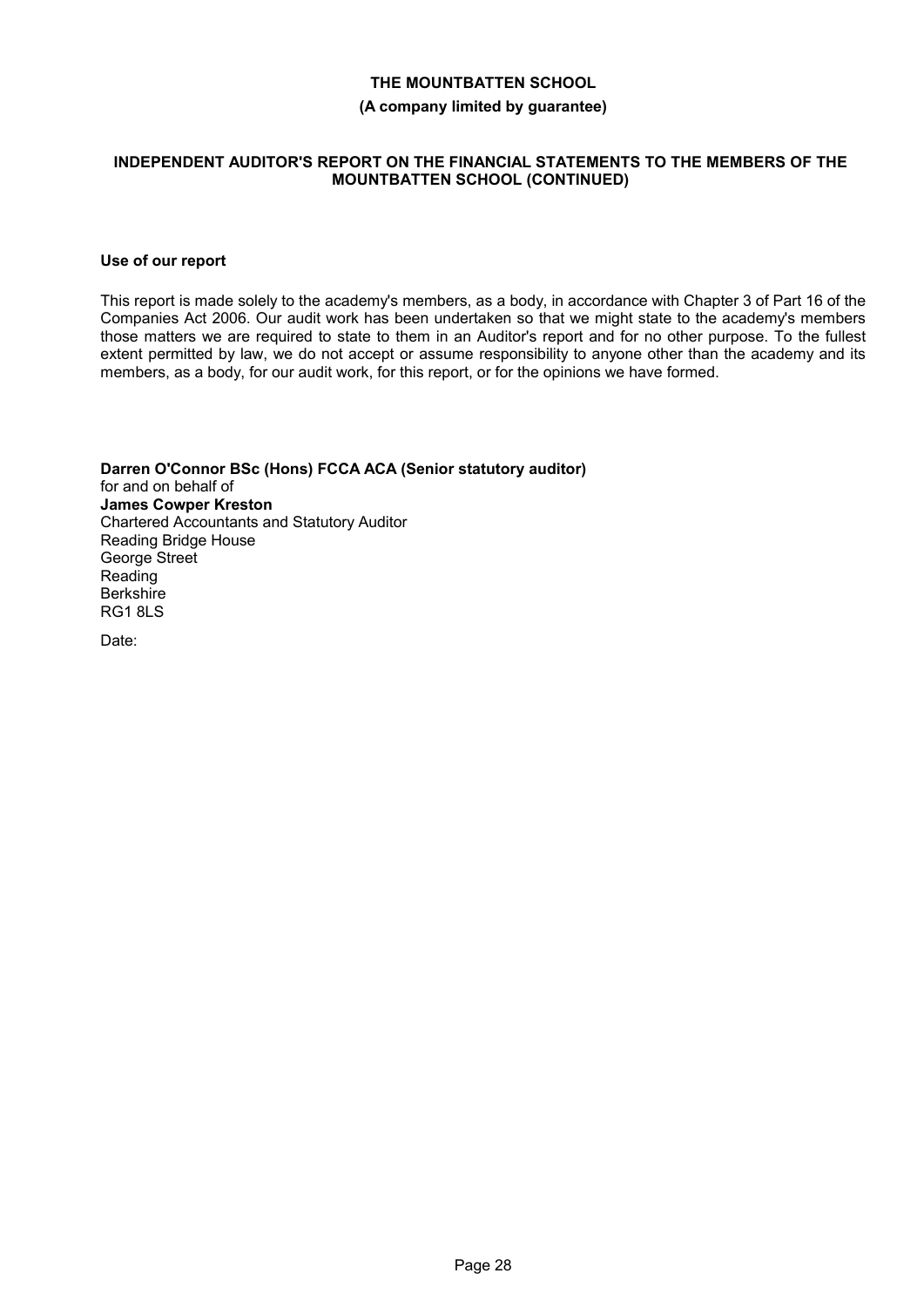**THE MOUNTBATTEN SCHOOL**

**(A company limited by guarantee)**

**INDEPENDENT AUDITOR'S REPORT ON THE FINANCIAL STATEMENTS TO THE MEMBERS OF THE MOUNTBATTEN SCHOOL (CONTINUED)**

**Use of our report**

This report is made solely to the academy's members, as a body, in accordance with Chapter 3 of Part 16 of the Companies Act 2006. Our audit work has been undertaken so that we might state to the academy's members those matters we are required to state to them in an Auditor's report and for no other purpose. To the fullest extent permitted by law, we do not accept or assume responsibility to anyone other than the academy and its members, as a body, for our audit work, for this report, or for the opinions we have formed.

**Darren O'Connor BSc (Hons) FCCA ACA (Senior statutory auditor)**
for and on behalf of
**James Cowper Kreston**
Chartered Accountants and Statutory Auditor
Reading Bridge House
George Street
Reading
Berkshire
RG1 8LS

Date: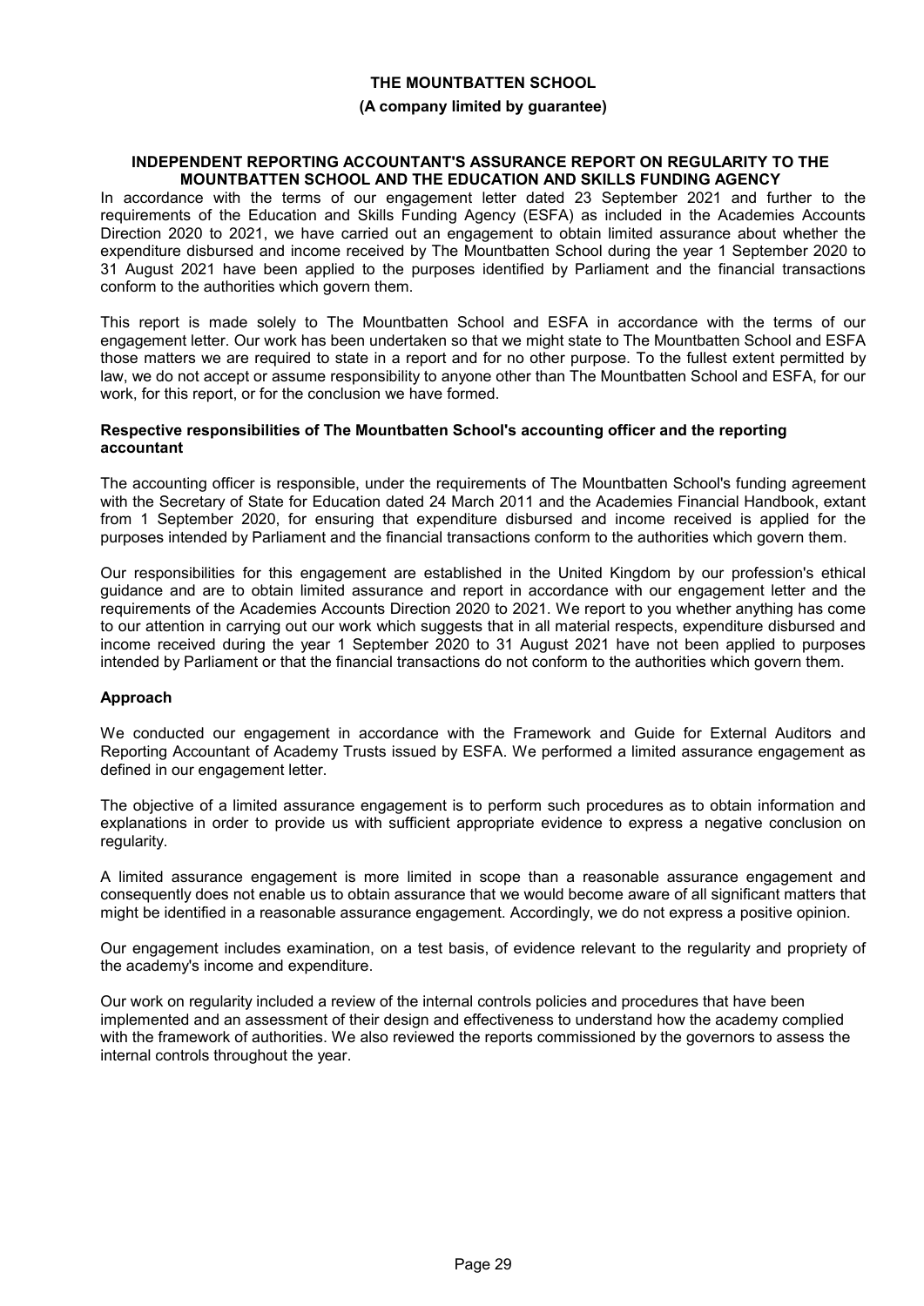**THE MOUNTBATTEN SCHOOL**

**(A company limited by guarantee)**

## INDEPENDENT REPORTING ACCOUNTANT'S ASSURANCE REPORT ON REGULARITY TO THE MOUNTBATTEN SCHOOL AND THE EDUCATION AND SKILLS FUNDING AGENCY

In accordance with the terms of our engagement letter dated 23 September 2021 and further to the requirements of the Education and Skills Funding Agency (ESFA) as included in the Academies Accounts Direction 2020 to 2021, we have carried out an engagement to obtain limited assurance about whether the expenditure disbursed and income received by The Mountbatten School during the year 1 September 2020 to 31 August 2021 have been applied to the purposes identified by Parliament and the financial transactions conform to the authorities which govern them.

This report is made solely to The Mountbatten School and ESFA in accordance with the terms of our engagement letter. Our work has been undertaken so that we might state to The Mountbatten School and ESFA those matters we are required to state in a report and for no other purpose. To the fullest extent permitted by law, we do not accept or assume responsibility to anyone other than The Mountbatten School and ESFA, for our work, for this report, or for the conclusion we have formed.

### Respective responsibilities of The Mountbatten School's accounting officer and the reporting accountant

The accounting officer is responsible, under the requirements of The Mountbatten School's funding agreement with the Secretary of State for Education dated 24 March 2011 and the Academies Financial Handbook, extant from 1 September 2020, for ensuring that expenditure disbursed and income received is applied for the purposes intended by Parliament and the financial transactions conform to the authorities which govern them.

Our responsibilities for this engagement are established in the United Kingdom by our profession's ethical guidance and are to obtain limited assurance and report in accordance with our engagement letter and the requirements of the Academies Accounts Direction 2020 to 2021. We report to you whether anything has come to our attention in carrying out our work which suggests that in all material respects, expenditure disbursed and income received during the year 1 September 2020 to 31 August 2021 have not been applied to purposes intended by Parliament or that the financial transactions do not conform to the authorities which govern them.

### Approach

We conducted our engagement in accordance with the Framework and Guide for External Auditors and Reporting Accountant of Academy Trusts issued by ESFA. We performed a limited assurance engagement as defined in our engagement letter.

The objective of a limited assurance engagement is to perform such procedures as to obtain information and explanations in order to provide us with sufficient appropriate evidence to express a negative conclusion on regularity.

A limited assurance engagement is more limited in scope than a reasonable assurance engagement and consequently does not enable us to obtain assurance that we would become aware of all significant matters that might be identified in a reasonable assurance engagement. Accordingly, we do not express a positive opinion.

Our engagement includes examination, on a test basis, of evidence relevant to the regularity and propriety of the academy's income and expenditure.

Our work on regularity included a review of the internal controls policies and procedures that have been implemented and an assessment of their design and effectiveness to understand how the academy complied with the framework of authorities. We also reviewed the reports commissioned by the governors to assess the internal controls throughout the year.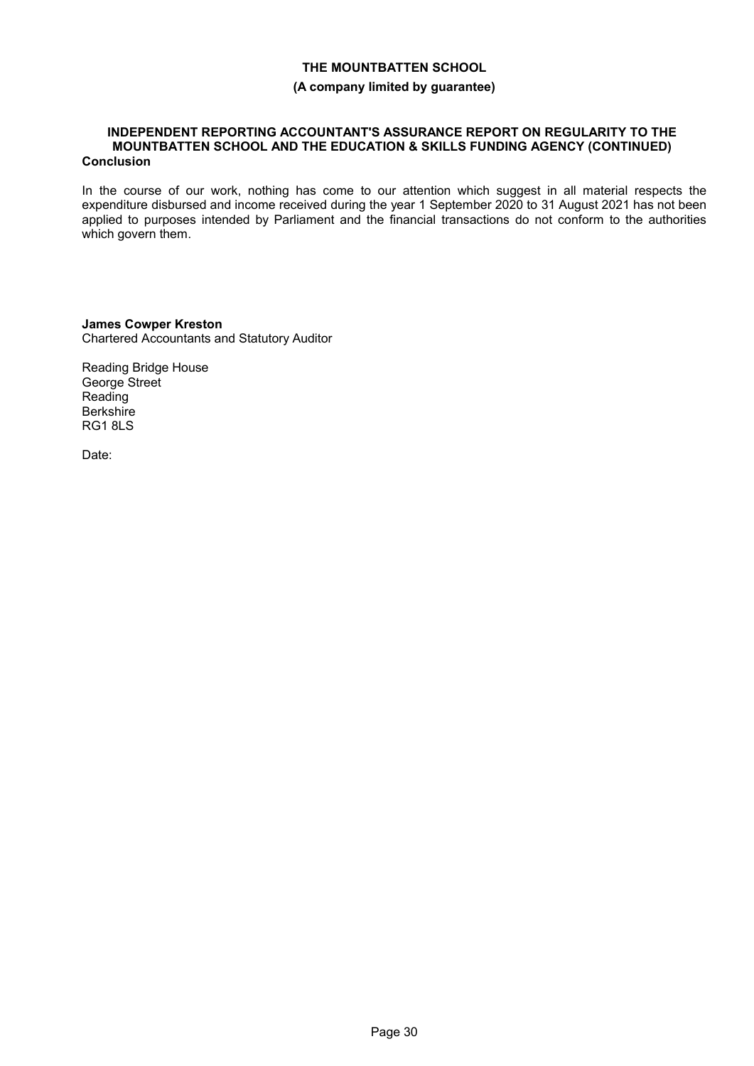**THE MOUNTBATTEN SCHOOL**

**(A company limited by guarantee)**

**INDEPENDENT REPORTING ACCOUNTANT'S ASSURANCE REPORT ON REGULARITY TO THE MOUNTBATTEN SCHOOL AND THE EDUCATION & SKILLS FUNDING AGENCY (CONTINUED)**

**Conclusion**

In the course of our work, nothing has come to our attention which suggest in all material respects the expenditure disbursed and income received during the year 1 September 2020 to 31 August 2021 has not been applied to purposes intended by Parliament and the financial transactions do not conform to the authorities which govern them.

**James Cowper Kreston**
Chartered Accountants and Statutory Auditor

Reading Bridge House
George Street
Reading
Berkshire
RG1 8LS

Date: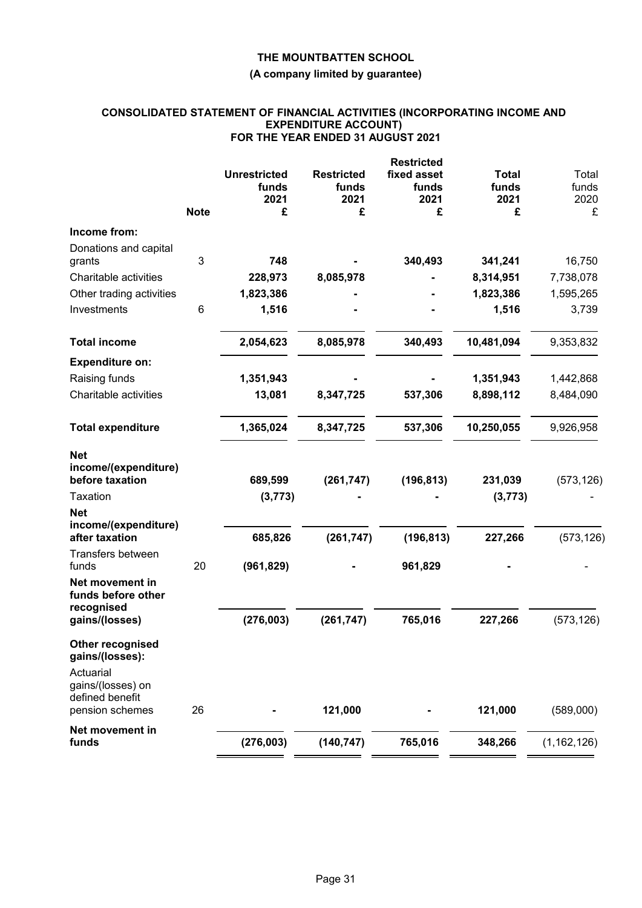# THE MOUNTBATTEN SCHOOL

**(A company limited by guarantee)**

## CONSOLIDATED STATEMENT OF FINANCIAL ACTIVITIES (INCORPORATING INCOME AND EXPENDITURE ACCOUNT) FOR THE YEAR ENDED 31 AUGUST 2021

| | Note | Unrestricted funds 2021 £ | Restricted funds 2021 £ | Restricted fixed asset funds 2021 £ | Total funds 2021 £ | Total funds 2020 £ |
|---|---|---|---|---|---|---|
| **Income from:** | | | | | | |
| Donations and capital grants | 3 | **748** | **-** | **340,493** | **341,241** | 16,750 |
| Charitable activities | | **228,973** | **8,085,978** | **-** | **8,314,951** | 7,738,078 |
| Other trading activities | | **1,823,386** | **-** | **-** | **1,823,386** | 1,595,265 |
| Investments | 6 | **1,516** | **-** | **-** | **1,516** | 3,739 |
| **Total income** | | **2,054,623** | **8,085,978** | **340,493** | **10,481,094** | 9,353,832 |
| **Expenditure on:** | | | | | | |
| Raising funds | | **1,351,943** | **-** | **-** | **1,351,943** | 1,442,868 |
| Charitable activities | | **13,081** | **8,347,725** | **537,306** | **8,898,112** | 8,484,090 |
| **Total expenditure** | | **1,365,024** | **8,347,725** | **537,306** | **10,250,055** | 9,926,958 |
| **Net income/(expenditure) before taxation** | | **689,599** | **(261,747)** | **(196,813)** | **231,039** | (573,126) |
| Taxation | | **(3,773)** | **-** | **-** | **(3,773)** | - |
| **Net income/(expenditure) after taxation** | | **685,826** | **(261,747)** | **(196,813)** | **227,266** | (573,126) |
| Transfers between funds | 20 | **(961,829)** | **-** | **961,829** | **-** | - |
| **Net movement in funds before other recognised gains/(losses)** | | **(276,003)** | **(261,747)** | **765,016** | **227,266** | (573,126) |
| **Other recognised gains/(losses):** | | | | | | |
| Actuarial gains/(losses) on defined benefit pension schemes | 26 | **-** | **121,000** | **-** | **121,000** | (589,000) |
| **Net movement in funds** | | **(276,003)** | **(140,747)** | **765,016** | **348,266** | (1,162,126) |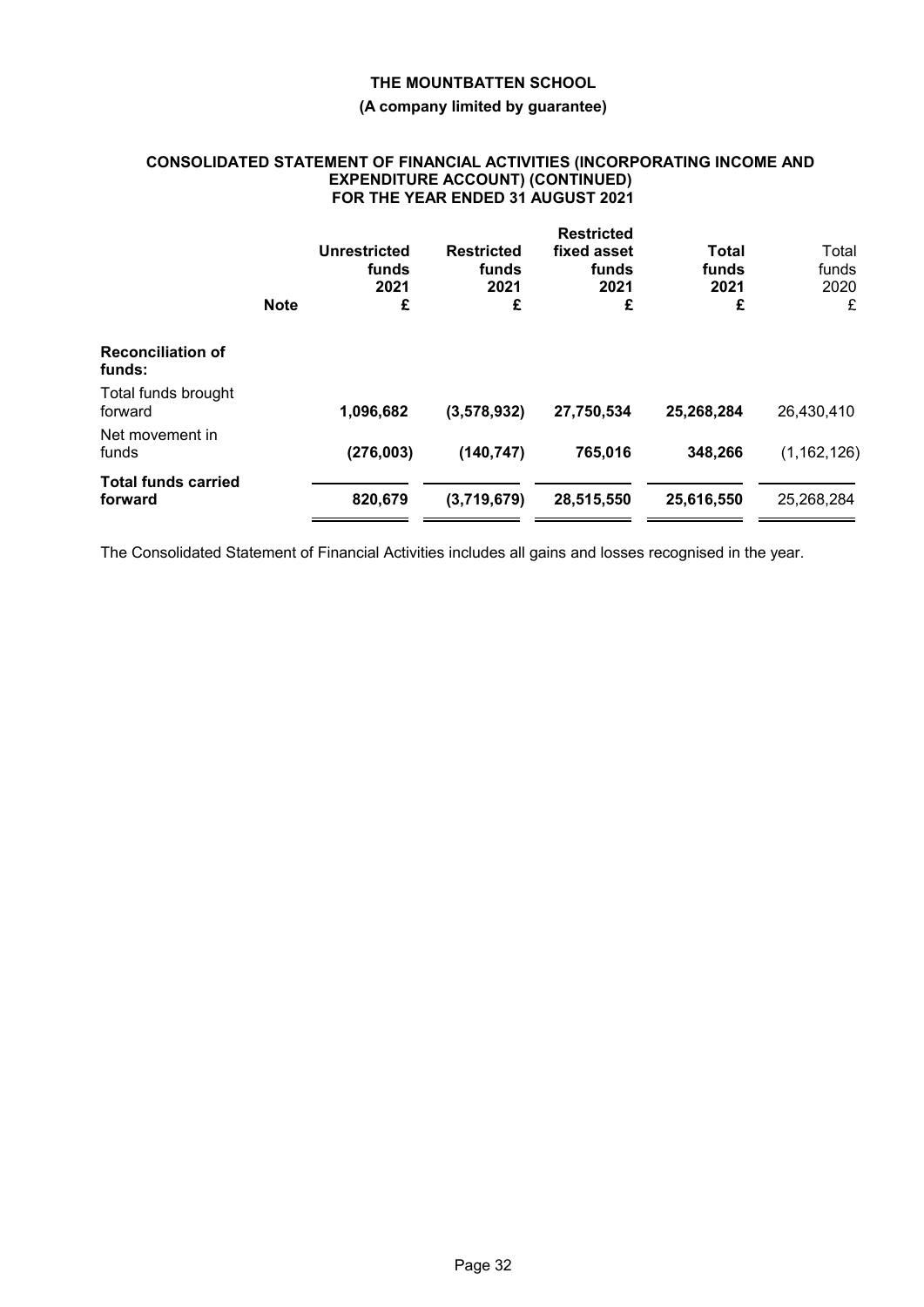**THE MOUNTBATTEN SCHOOL**

**(A company limited by guarantee)**

**CONSOLIDATED STATEMENT OF FINANCIAL ACTIVITIES (INCORPORATING INCOME AND EXPENDITURE ACCOUNT) (CONTINUED) FOR THE YEAR ENDED 31 AUGUST 2021**

| | Note | Unrestricted funds 2021 £ | Restricted funds 2021 £ | Restricted fixed asset funds 2021 £ | Total funds 2021 £ | Total funds 2020 £ |
|---|---|---|---|---|---|---|
| **Reconciliation of funds:** | | | | | | |
| Total funds brought forward | | **1,096,682** | **(3,578,932)** | **27,750,534** | **25,268,284** | 26,430,410 |
| Net movement in funds | | **(276,003)** | **(140,747)** | **765,016** | **348,266** | (1,162,126) |
| **Total funds carried forward** | | **820,679** | **(3,719,679)** | **28,515,550** | **25,616,550** | 25,268,284 |

The Consolidated Statement of Financial Activities includes all gains and losses recognised in the year.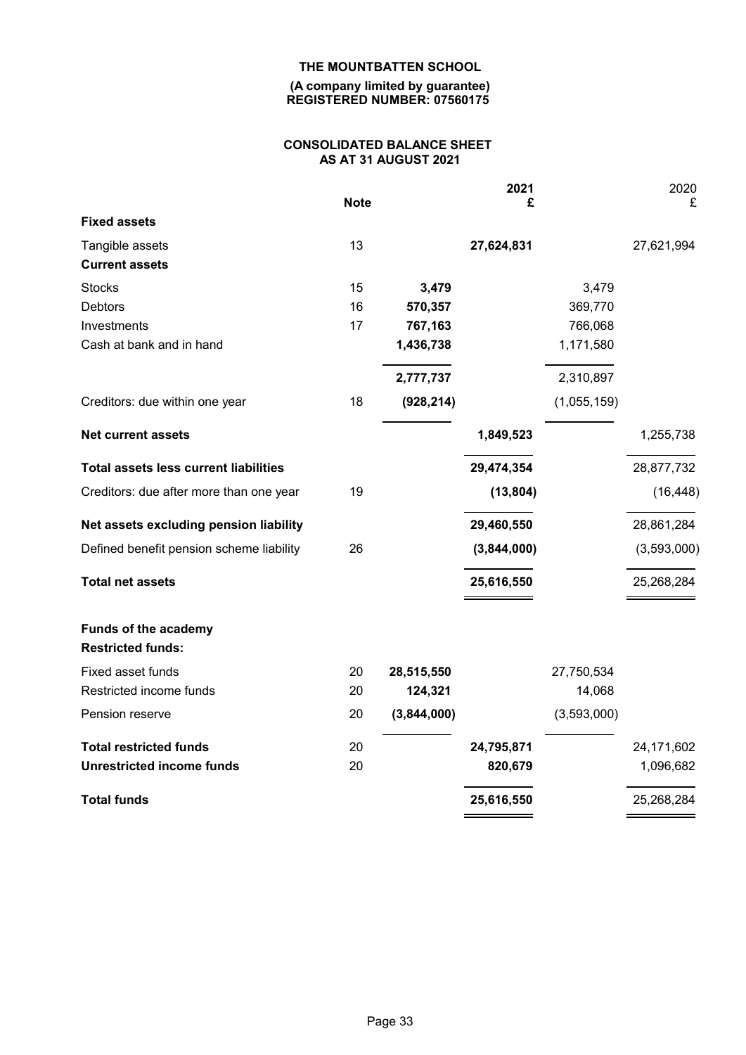**THE MOUNTBATTEN SCHOOL**

**(A company limited by guarantee)**
**REGISTERED NUMBER: 07560175**

**CONSOLIDATED BALANCE SHEET**
**AS AT 31 AUGUST 2021**

| | Note | | 2021 £ | | 2020 £ |
|---|---|---|---|---|---|
| **Fixed assets** | | | | | |
| Tangible assets | 13 | | **27,624,831** | | 27,621,994 |
| **Current assets** | | | | | |
| Stocks | 15 | **3,479** | | 3,479 | |
| Debtors | 16 | **570,357** | | 369,770 | |
| Investments | 17 | **767,163** | | 766,068 | |
| Cash at bank and in hand | | **1,436,738** | | 1,171,580 | |
| | | **2,777,737** | | 2,310,897 | |
| Creditors: due within one year | 18 | **(928,214)** | | (1,055,159) | |
| **Net current assets** | | | **1,849,523** | | 1,255,738 |
| **Total assets less current liabilities** | | | **29,474,354** | | 28,877,732 |
| Creditors: due after more than one year | 19 | | **(13,804)** | | (16,448) |
| **Net assets excluding pension liability** | | | **29,460,550** | | 28,861,284 |
| Defined benefit pension scheme liability | 26 | | **(3,844,000)** | | (3,593,000) |
| **Total net assets** | | | **25,616,550** | | 25,268,284 |
| **Funds of the academy** | | | | | |
| **Restricted funds:** | | | | | |
| Fixed asset funds | 20 | **28,515,550** | | 27,750,534 | |
| Restricted income funds | 20 | **124,321** | | 14,068 | |
| Pension reserve | 20 | **(3,844,000)** | | (3,593,000) | |
| **Total restricted funds** | 20 | | **24,795,871** | | 24,171,602 |
| **Unrestricted income funds** | 20 | | **820,679** | | 1,096,682 |
| **Total funds** | | | **25,616,550** | | 25,268,284 |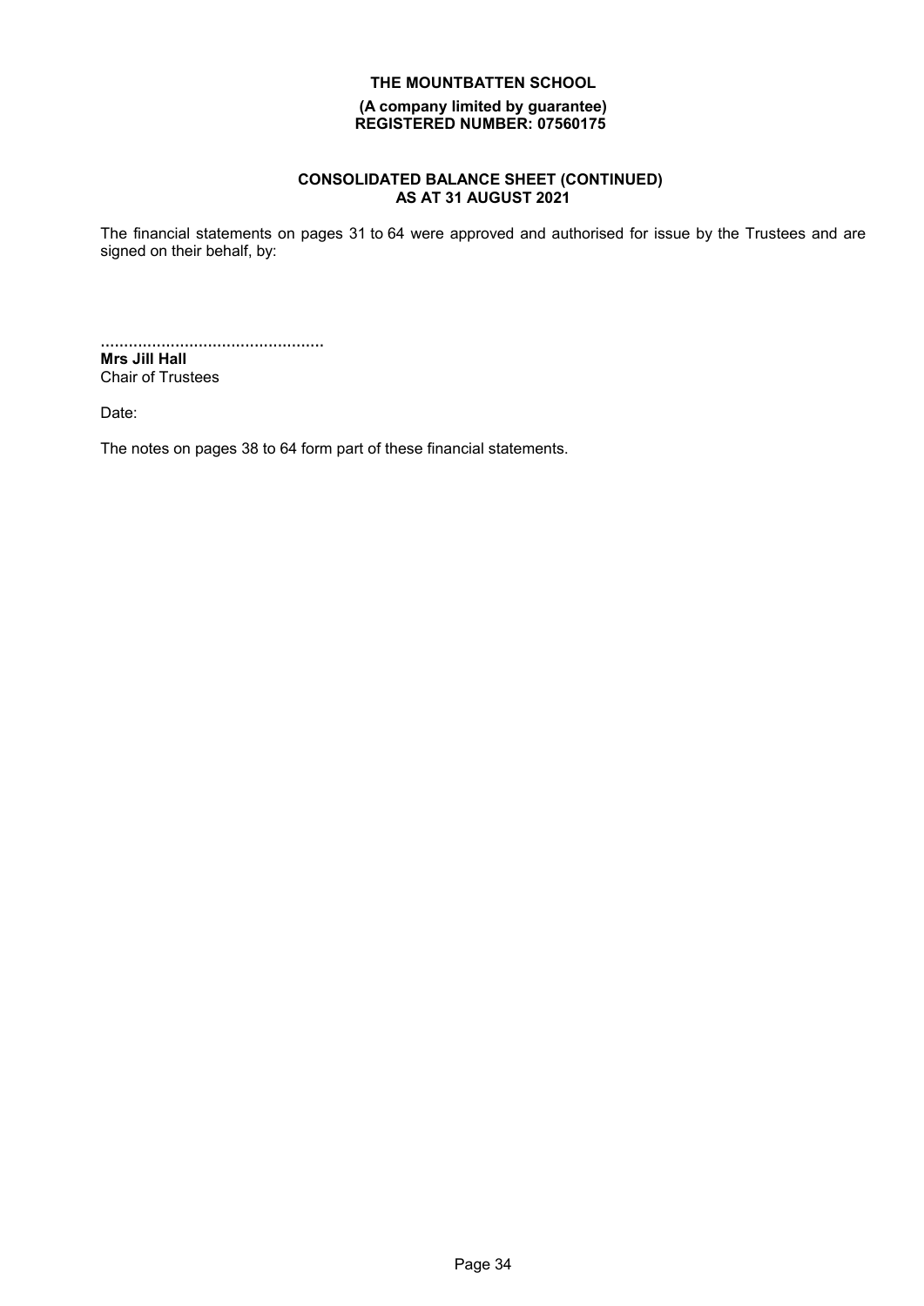**THE MOUNTBATTEN SCHOOL**

**(A company limited by guarantee)**
**REGISTERED NUMBER: 07560175**

## CONSOLIDATED BALANCE SHEET (CONTINUED)
## AS AT 31 AUGUST 2021

The financial statements on pages 31 to 64 were approved and authorised for issue by the Trustees and are signed on their behalf, by:

................................................

**Mrs Jill Hall**
Chair of Trustees

Date:

The notes on pages 38 to 64 form part of these financial statements.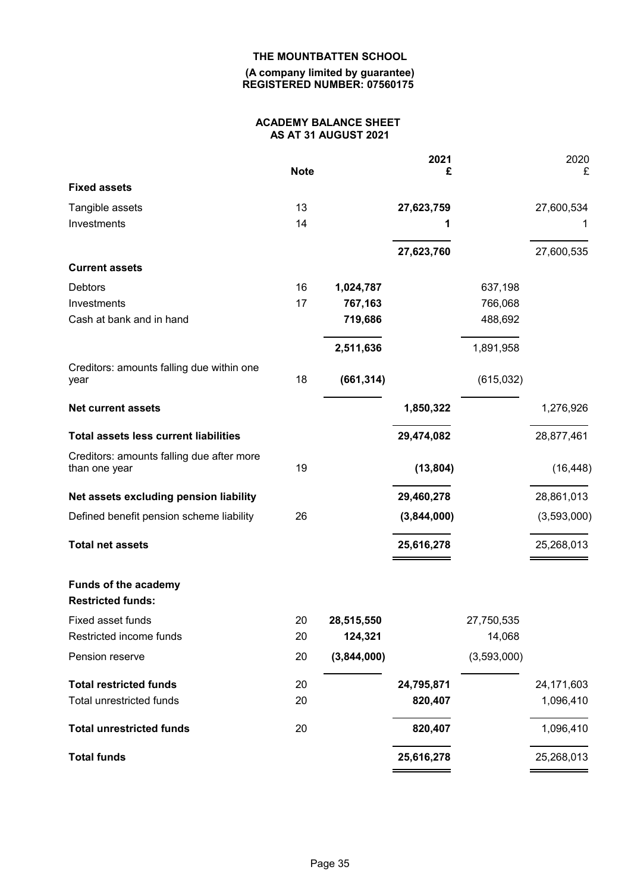**THE MOUNTBATTEN SCHOOL**

**(A company limited by guarantee)**
**REGISTERED NUMBER: 07560175**

## ACADEMY BALANCE SHEET
## AS AT 31 AUGUST 2021

| | Note | | 2021 £ | | 2020 £ |
|---|---|---|---|---|---|
| **Fixed assets** | | | | | |
| Tangible assets | 13 | | **27,623,759** | | 27,600,534 |
| Investments | 14 | | **1** | | 1 |
| | | | **27,623,760** | | 27,600,535 |
| **Current assets** | | | | | |
| Debtors | 16 | **1,024,787** | | 637,198 | |
| Investments | 17 | **767,163** | | 766,068 | |
| Cash at bank and in hand | | **719,686** | | 488,692 | |
| | | **2,511,636** | | 1,891,958 | |
| Creditors: amounts falling due within one year | 18 | **(661,314)** | | (615,032) | |
| **Net current assets** | | | **1,850,322** | | 1,276,926 |
| **Total assets less current liabilities** | | | **29,474,082** | | 28,877,461 |
| Creditors: amounts falling due after more than one year | 19 | | **(13,804)** | | (16,448) |
| **Net assets excluding pension liability** | | | **29,460,278** | | 28,861,013 |
| Defined benefit pension scheme liability | 26 | | **(3,844,000)** | | (3,593,000) |
| **Total net assets** | | | **25,616,278** | | 25,268,013 |
| **Funds of the academy** | | | | | |
| **Restricted funds:** | | | | | |
| Fixed asset funds | 20 | **28,515,550** | | 27,750,535 | |
| Restricted income funds | 20 | **124,321** | | 14,068 | |
| Pension reserve | 20 | **(3,844,000)** | | (3,593,000) | |
| **Total restricted funds** | 20 | | **24,795,871** | | 24,171,603 |
| Total unrestricted funds | 20 | | **820,407** | | 1,096,410 |
| **Total unrestricted funds** | 20 | | **820,407** | | 1,096,410 |
| **Total funds** | | | **25,616,278** | | 25,268,013 |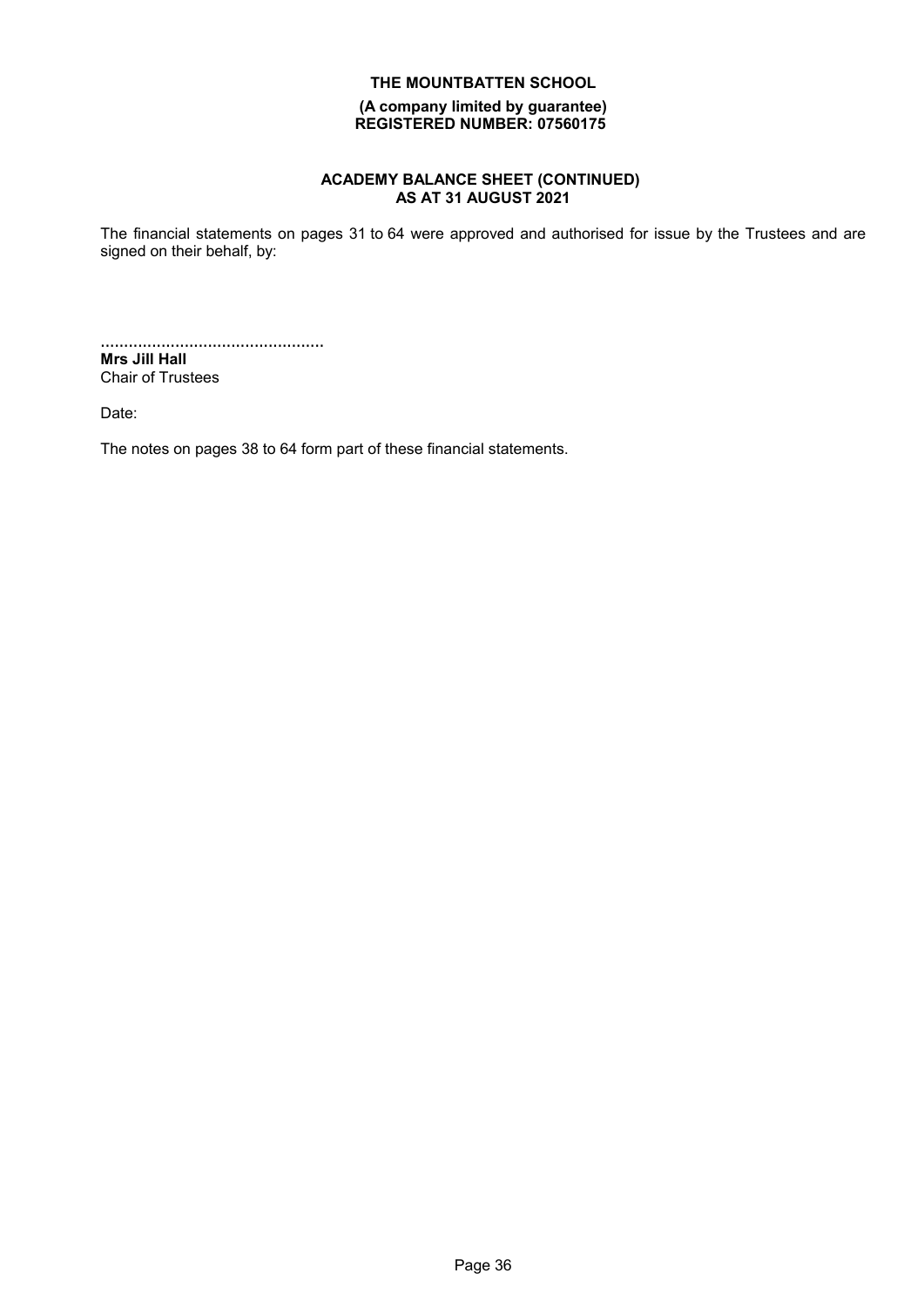**THE MOUNTBATTEN SCHOOL**

**(A company limited by guarantee)**
**REGISTERED NUMBER: 07560175**

## ACADEMY BALANCE SHEET (CONTINUED)
## AS AT 31 AUGUST 2021

The financial statements on pages 31 to 64 were approved and authorised for issue by the Trustees and are signed on their behalf, by:

................................................
**Mrs Jill Hall**
Chair of Trustees

Date:

The notes on pages 38 to 64 form part of these financial statements.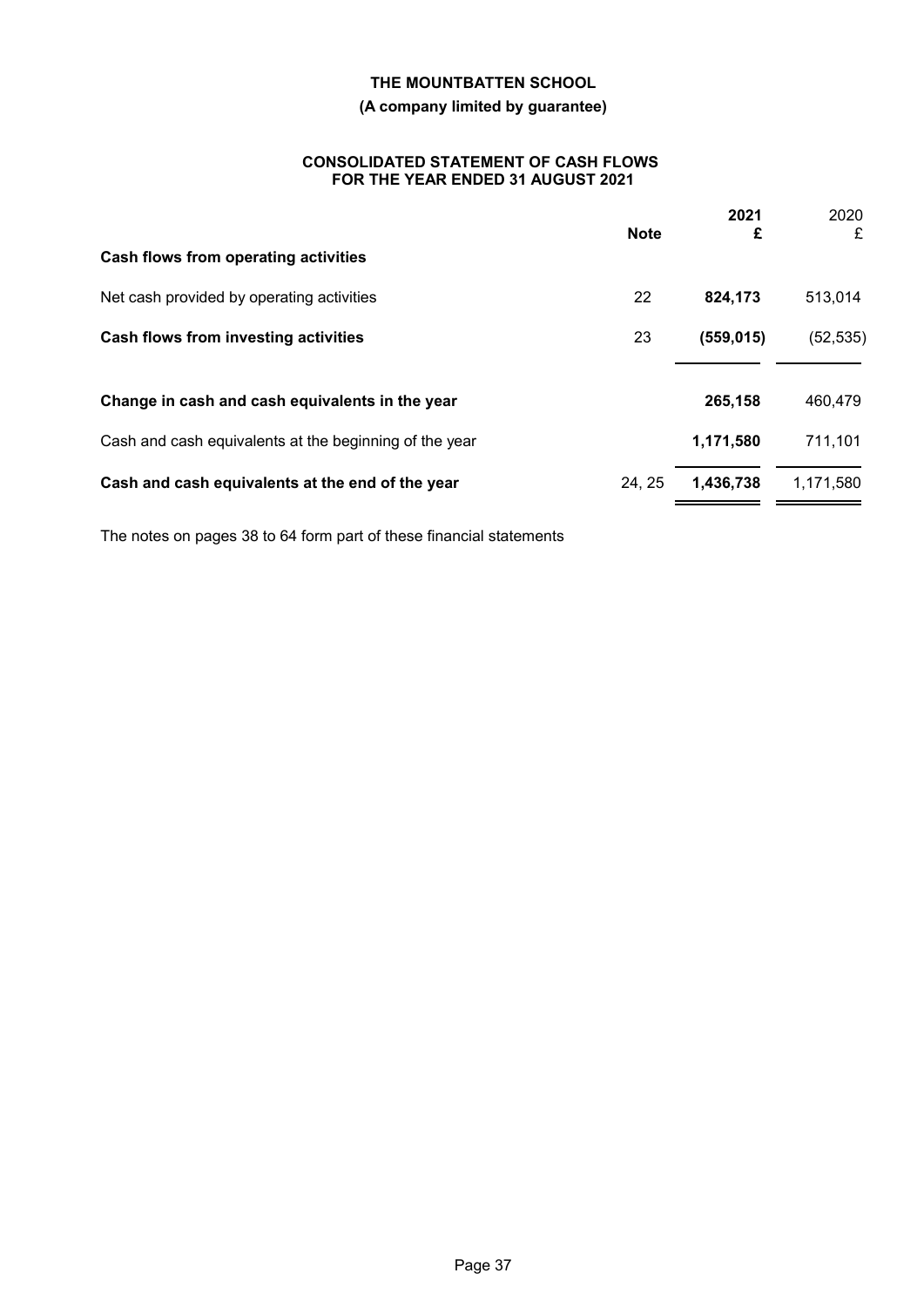# THE MOUNTBATTEN SCHOOL

## (A company limited by guarantee)

### CONSOLIDATED STATEMENT OF CASH FLOWS FOR THE YEAR ENDED 31 AUGUST 2021

| | Note | 2021 £ | 2020 £ |
|---|---|---|---|
| **Cash flows from operating activities** | | | |
| Net cash provided by operating activities | 22 | **824,173** | 513,014 |
| **Cash flows from investing activities** | 23 | **(559,015)** | (52,535) |
| **Change in cash and cash equivalents in the year** | | **265,158** | 460,479 |
| Cash and cash equivalents at the beginning of the year | | **1,171,580** | 711,101 |
| **Cash and cash equivalents at the end of the year** | 24, 25 | **1,436,738** | 1,171,580 |

The notes on pages 38 to 64 form part of these financial statements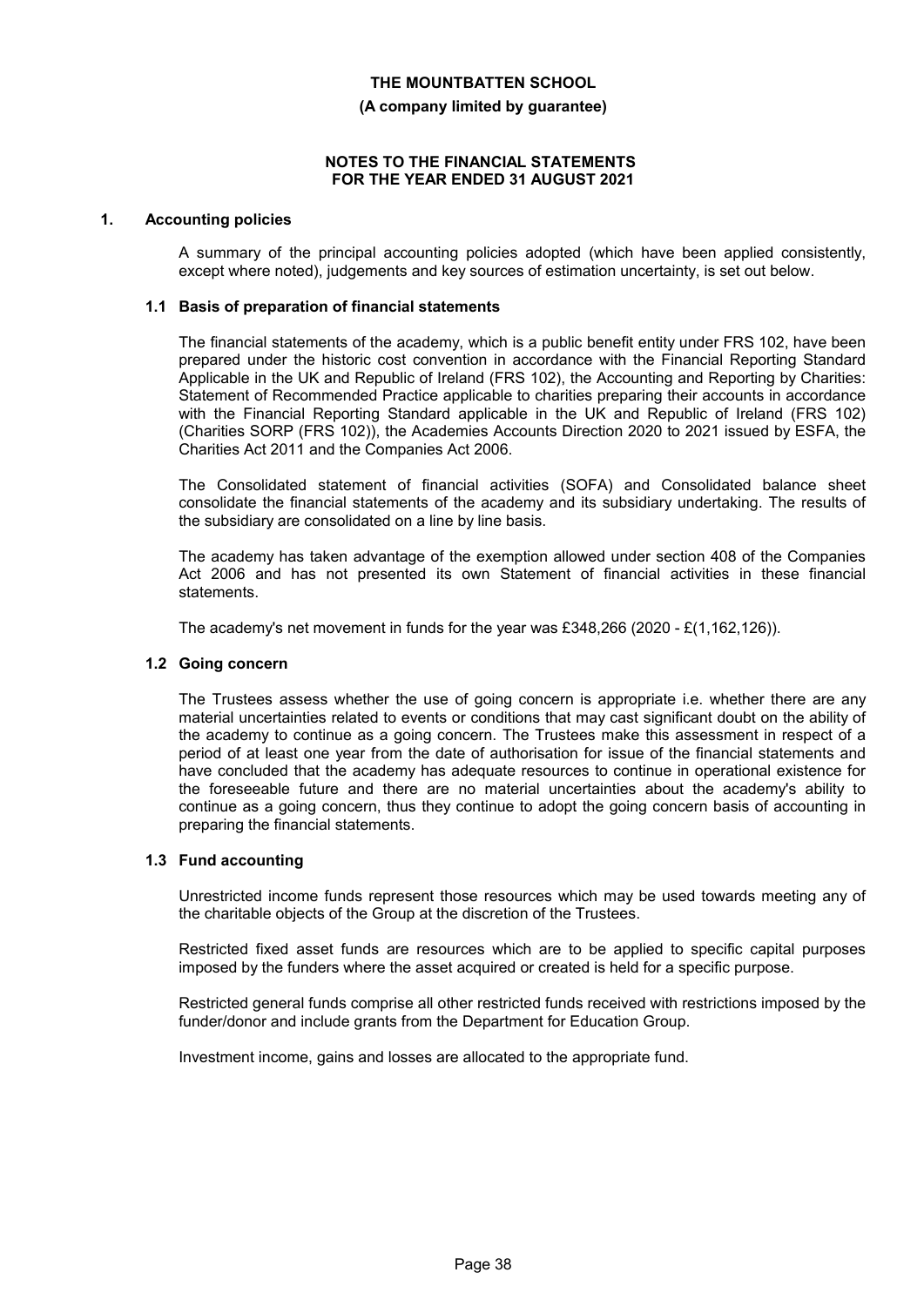**THE MOUNTBATTEN SCHOOL**

**(A company limited by guarantee)**

**NOTES TO THE FINANCIAL STATEMENTS FOR THE YEAR ENDED 31 AUGUST 2021**

## 1. Accounting policies

A summary of the principal accounting policies adopted (which have been applied consistently, except where noted), judgements and key sources of estimation uncertainty, is set out below.

### 1.1 Basis of preparation of financial statements

The financial statements of the academy, which is a public benefit entity under FRS 102, have been prepared under the historic cost convention in accordance with the Financial Reporting Standard Applicable in the UK and Republic of Ireland (FRS 102), the Accounting and Reporting by Charities: Statement of Recommended Practice applicable to charities preparing their accounts in accordance with the Financial Reporting Standard applicable in the UK and Republic of Ireland (FRS 102) (Charities SORP (FRS 102)), the Academies Accounts Direction 2020 to 2021 issued by ESFA, the Charities Act 2011 and the Companies Act 2006.

The Consolidated statement of financial activities (SOFA) and Consolidated balance sheet consolidate the financial statements of the academy and its subsidiary undertaking. The results of the subsidiary are consolidated on a line by line basis.

The academy has taken advantage of the exemption allowed under section 408 of the Companies Act 2006 and has not presented its own Statement of financial activities in these financial statements.

The academy's net movement in funds for the year was £348,266 (2020 - £(1,162,126)).

### 1.2 Going concern

The Trustees assess whether the use of going concern is appropriate i.e. whether there are any material uncertainties related to events or conditions that may cast significant doubt on the ability of the academy to continue as a going concern. The Trustees make this assessment in respect of a period of at least one year from the date of authorisation for issue of the financial statements and have concluded that the academy has adequate resources to continue in operational existence for the foreseeable future and there are no material uncertainties about the academy's ability to continue as a going concern, thus they continue to adopt the going concern basis of accounting in preparing the financial statements.

### 1.3 Fund accounting

Unrestricted income funds represent those resources which may be used towards meeting any of the charitable objects of the Group at the discretion of the Trustees.

Restricted fixed asset funds are resources which are to be applied to specific capital purposes imposed by the funders where the asset acquired or created is held for a specific purpose.

Restricted general funds comprise all other restricted funds received with restrictions imposed by the funder/donor and include grants from the Department for Education Group.

Investment income, gains and losses are allocated to the appropriate fund.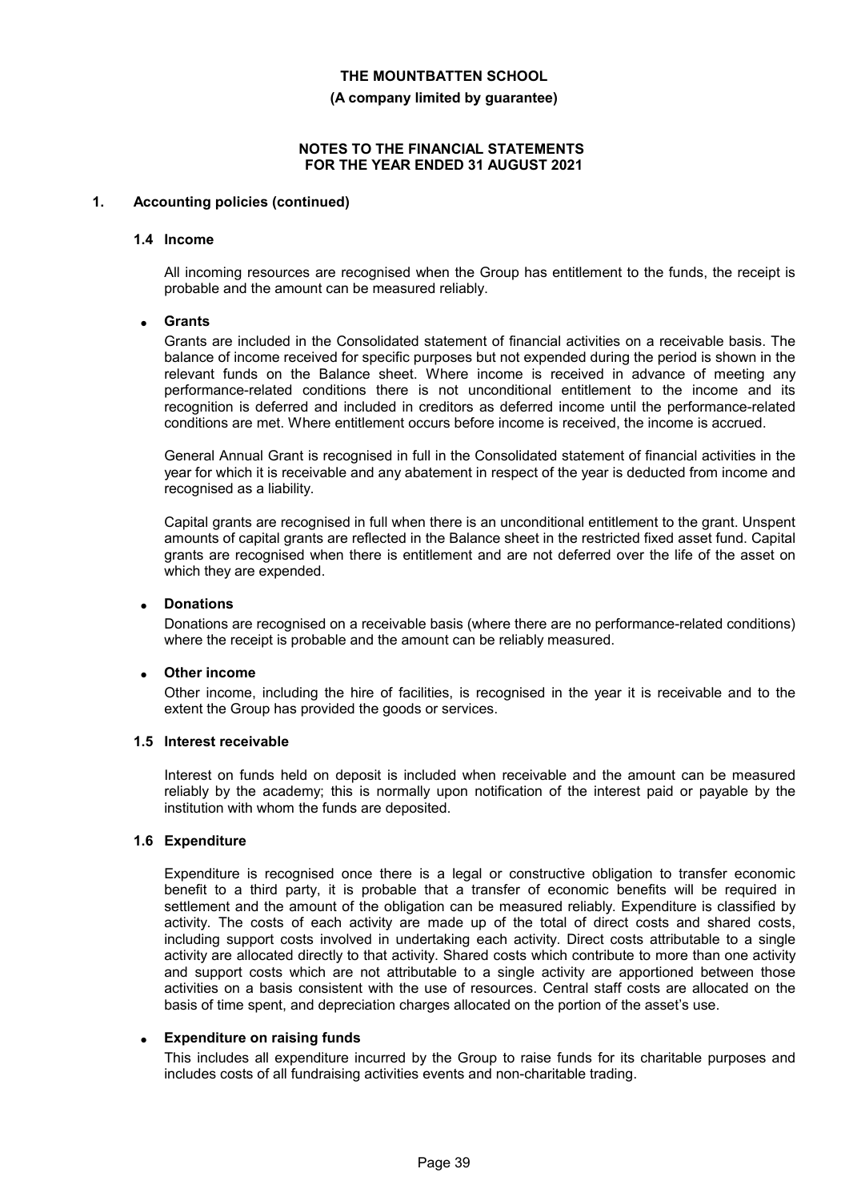# THE MOUNTBATTEN SCHOOL

**(A company limited by guarantee)**

**NOTES TO THE FINANCIAL STATEMENTS FOR THE YEAR ENDED 31 AUGUST 2021**

## 1. Accounting policies (continued)

### 1.4 Income

All incoming resources are recognised when the Group has entitlement to the funds, the receipt is probable and the amount can be measured reliably.

- **Grants**

Grants are included in the Consolidated statement of financial activities on a receivable basis. The balance of income received for specific purposes but not expended during the period is shown in the relevant funds on the Balance sheet. Where income is received in advance of meeting any performance-related conditions there is not unconditional entitlement to the income and its recognition is deferred and included in creditors as deferred income until the performance-related conditions are met. Where entitlement occurs before income is received, the income is accrued.

General Annual Grant is recognised in full in the Consolidated statement of financial activities in the year for which it is receivable and any abatement in respect of the year is deducted from income and recognised as a liability.

Capital grants are recognised in full when there is an unconditional entitlement to the grant. Unspent amounts of capital grants are reflected in the Balance sheet in the restricted fixed asset fund. Capital grants are recognised when there is entitlement and are not deferred over the life of the asset on which they are expended.

- **Donations**

Donations are recognised on a receivable basis (where there are no performance-related conditions) where the receipt is probable and the amount can be reliably measured.

- **Other income**

Other income, including the hire of facilities, is recognised in the year it is receivable and to the extent the Group has provided the goods or services.

### 1.5 Interest receivable

Interest on funds held on deposit is included when receivable and the amount can be measured reliably by the academy; this is normally upon notification of the interest paid or payable by the institution with whom the funds are deposited.

### 1.6 Expenditure

Expenditure is recognised once there is a legal or constructive obligation to transfer economic benefit to a third party, it is probable that a transfer of economic benefits will be required in settlement and the amount of the obligation can be measured reliably. Expenditure is classified by activity. The costs of each activity are made up of the total of direct costs and shared costs, including support costs involved in undertaking each activity. Direct costs attributable to a single activity are allocated directly to that activity. Shared costs which contribute to more than one activity and support costs which are not attributable to a single activity are apportioned between those activities on a basis consistent with the use of resources. Central staff costs are allocated on the basis of time spent, and depreciation charges allocated on the portion of the asset's use.

- **Expenditure on raising funds**

This includes all expenditure incurred by the Group to raise funds for its charitable purposes and includes costs of all fundraising activities events and non-charitable trading.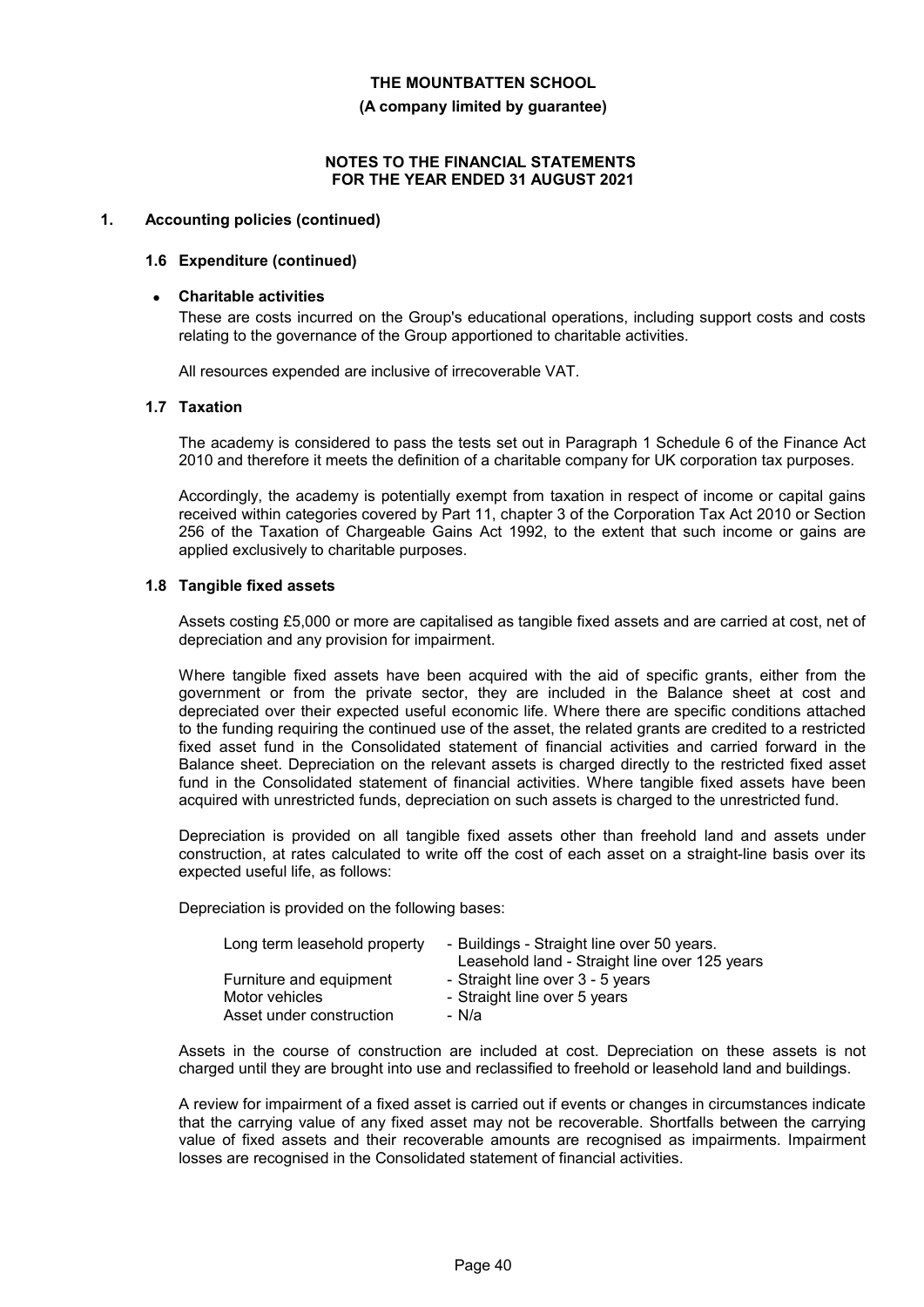# THE MOUNTBATTEN SCHOOL

**(A company limited by guarantee)**

**NOTES TO THE FINANCIAL STATEMENTS FOR THE YEAR ENDED 31 AUGUST 2021**

## 1. Accounting policies (continued)

### 1.6 Expenditure (continued)

- **Charitable activities**

  These are costs incurred on the Group's educational operations, including support costs and costs relating to the governance of the Group apportioned to charitable activities.

  All resources expended are inclusive of irrecoverable VAT.

### 1.7 Taxation

The academy is considered to pass the tests set out in Paragraph 1 Schedule 6 of the Finance Act 2010 and therefore it meets the definition of a charitable company for UK corporation tax purposes.

Accordingly, the academy is potentially exempt from taxation in respect of income or capital gains received within categories covered by Part 11, chapter 3 of the Corporation Tax Act 2010 or Section 256 of the Taxation of Chargeable Gains Act 1992, to the extent that such income or gains are applied exclusively to charitable purposes.

### 1.8 Tangible fixed assets

Assets costing £5,000 or more are capitalised as tangible fixed assets and are carried at cost, net of depreciation and any provision for impairment.

Where tangible fixed assets have been acquired with the aid of specific grants, either from the government or from the private sector, they are included in the Balance sheet at cost and depreciated over their expected useful economic life. Where there are specific conditions attached to the funding requiring the continued use of the asset, the related grants are credited to a restricted fixed asset fund in the Consolidated statement of financial activities and carried forward in the Balance sheet. Depreciation on the relevant assets is charged directly to the restricted fixed asset fund in the Consolidated statement of financial activities. Where tangible fixed assets have been acquired with unrestricted funds, depreciation on such assets is charged to the unrestricted fund.

Depreciation is provided on all tangible fixed assets other than freehold land and assets under construction, at rates calculated to write off the cost of each asset on a straight-line basis over its expected useful life, as follows:

Depreciation is provided on the following bases:

| | |
|---|---|
| Long term leasehold property | - Buildings - Straight line over 50 years. Leasehold land - Straight line over 125 years |
| Furniture and equipment | - Straight line over 3 - 5 years |
| Motor vehicles | - Straight line over 5 years |
| Asset under construction | - N/a |

Assets in the course of construction are included at cost. Depreciation on these assets is not charged until they are brought into use and reclassified to freehold or leasehold land and buildings.

A review for impairment of a fixed asset is carried out if events or changes in circumstances indicate that the carrying value of any fixed asset may not be recoverable. Shortfalls between the carrying value of fixed assets and their recoverable amounts are recognised as impairments. Impairment losses are recognised in the Consolidated statement of financial activities.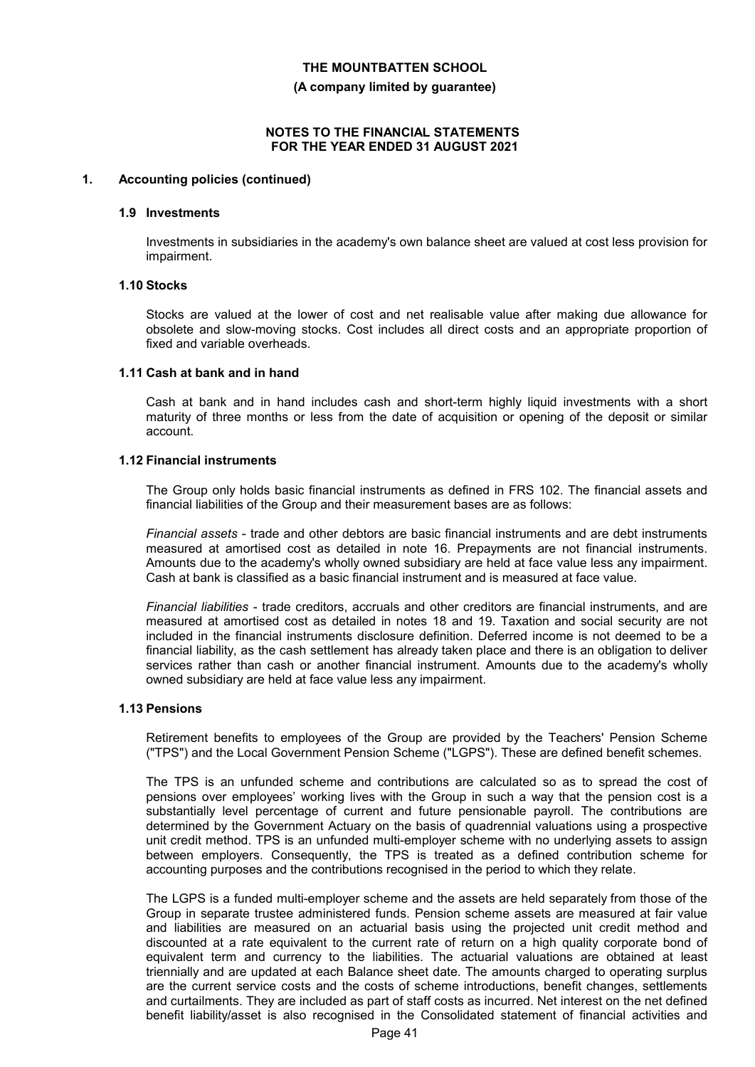## 1. Accounting policies (continued)

### 1.9 Investments

Investments in subsidiaries in the academy's own balance sheet are valued at cost less provision for impairment.

### 1.10 Stocks

Stocks are valued at the lower of cost and net realisable value after making due allowance for obsolete and slow-moving stocks. Cost includes all direct costs and an appropriate proportion of fixed and variable overheads.

### 1.11 Cash at bank and in hand

Cash at bank and in hand includes cash and short-term highly liquid investments with a short maturity of three months or less from the date of acquisition or opening of the deposit or similar account.

### 1.12 Financial instruments

The Group only holds basic financial instruments as defined in FRS 102. The financial assets and financial liabilities of the Group and their measurement bases are as follows:

*Financial assets* - trade and other debtors are basic financial instruments and are debt instruments measured at amortised cost as detailed in note 16. Prepayments are not financial instruments. Amounts due to the academy's wholly owned subsidiary are held at face value less any impairment. Cash at bank is classified as a basic financial instrument and is measured at face value.

*Financial liabilities* - trade creditors, accruals and other creditors are financial instruments, and are measured at amortised cost as detailed in notes 18 and 19. Taxation and social security are not included in the financial instruments disclosure definition. Deferred income is not deemed to be a financial liability, as the cash settlement has already taken place and there is an obligation to deliver services rather than cash or another financial instrument. Amounts due to the academy's wholly owned subsidiary are held at face value less any impairment.

### 1.13 Pensions

Retirement benefits to employees of the Group are provided by the Teachers' Pension Scheme ("TPS") and the Local Government Pension Scheme ("LGPS"). These are defined benefit schemes.

The TPS is an unfunded scheme and contributions are calculated so as to spread the cost of pensions over employees' working lives with the Group in such a way that the pension cost is a substantially level percentage of current and future pensionable payroll. The contributions are determined by the Government Actuary on the basis of quadrennial valuations using a prospective unit credit method. TPS is an unfunded multi-employer scheme with no underlying assets to assign between employers. Consequently, the TPS is treated as a defined contribution scheme for accounting purposes and the contributions recognised in the period to which they relate.

The LGPS is a funded multi-employer scheme and the assets are held separately from those of the Group in separate trustee administered funds. Pension scheme assets are measured at fair value and liabilities are measured on an actuarial basis using the projected unit credit method and discounted at a rate equivalent to the current rate of return on a high quality corporate bond of equivalent term and currency to the liabilities. The actuarial valuations are obtained at least triennially and are updated at each Balance sheet date. The amounts charged to operating surplus are the current service costs and the costs of scheme introductions, benefit changes, settlements and curtailments. They are included as part of staff costs as incurred. Net interest on the net defined benefit liability/asset is also recognised in the Consolidated statement of financial activities and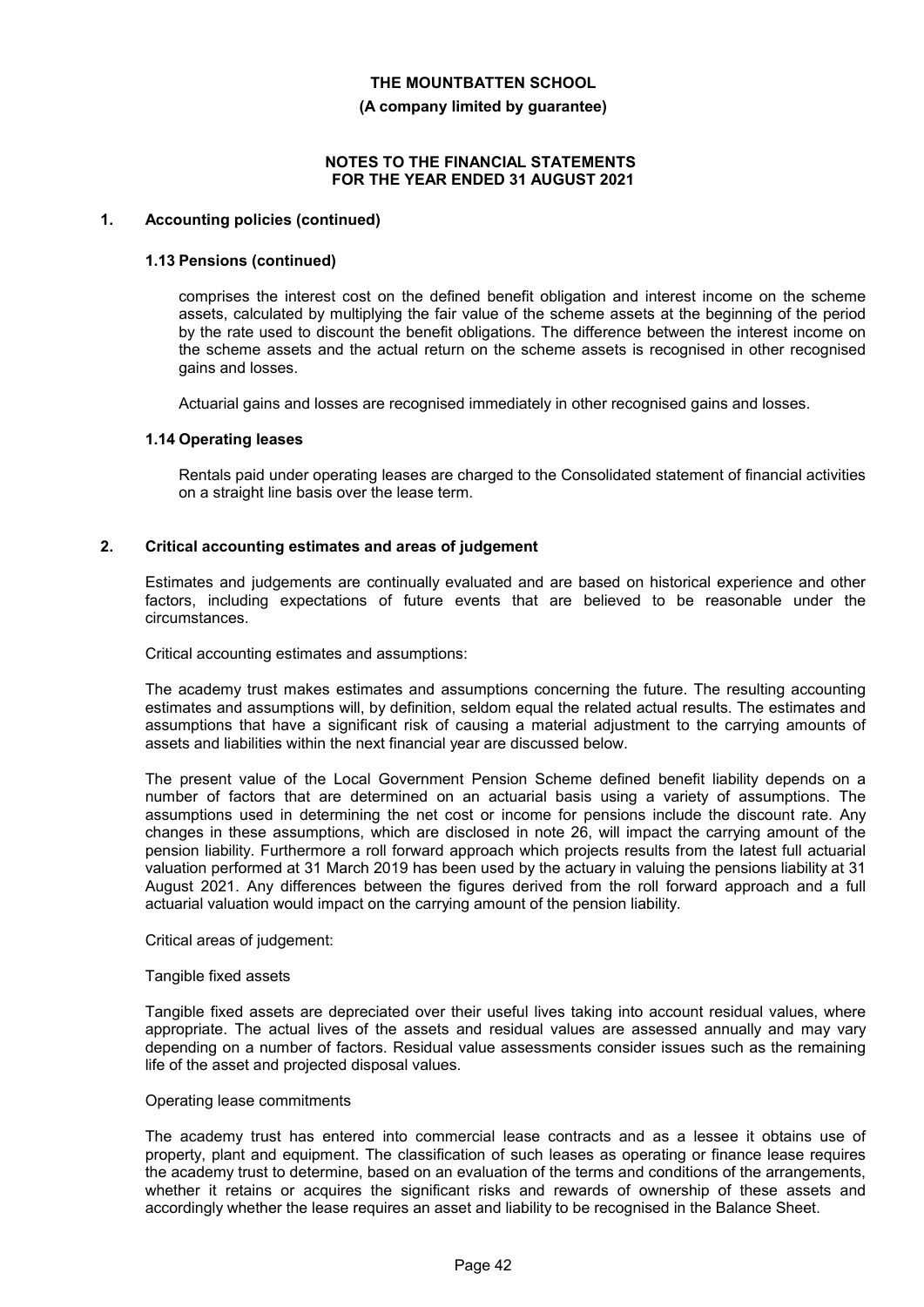## 1. Accounting policies (continued)

### 1.13 Pensions (continued)

comprises the interest cost on the defined benefit obligation and interest income on the scheme assets, calculated by multiplying the fair value of the scheme assets at the beginning of the period by the rate used to discount the benefit obligations. The difference between the interest income on the scheme assets and the actual return on the scheme assets is recognised in other recognised gains and losses.

Actuarial gains and losses are recognised immediately in other recognised gains and losses.

### 1.14 Operating leases

Rentals paid under operating leases are charged to the Consolidated statement of financial activities on a straight line basis over the lease term.

## 2. Critical accounting estimates and areas of judgement

Estimates and judgements are continually evaluated and are based on historical experience and other factors, including expectations of future events that are believed to be reasonable under the circumstances.

Critical accounting estimates and assumptions:

The academy trust makes estimates and assumptions concerning the future. The resulting accounting estimates and assumptions will, by definition, seldom equal the related actual results. The estimates and assumptions that have a significant risk of causing a material adjustment to the carrying amounts of assets and liabilities within the next financial year are discussed below.

The present value of the Local Government Pension Scheme defined benefit liability depends on a number of factors that are determined on an actuarial basis using a variety of assumptions. The assumptions used in determining the net cost or income for pensions include the discount rate. Any changes in these assumptions, which are disclosed in note 26, will impact the carrying amount of the pension liability. Furthermore a roll forward approach which projects results from the latest full actuarial valuation performed at 31 March 2019 has been used by the actuary in valuing the pensions liability at 31 August 2021. Any differences between the figures derived from the roll forward approach and a full actuarial valuation would impact on the carrying amount of the pension liability.

Critical areas of judgement:

Tangible fixed assets

Tangible fixed assets are depreciated over their useful lives taking into account residual values, where appropriate. The actual lives of the assets and residual values are assessed annually and may vary depending on a number of factors. Residual value assessments consider issues such as the remaining life of the asset and projected disposal values.

Operating lease commitments

The academy trust has entered into commercial lease contracts and as a lessee it obtains use of property, plant and equipment. The classification of such leases as operating or finance lease requires the academy trust to determine, based on an evaluation of the terms and conditions of the arrangements, whether it retains or acquires the significant risks and rewards of ownership of these assets and accordingly whether the lease requires an asset and liability to be recognised in the Balance Sheet.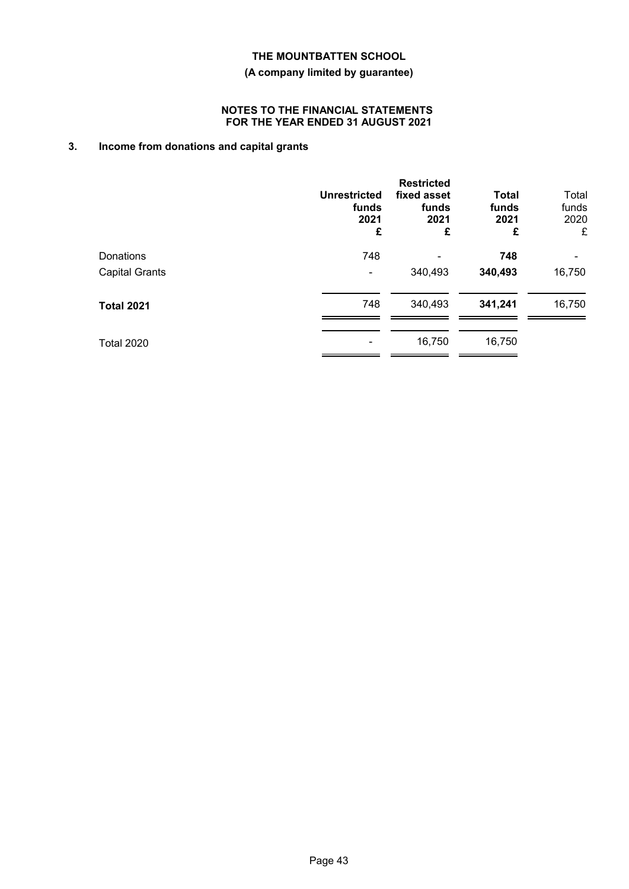**THE MOUNTBATTEN SCHOOL**

**(A company limited by guarantee)**

**NOTES TO THE FINANCIAL STATEMENTS FOR THE YEAR ENDED 31 AUGUST 2021**

## 3. Income from donations and capital grants

| | **Unrestricted funds 2021 £** | **Restricted fixed asset funds 2021 £** | **Total funds 2021 £** | Total funds 2020 £ |
|---|---|---|---|---|
| Donations | 748 | - | **748** | - |
| Capital Grants | - | 340,493 | **340,493** | 16,750 |
| **Total 2021** | 748 | 340,493 | **341,241** | 16,750 |
| Total 2020 | - | 16,750 | 16,750 | |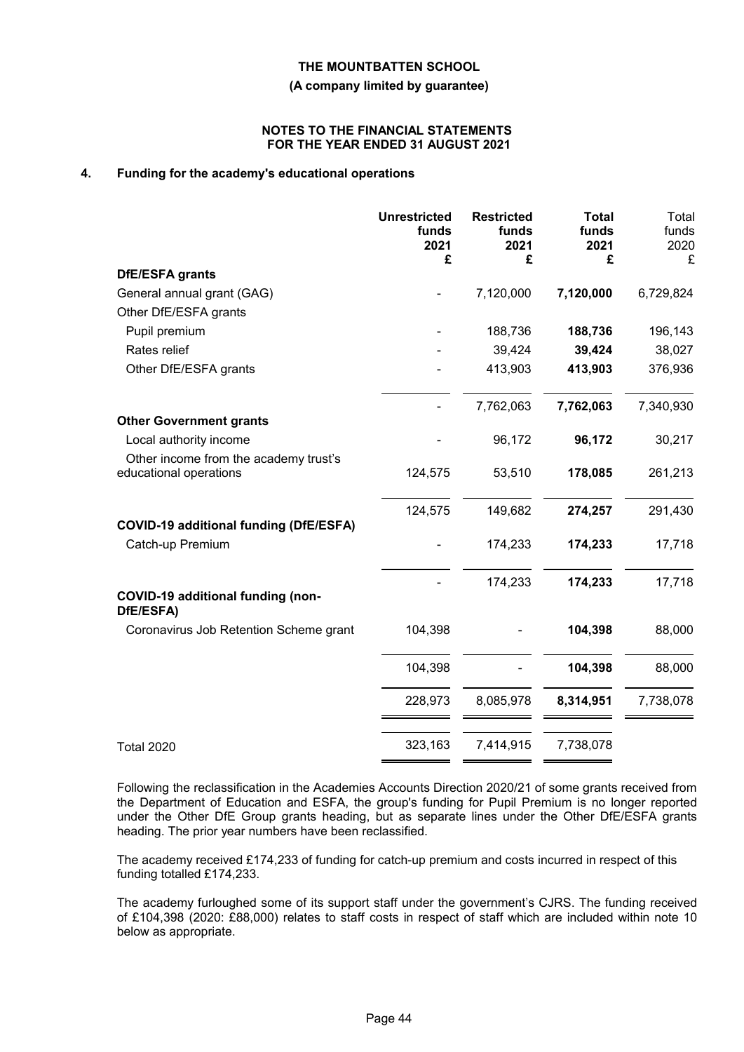**THE MOUNTBATTEN SCHOOL**

**(A company limited by guarantee)**

**NOTES TO THE FINANCIAL STATEMENTS FOR THE YEAR ENDED 31 AUGUST 2021**

## 4. Funding for the academy's educational operations

| | Unrestricted funds 2021 £ | Restricted funds 2021 £ | Total funds 2021 £ | Total funds 2020 £ |
|---|---|---|---|---|
| **DfE/ESFA grants** | | | | |
| General annual grant (GAG) | - | 7,120,000 | **7,120,000** | 6,729,824 |
| Other DfE/ESFA grants | | | | |
| Pupil premium | - | 188,736 | **188,736** | 196,143 |
| Rates relief | - | 39,424 | **39,424** | 38,027 |
| Other DfE/ESFA grants | - | 413,903 | **413,903** | 376,936 |
| | - | 7,762,063 | **7,762,063** | 7,340,930 |
| **Other Government grants** | | | | |
| Local authority income | - | 96,172 | **96,172** | 30,217 |
| Other income from the academy trust's educational operations | 124,575 | 53,510 | **178,085** | 261,213 |
| | 124,575 | 149,682 | **274,257** | 291,430 |
| **COVID-19 additional funding (DfE/ESFA)** | | | | |
| Catch-up Premium | - | 174,233 | **174,233** | 17,718 |
| | - | 174,233 | **174,233** | 17,718 |
| **COVID-19 additional funding (non-DfE/ESFA)** | | | | |
| Coronavirus Job Retention Scheme grant | 104,398 | - | **104,398** | 88,000 |
| | 104,398 | - | **104,398** | 88,000 |
| | 228,973 | 8,085,978 | **8,314,951** | 7,738,078 |
| Total 2020 | 323,163 | 7,414,915 | 7,738,078 | |

Following the reclassification in the Academies Accounts Direction 2020/21 of some grants received from the Department of Education and ESFA, the group's funding for Pupil Premium is no longer reported under the Other DfE Group grants heading, but as separate lines under the Other DfE/ESFA grants heading. The prior year numbers have been reclassified.

The academy received £174,233 of funding for catch-up premium and costs incurred in respect of this funding totalled £174,233.

The academy furloughed some of its support staff under the government's CJRS. The funding received of £104,398 (2020: £88,000) relates to staff costs in respect of staff which are included within note 10 below as appropriate.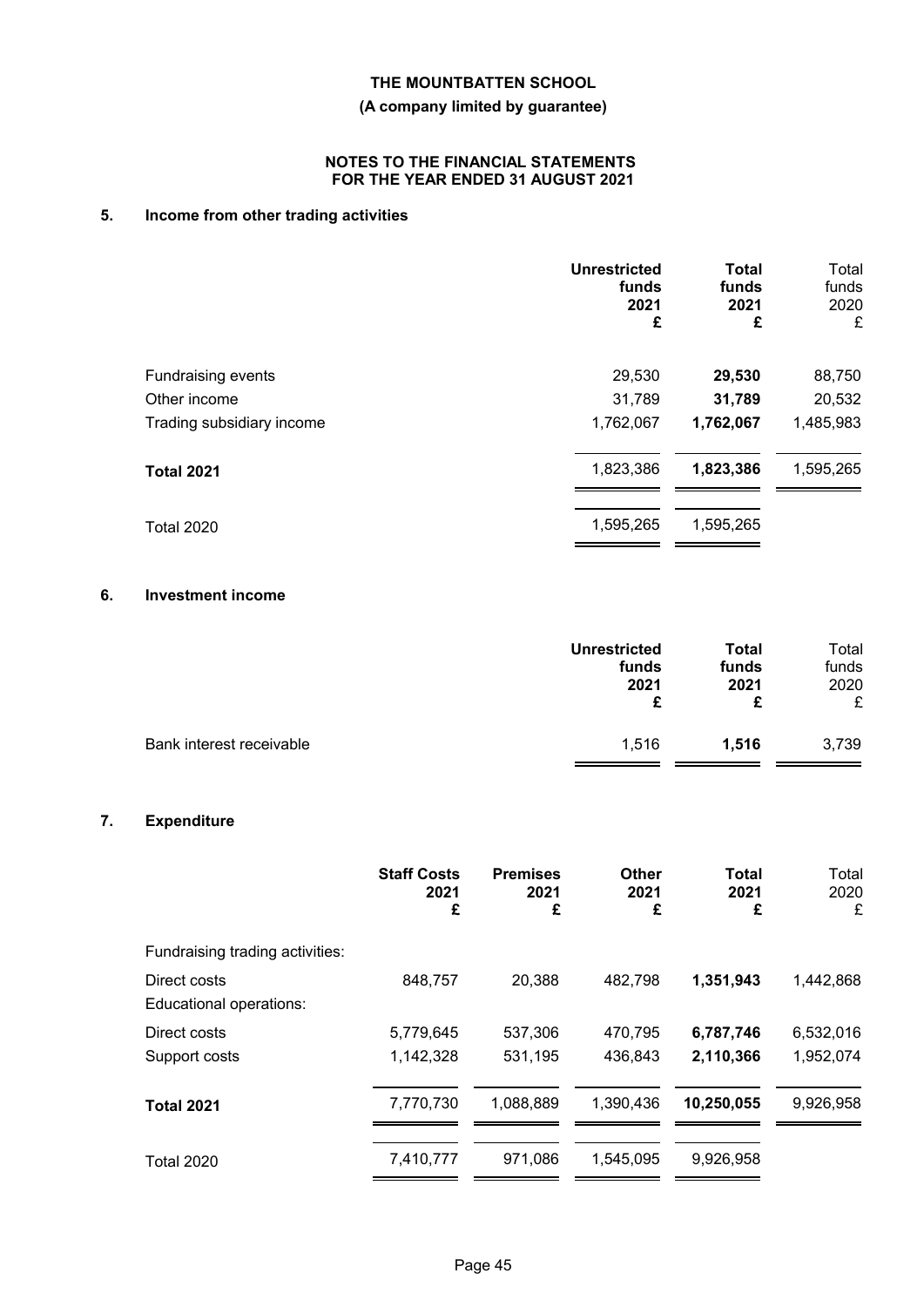**THE MOUNTBATTEN SCHOOL**

**(A company limited by guarantee)**

**NOTES TO THE FINANCIAL STATEMENTS FOR THE YEAR ENDED 31 AUGUST 2021**

## 5. Income from other trading activities

| | **Unrestricted funds 2021 £** | **Total funds 2021 £** | Total funds 2020 £ |
|---|---|---|---|
| Fundraising events | 29,530 | **29,530** | 88,750 |
| Other income | 31,789 | **31,789** | 20,532 |
| Trading subsidiary income | 1,762,067 | **1,762,067** | 1,485,983 |
| **Total 2021** | 1,823,386 | **1,823,386** | 1,595,265 |
| Total 2020 | 1,595,265 | 1,595,265 | |

## 6. Investment income

| | **Unrestricted funds 2021 £** | **Total funds 2021 £** | Total funds 2020 £ |
|---|---|---|---|
| Bank interest receivable | 1,516 | **1,516** | 3,739 |

## 7. Expenditure

| | **Staff Costs 2021 £** | **Premises 2021 £** | **Other 2021 £** | **Total 2021 £** | Total 2020 £ |
|---|---|---|---|---|---|
| Fundraising trading activities: | | | | | |
| Direct costs | 848,757 | 20,388 | 482,798 | **1,351,943** | 1,442,868 |
| Educational operations: | | | | | |
| Direct costs | 5,779,645 | 537,306 | 470,795 | **6,787,746** | 6,532,016 |
| Support costs | 1,142,328 | 531,195 | 436,843 | **2,110,366** | 1,952,074 |
| **Total 2021** | 7,770,730 | 1,088,889 | 1,390,436 | **10,250,055** | 9,926,958 |
| Total 2020 | 7,410,777 | 971,086 | 1,545,095 | 9,926,958 | |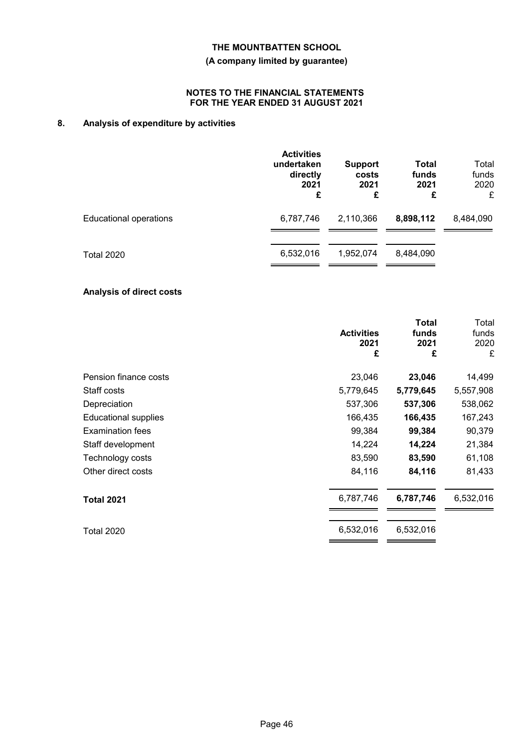**THE MOUNTBATTEN SCHOOL**

**(A company limited by guarantee)**

**NOTES TO THE FINANCIAL STATEMENTS FOR THE YEAR ENDED 31 AUGUST 2021**

## 8. Analysis of expenditure by activities

| | **Activities undertaken directly 2021 £** | **Support costs 2021 £** | **Total funds 2021 £** | Total funds 2020 £ |
|---|---|---|---|---|
| Educational operations | 6,787,746 | 2,110,366 | **8,898,112** | 8,484,090 |
| Total 2020 | 6,532,016 | 1,952,074 | 8,484,090 | |

### Analysis of direct costs

| | **Activities 2021 £** | **Total funds 2021 £** | Total funds 2020 £ |
|---|---|---|---|
| Pension finance costs | 23,046 | **23,046** | 14,499 |
| Staff costs | 5,779,645 | **5,779,645** | 5,557,908 |
| Depreciation | 537,306 | **537,306** | 538,062 |
| Educational supplies | 166,435 | **166,435** | 167,243 |
| Examination fees | 99,384 | **99,384** | 90,379 |
| Staff development | 14,224 | **14,224** | 21,384 |
| Technology costs | 83,590 | **83,590** | 61,108 |
| Other direct costs | 84,116 | **84,116** | 81,433 |
| **Total 2021** | 6,787,746 | **6,787,746** | 6,532,016 |
| Total 2020 | 6,532,016 | 6,532,016 | |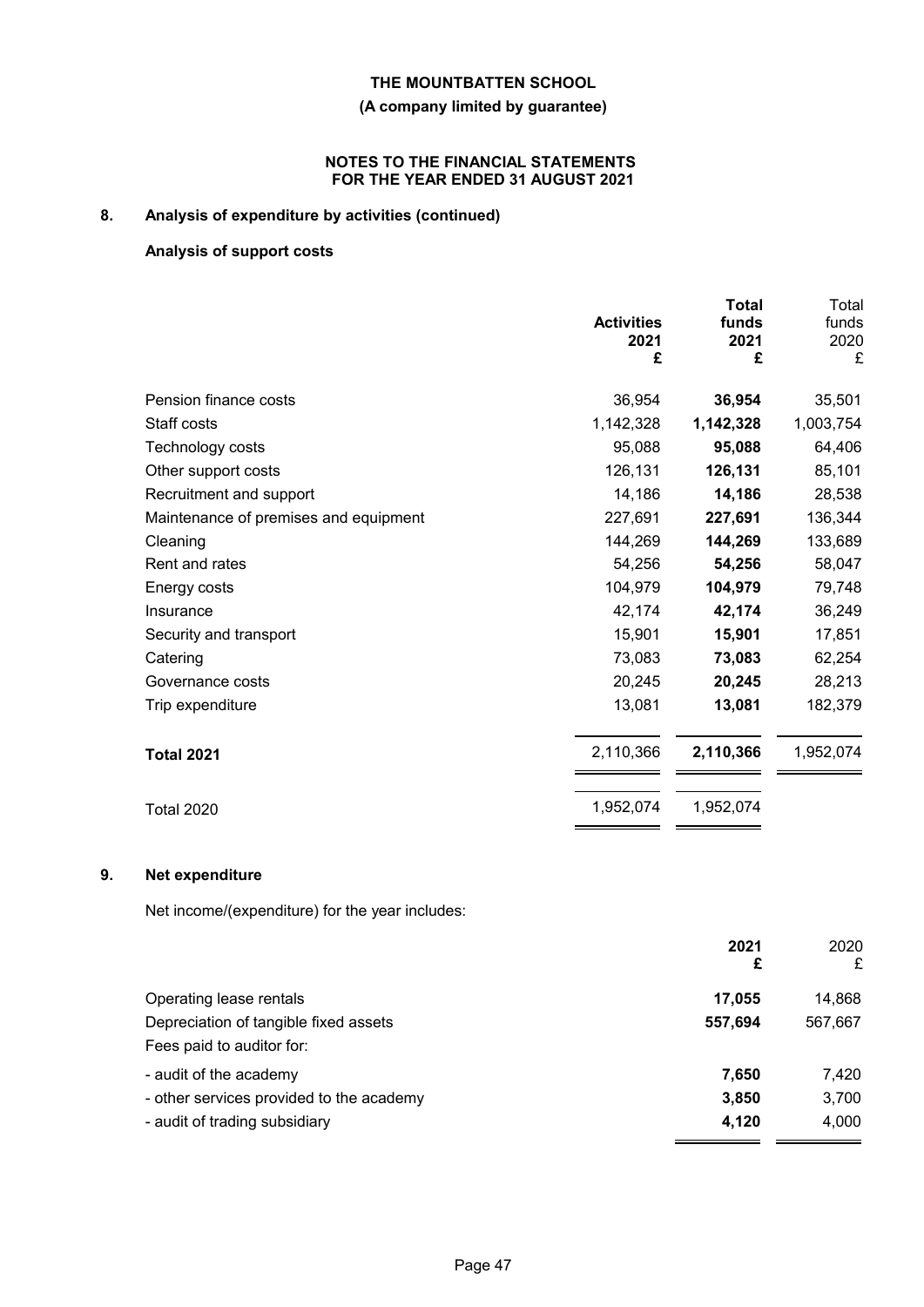## 8. Analysis of expenditure by activities (continued)

### Analysis of support costs

| | Activities 2021 £ | Total funds 2021 £ | Total funds 2020 £ |
|---|---|---|---|
| Pension finance costs | 36,954 | **36,954** | 35,501 |
| Staff costs | 1,142,328 | **1,142,328** | 1,003,754 |
| Technology costs | 95,088 | **95,088** | 64,406 |
| Other support costs | 126,131 | **126,131** | 85,101 |
| Recruitment and support | 14,186 | **14,186** | 28,538 |
| Maintenance of premises and equipment | 227,691 | **227,691** | 136,344 |
| Cleaning | 144,269 | **144,269** | 133,689 |
| Rent and rates | 54,256 | **54,256** | 58,047 |
| Energy costs | 104,979 | **104,979** | 79,748 |
| Insurance | 42,174 | **42,174** | 36,249 |
| Security and transport | 15,901 | **15,901** | 17,851 |
| Catering | 73,083 | **73,083** | 62,254 |
| Governance costs | 20,245 | **20,245** | 28,213 |
| Trip expenditure | 13,081 | **13,081** | 182,379 |
| **Total 2021** | 2,110,366 | **2,110,366** | 1,952,074 |
| Total 2020 | 1,952,074 | 1,952,074 | |

## 9. Net expenditure

Net income/(expenditure) for the year includes:

| | 2021 £ | 2020 £ |
|---|---|---|
| Operating lease rentals | **17,055** | 14,868 |
| Depreciation of tangible fixed assets | **557,694** | 567,667 |
| Fees paid to auditor for: | | |
| - audit of the academy | **7,650** | 7,420 |
| - other services provided to the academy | **3,850** | 3,700 |
| - audit of trading subsidiary | **4,120** | 4,000 |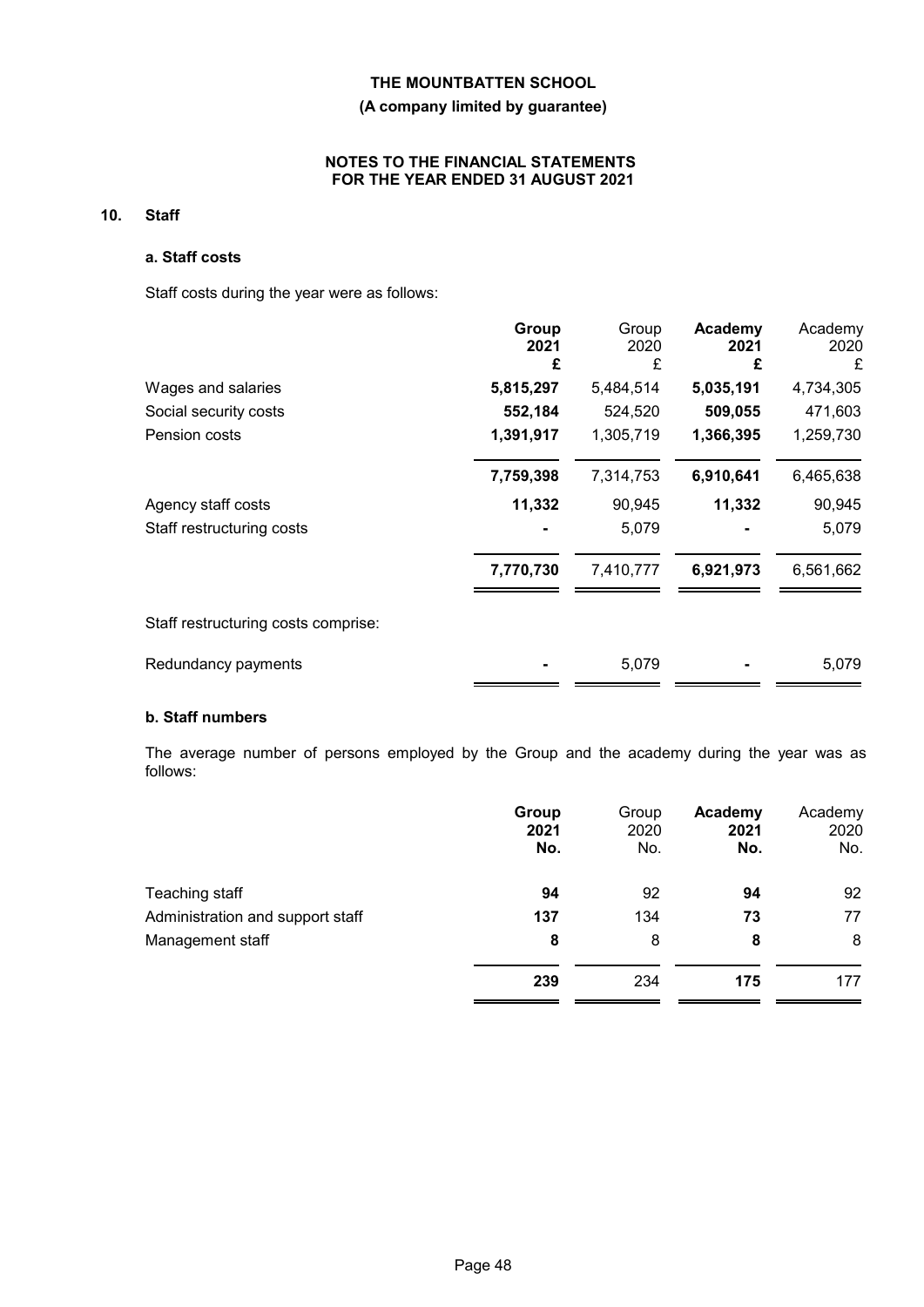**THE MOUNTBATTEN SCHOOL**

**(A company limited by guarantee)**

**NOTES TO THE FINANCIAL STATEMENTS FOR THE YEAR ENDED 31 AUGUST 2021**

## 10. Staff

### a. Staff costs

Staff costs during the year were as follows:

| | **Group 2021 £** | Group 2020 £ | **Academy 2021 £** | Academy 2020 £ |
|---|---|---|---|---|
| Wages and salaries | **5,815,297** | 5,484,514 | **5,035,191** | 4,734,305 |
| Social security costs | **552,184** | 524,520 | **509,055** | 471,603 |
| Pension costs | **1,391,917** | 1,305,719 | **1,366,395** | 1,259,730 |
| | **7,759,398** | 7,314,753 | **6,910,641** | 6,465,638 |
| Agency staff costs | **11,332** | 90,945 | **11,332** | 90,945 |
| Staff restructuring costs | **-** | 5,079 | **-** | 5,079 |
| | **7,770,730** | 7,410,777 | **6,921,973** | 6,561,662 |
| Staff restructuring costs comprise: | | | | |
| Redundancy payments | **-** | 5,079 | **-** | 5,079 |

### b. Staff numbers

The average number of persons employed by the Group and the academy during the year was as follows:

| | **Group 2021 No.** | Group 2020 No. | **Academy 2021 No.** | Academy 2020 No. |
|---|---|---|---|---|
| Teaching staff | **94** | 92 | **94** | 92 |
| Administration and support staff | **137** | 134 | **73** | 77 |
| Management staff | **8** | 8 | **8** | 8 |
| | **239** | 234 | **175** | 177 |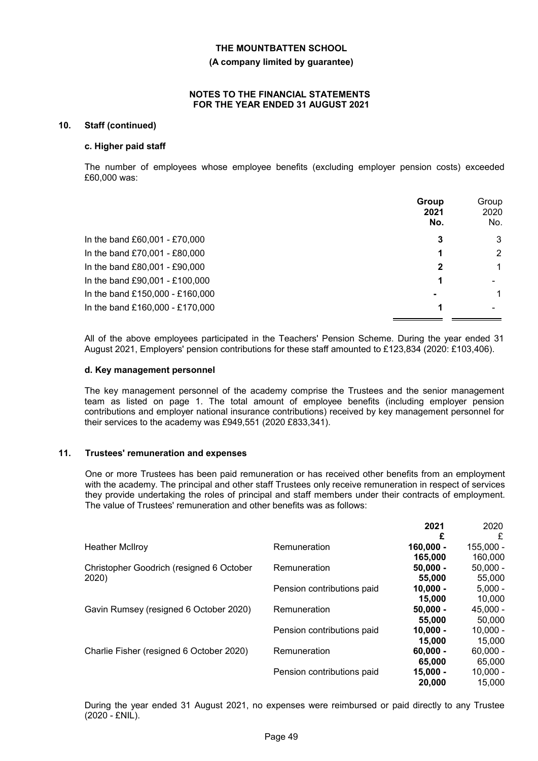**THE MOUNTBATTEN SCHOOL**

**(A company limited by guarantee)**

**NOTES TO THE FINANCIAL STATEMENTS FOR THE YEAR ENDED 31 AUGUST 2021**

## 10. Staff (continued)

### c. Higher paid staff

The number of employees whose employee benefits (excluding employer pension costs) exceeded £60,000 was:

| | **Group 2021 No.** | Group 2020 No. |
|---|---|---|
| In the band £60,001 - £70,000 | **3** | 3 |
| In the band £70,001 - £80,000 | **1** | 2 |
| In the band £80,001 - £90,000 | **2** | 1 |
| In the band £90,001 - £100,000 | **1** | - |
| In the band £150,000 - £160,000 | **-** | 1 |
| In the band £160,000 - £170,000 | **1** | - |

All of the above employees participated in the Teachers' Pension Scheme. During the year ended 31 August 2021, Employers' pension contributions for these staff amounted to £123,834 (2020: £103,406).

### d. Key management personnel

The key management personnel of the academy comprise the Trustees and the senior management team as listed on page 1. The total amount of employee benefits (including employer pension contributions and employer national insurance contributions) received by key management personnel for their services to the academy was £949,551 (2020 £833,341).

## 11. Trustees' remuneration and expenses

One or more Trustees has been paid remuneration or has received other benefits from an employment with the academy. The principal and other staff Trustees only receive remuneration in respect of services they provide undertaking the roles of principal and staff members under their contracts of employment. The value of Trustees' remuneration and other benefits was as follows:

| | | **2021 £** | 2020 £ |
|---|---|---|---|
| Heather McIlroy | Remuneration | **160,000 - 165,000** | 155,000 - 160,000 |
| Christopher Goodrich (resigned 6 October 2020) | Remuneration | **50,000 - 55,000** | 50,000 - 55,000 |
| | Pension contributions paid | **10,000 - 15,000** | 5,000 - 10,000 |
| Gavin Rumsey (resigned 6 October 2020) | Remuneration | **50,000 - 55,000** | 45,000 - 50,000 |
| | Pension contributions paid | **10,000 - 15,000** | 10,000 - 15,000 |
| Charlie Fisher (resigned 6 October 2020) | Remuneration | **60,000 - 65,000** | 60,000 - 65,000 |
| | Pension contributions paid | **15,000 - 20,000** | 10,000 - 15,000 |

During the year ended 31 August 2021, no expenses were reimbursed or paid directly to any Trustee (2020 - £NIL).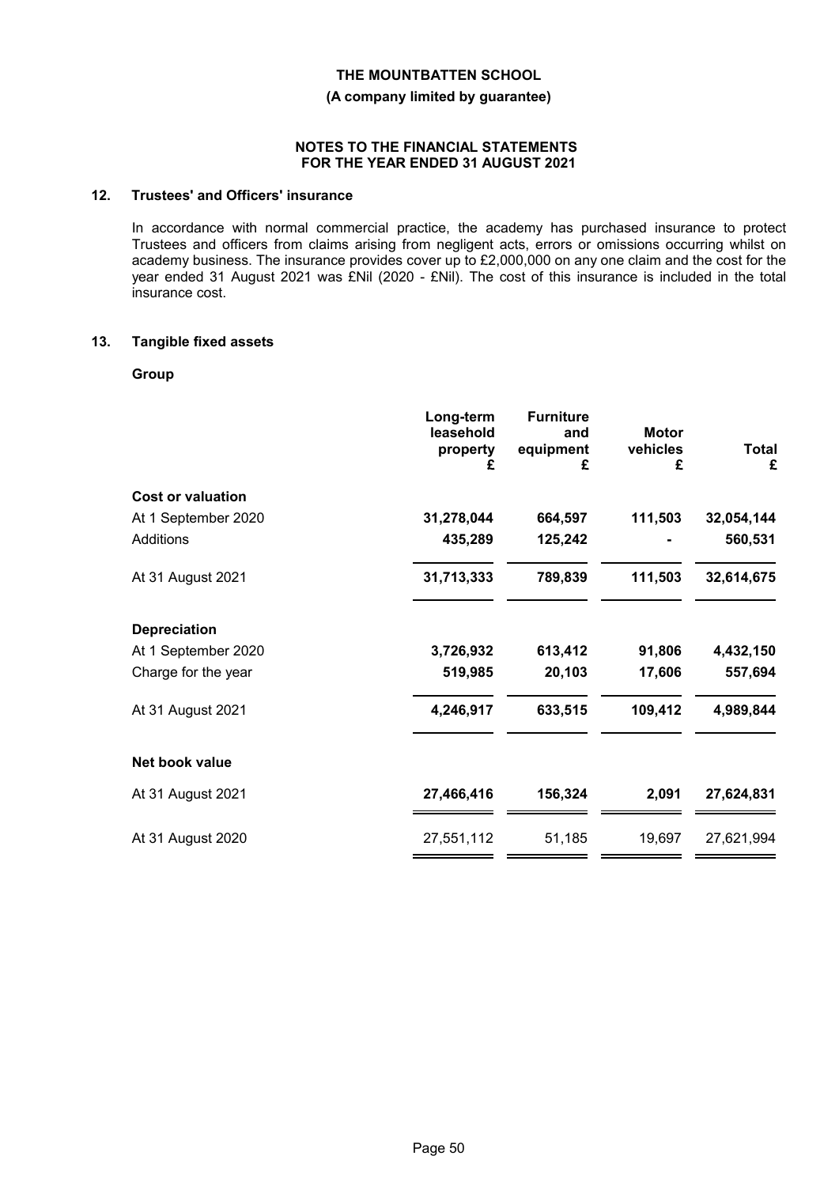**THE MOUNTBATTEN SCHOOL**

**(A company limited by guarantee)**

**NOTES TO THE FINANCIAL STATEMENTS**
**FOR THE YEAR ENDED 31 AUGUST 2021**

## 12. Trustees' and Officers' insurance

In accordance with normal commercial practice, the academy has purchased insurance to protect Trustees and officers from claims arising from negligent acts, errors or omissions occurring whilst on academy business. The insurance provides cover up to £2,000,000 on any one claim and the cost for the year ended 31 August 2021 was £Nil (2020 - £Nil). The cost of this insurance is included in the total insurance cost.

## 13. Tangible fixed assets

**Group**

| | Long-term leasehold property £ | Furniture and equipment £ | Motor vehicles £ | Total £ |
|---|---|---|---|---|
| **Cost or valuation** | | | | |
| At 1 September 2020 | **31,278,044** | **664,597** | **111,503** | **32,054,144** |
| Additions | **435,289** | **125,242** | **-** | **560,531** |
| At 31 August 2021 | **31,713,333** | **789,839** | **111,503** | **32,614,675** |
| **Depreciation** | | | | |
| At 1 September 2020 | **3,726,932** | **613,412** | **91,806** | **4,432,150** |
| Charge for the year | **519,985** | **20,103** | **17,606** | **557,694** |
| At 31 August 2021 | **4,246,917** | **633,515** | **109,412** | **4,989,844** |
| **Net book value** | | | | |
| At 31 August 2021 | **27,466,416** | **156,324** | **2,091** | **27,624,831** |
| At 31 August 2020 | 27,551,112 | 51,185 | 19,697 | 27,621,994 |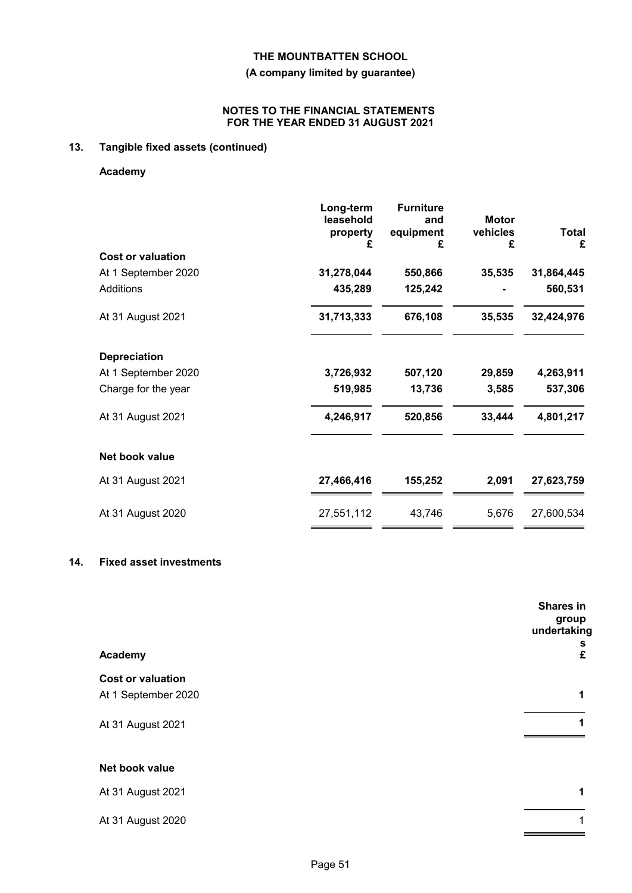**THE MOUNTBATTEN SCHOOL**

**(A company limited by guarantee)**

**NOTES TO THE FINANCIAL STATEMENTS FOR THE YEAR ENDED 31 AUGUST 2021**

## 13. Tangible fixed assets (continued)

### Academy

| | Long-term leasehold property £ | Furniture and equipment £ | Motor vehicles £ | Total £ |
|---|---|---|---|---|
| **Cost or valuation** | | | | |
| At 1 September 2020 | **31,278,044** | **550,866** | **35,535** | **31,864,445** |
| Additions | **435,289** | **125,242** | **-** | **560,531** |
| At 31 August 2021 | **31,713,333** | **676,108** | **35,535** | **32,424,976** |
| **Depreciation** | | | | |
| At 1 September 2020 | **3,726,932** | **507,120** | **29,859** | **4,263,911** |
| Charge for the year | **519,985** | **13,736** | **3,585** | **537,306** |
| At 31 August 2021 | **4,246,917** | **520,856** | **33,444** | **4,801,217** |
| **Net book value** | | | | |
| At 31 August 2021 | **27,466,416** | **155,252** | **2,091** | **27,623,759** |
| At 31 August 2020 | 27,551,112 | 43,746 | 5,676 | 27,600,534 |

## 14. Fixed asset investments

| **Academy** | Shares in group undertakings £ |
|---|---|
| **Cost or valuation** | |
| At 1 September 2020 | **1** |
| At 31 August 2021 | **1** |
| **Net book value** | |
| At 31 August 2021 | **1** |
| At 31 August 2020 | 1 |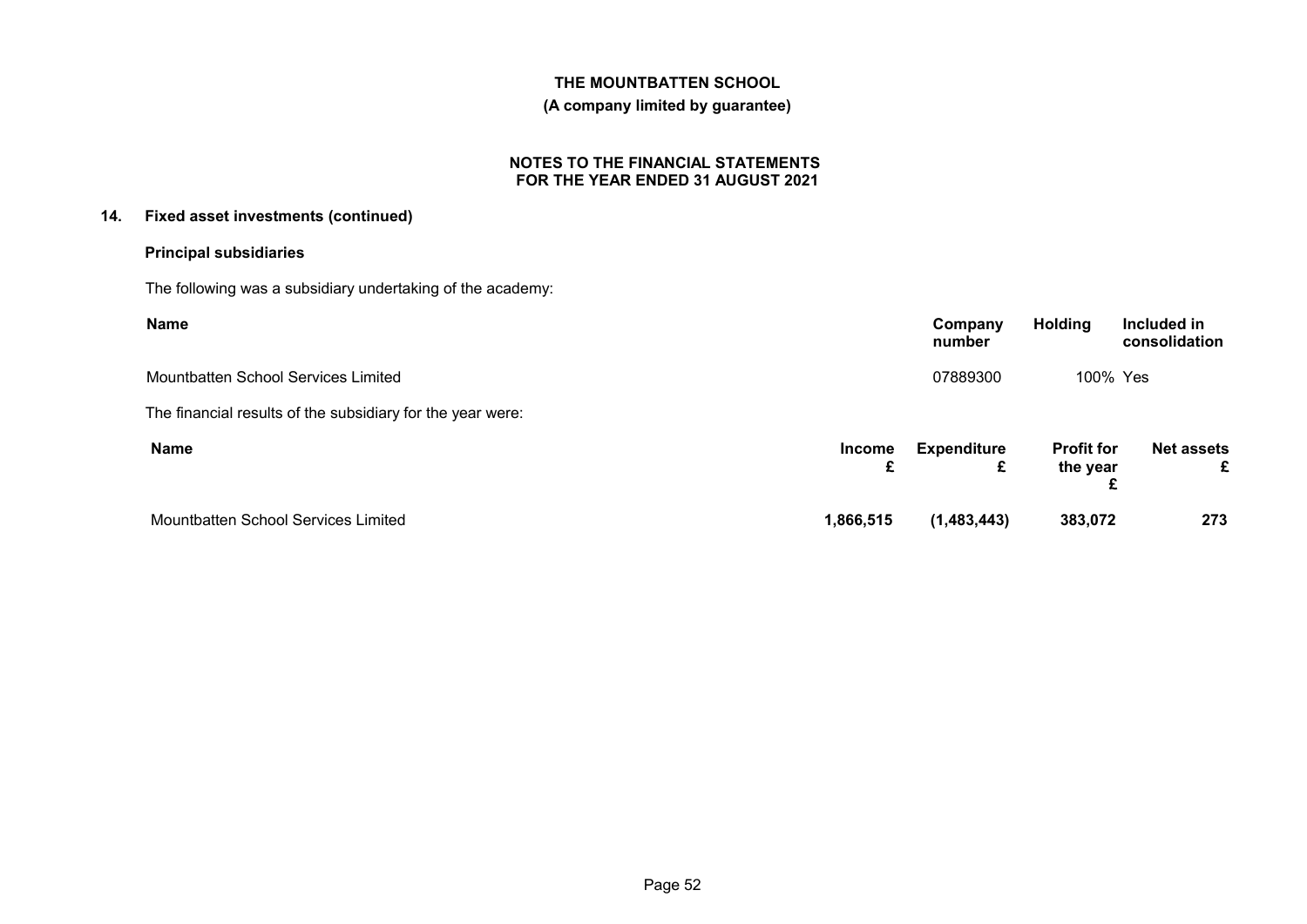## 14. Fixed asset investments (continued)

### Principal subsidiaries

The following was a subsidiary undertaking of the academy:

| Name | Company number | Holding | Included in consolidation |
|---|---|---|---|
| Mountbatten School Services Limited | 07889300 | 100% | Yes |

The financial results of the subsidiary for the year were:

| Name | Income £ | Expenditure £ | Profit for the year £ | Net assets £ |
|---|---|---|---|---|
| Mountbatten School Services Limited | **1,866,515** | **(1,483,443)** | **383,072** | **273** |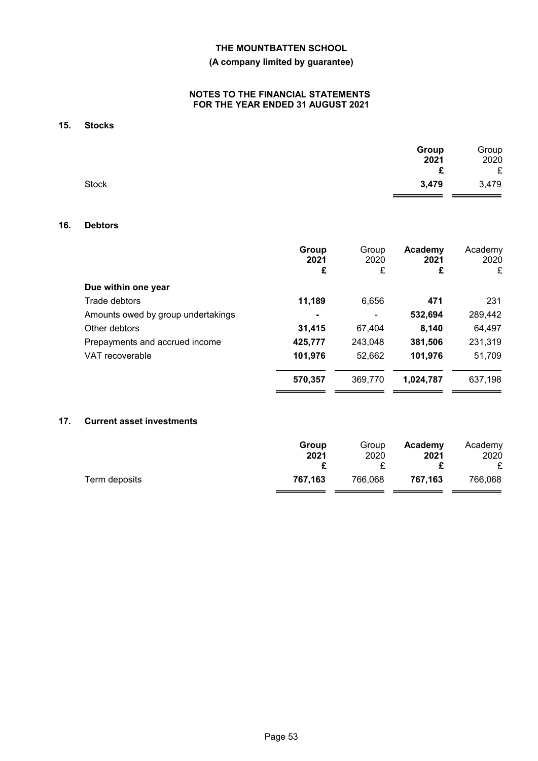# THE MOUNTBATTEN SCHOOL

**(A company limited by guarantee)**

**NOTES TO THE FINANCIAL STATEMENTS FOR THE YEAR ENDED 31 AUGUST 2021**

## 15. Stocks

| | Group 2021 £ | Group 2020 £ |
|---|---|---|
| Stock | **3,479** | 3,479 |

## 16. Debtors

| | Group 2021 £ | Group 2020 £ | Academy 2021 £ | Academy 2020 £ |
|---|---|---|---|---|
| **Due within one year** | | | | |
| Trade debtors | **11,189** | 6,656 | **471** | 231 |
| Amounts owed by group undertakings | **-** | - | **532,694** | 289,442 |
| Other debtors | **31,415** | 67,404 | **8,140** | 64,497 |
| Prepayments and accrued income | **425,777** | 243,048 | **381,506** | 231,319 |
| VAT recoverable | **101,976** | 52,662 | **101,976** | 51,709 |
| | **570,357** | 369,770 | **1,024,787** | 637,198 |

## 17. Current asset investments

| | Group 2021 £ | Group 2020 £ | Academy 2021 £ | Academy 2020 £ |
|---|---|---|---|---|
| Term deposits | **767,163** | 766,068 | **767,163** | 766,068 |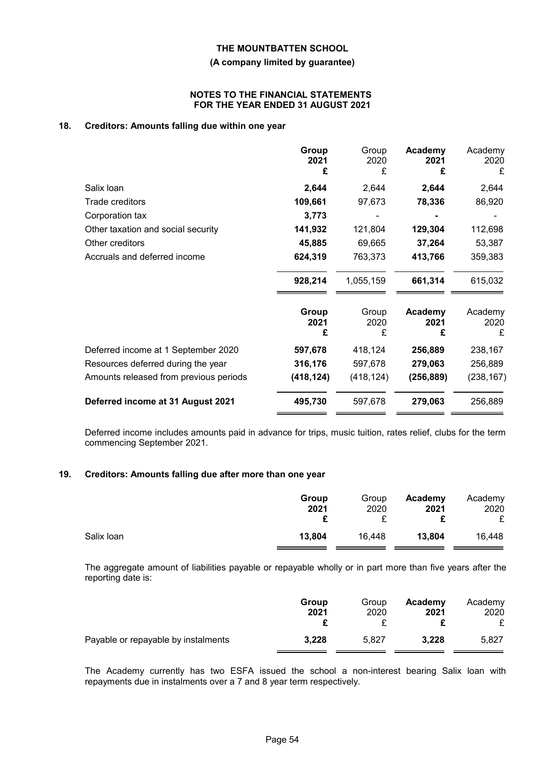## 18. Creditors: Amounts falling due within one year

| | **Group 2021 £** | Group 2020 £ | **Academy 2021 £** | Academy 2020 £ |
|---|---|---|---|---|
| Salix loan | **2,644** | 2,644 | **2,644** | 2,644 |
| Trade creditors | **109,661** | 97,673 | **78,336** | 86,920 |
| Corporation tax | **3,773** | - | **-** | - |
| Other taxation and social security | **141,932** | 121,804 | **129,304** | 112,698 |
| Other creditors | **45,885** | 69,665 | **37,264** | 53,387 |
| Accruals and deferred income | **624,319** | 763,373 | **413,766** | 359,383 |
| | **928,214** | 1,055,159 | **661,314** | 615,032 |

| | **Group 2021 £** | Group 2020 £ | **Academy 2021 £** | Academy 2020 £ |
|---|---|---|---|---|
| Deferred income at 1 September 2020 | **597,678** | 418,124 | **256,889** | 238,167 |
| Resources deferred during the year | **316,176** | 597,678 | **279,063** | 256,889 |
| Amounts released from previous periods | **(418,124)** | (418,124) | **(256,889)** | (238,167) |
| **Deferred income at 31 August 2021** | **495,730** | 597,678 | **279,063** | 256,889 |

Deferred income includes amounts paid in advance for trips, music tuition, rates relief, clubs for the term commencing September 2021.

## 19. Creditors: Amounts falling due after more than one year

| | **Group 2021 £** | Group 2020 £ | **Academy 2021 £** | Academy 2020 £ |
|---|---|---|---|---|
| Salix loan | **13,804** | 16,448 | **13,804** | 16,448 |

The aggregate amount of liabilities payable or repayable wholly or in part more than five years after the reporting date is:

| | **Group 2021 £** | Group 2020 £ | **Academy 2021 £** | Academy 2020 £ |
|---|---|---|---|---|
| Payable or repayable by instalments | **3,228** | 5,827 | **3,228** | 5,827 |

The Academy currently has two ESFA issued the school a non-interest bearing Salix loan with repayments due in instalments over a 7 and 8 year term respectively.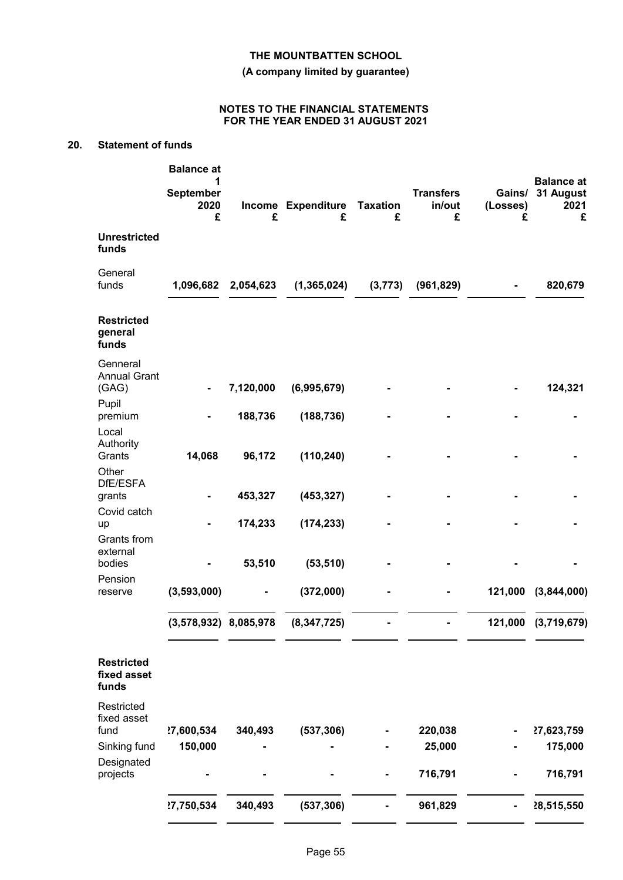# THE MOUNTBATTEN SCHOOL

**(A company limited by guarantee)**

**NOTES TO THE FINANCIAL STATEMENTS FOR THE YEAR ENDED 31 AUGUST 2021**

## 20. Statement of funds

| | Balance at 1 September 2020 £ | Income £ | Expenditure £ | Taxation £ | Transfers in/out £ | Gains/ (Losses) £ | Balance at 31 August 2021 £ |
|---|---|---|---|---|---|---|---|
| **Unrestricted funds** | | | | | | | |
| General funds | **1,096,682** | **2,054,623** | **(1,365,024)** | **(3,773)** | **(961,829)** | **-** | **820,679** |
| **Restricted general funds** | | | | | | | |
| Genneral Annual Grant (GAG) | - | 7,120,000 | (6,995,679) | - | - | - | 124,321 |
| Pupil premium | - | 188,736 | (188,736) | - | - | - | - |
| Local Authority Grants | 14,068 | 96,172 | (110,240) | - | - | - | - |
| Other DfE/ESFA grants | - | 453,327 | (453,327) | - | - | - | - |
| Covid catch up | - | 174,233 | (174,233) | - | - | - | - |
| Grants from external bodies | - | 53,510 | (53,510) | - | - | - | - |
| Pension reserve | (3,593,000) | - | (372,000) | - | - | 121,000 | (3,844,000) |
| | **(3,578,932)** | **8,085,978** | **(8,347,725)** | **-** | **-** | **121,000** | **(3,719,679)** |
| **Restricted fixed asset funds** | | | | | | | |
| Restricted fixed asset fund | 27,600,534 | 340,493 | (537,306) | - | 220,038 | - | 27,623,759 |
| Sinking fund | 150,000 | - | - | - | 25,000 | - | 175,000 |
| Designated projects | - | - | - | - | 716,791 | - | 716,791 |
| | **27,750,534** | **340,493** | **(537,306)** | **-** | **961,829** | **-** | **28,515,550** |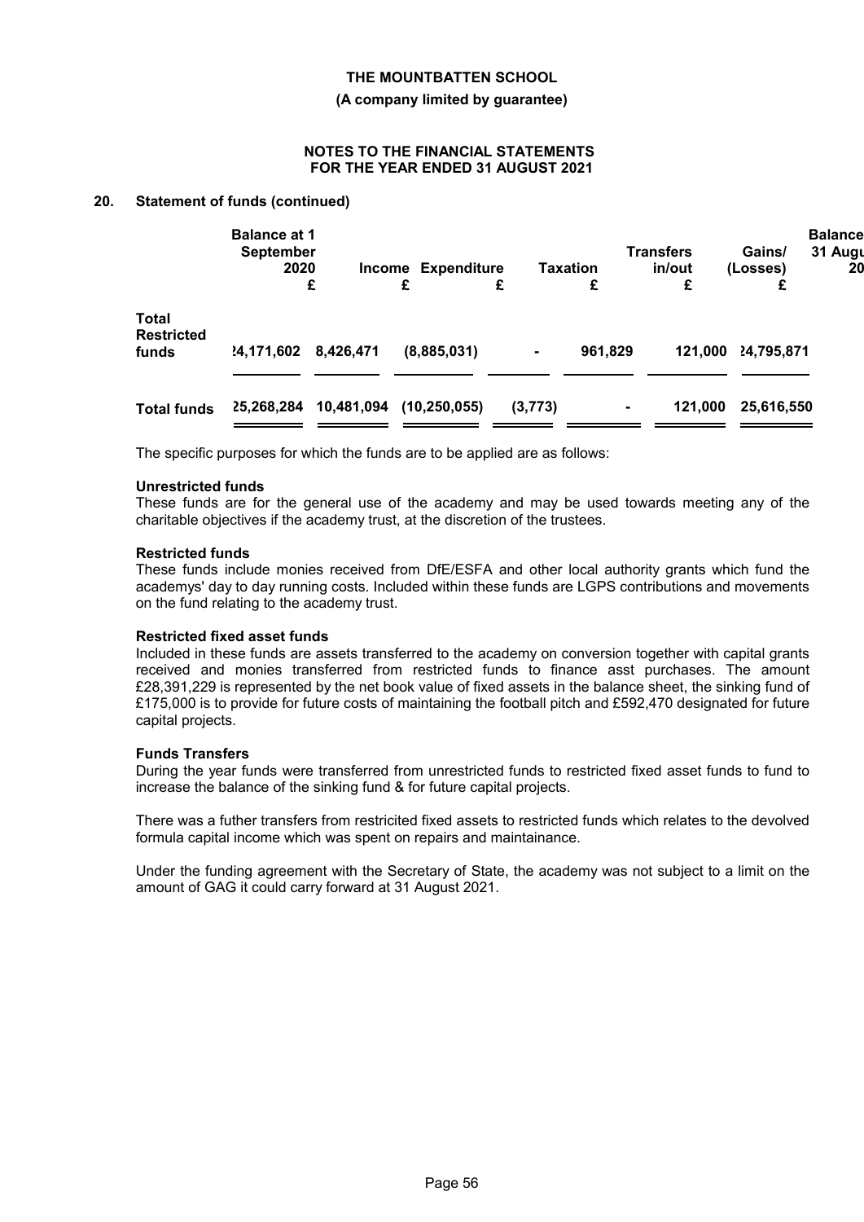# 20. Statement of funds (continued)

| | Balance at 1 September 2020 £ | Income £ | Expenditure £ | Taxation £ | Transfers in/out £ | Gains/ (Losses) £ | Balance at 31 August 2021 £ |
|---|---|---|---|---|---|---|---|
| **Total Restricted funds** | 24,171,602 | 8,426,471 | (8,885,031) | - | 961,829 | 121,000 | 24,795,871 |
| **Total funds** | 25,268,284 | 10,481,094 | (10,250,055) | (3,773) | - | 121,000 | 25,616,550 |

The specific purposes for which the funds are to be applied are as follows:

**Unrestricted funds**

These funds are for the general use of the academy and may be used towards meeting any of the charitable objectives if the academy trust, at the discretion of the trustees.

**Restricted funds**

These funds include monies received from DfE/ESFA and other local authority grants which fund the academys' day to day running costs. Included within these funds are LGPS contributions and movements on the fund relating to the academy trust.

**Restricted fixed asset funds**

Included in these funds are assets transferred to the academy on conversion together with capital grants received and monies transferred from restricted funds to finance asst purchases. The amount £28,391,229 is represented by the net book value of fixed assets in the balance sheet, the sinking fund of £175,000 is to provide for future costs of maintaining the football pitch and £592,470 designated for future capital projects.

**Funds Transfers**

During the year funds were transferred from unrestricted funds to restricted fixed asset funds to fund to increase the balance of the sinking fund & for future capital projects.

There was a futher transfers from restricicted fixed assets to restricted funds which relates to the devolved formula capital income which was spent on repairs and maintainance.

Under the funding agreement with the Secretary of State, the academy was not subject to a limit on the amount of GAG it could carry forward at 31 August 2021.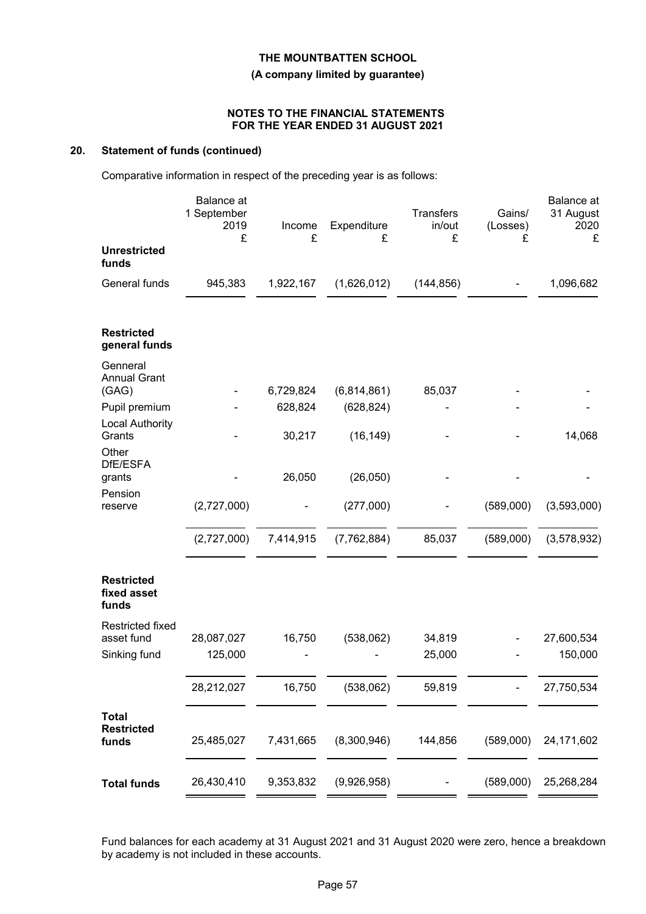## 20. Statement of funds (continued)

Comparative information in respect of the preceding year is as follows:

| | Balance at 1 September 2019 £ | Income £ | Expenditure £ | Transfers in/out £ | Gains/ (Losses) £ | Balance at 31 August 2020 £ |
|---|---|---|---|---|---|---|
| **Unrestricted funds** | | | | | | |
| General funds | 945,383 | 1,922,167 | (1,626,012) | (144,856) | - | 1,096,682 |
| **Restricted general funds** | | | | | | |
| Genneral Annual Grant (GAG) | - | 6,729,824 | (6,814,861) | 85,037 | - | - |
| Pupil premium | - | 628,824 | (628,824) | - | - | - |
| Local Authority Grants | - | 30,217 | (16,149) | - | - | 14,068 |
| Other DfE/ESFA grants | - | 26,050 | (26,050) | - | - | - |
| Pension reserve | (2,727,000) | - | (277,000) | - | (589,000) | (3,593,000) |
| | (2,727,000) | 7,414,915 | (7,762,884) | 85,037 | (589,000) | (3,578,932) |
| **Restricted fixed asset funds** | | | | | | |
| Restricted fixed asset fund | 28,087,027 | 16,750 | (538,062) | 34,819 | - | 27,600,534 |
| Sinking fund | 125,000 | - | - | 25,000 | - | 150,000 |
| | 28,212,027 | 16,750 | (538,062) | 59,819 | - | 27,750,534 |
| **Total Restricted funds** | 25,485,027 | 7,431,665 | (8,300,946) | 144,856 | (589,000) | 24,171,602 |
| **Total funds** | 26,430,410 | 9,353,832 | (9,926,958) | - | (589,000) | 25,268,284 |

Fund balances for each academy at 31 August 2021 and 31 August 2020 were zero, hence a breakdown by academy is not included in these accounts.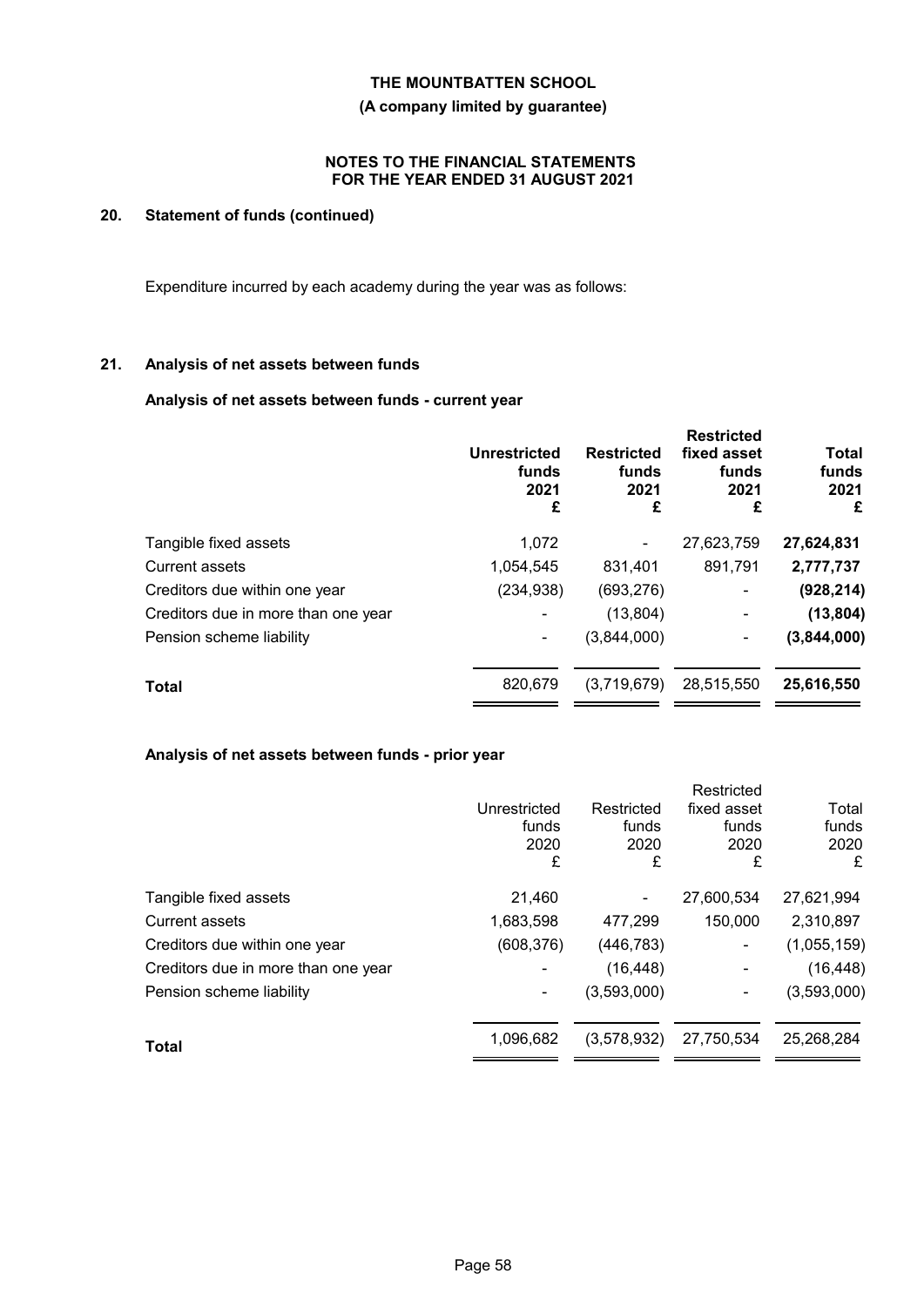## 20. Statement of funds (continued)

Expenditure incurred by each academy during the year was as follows:

## 21. Analysis of net assets between funds

### Analysis of net assets between funds - current year

| | Unrestricted funds 2021 £ | Restricted funds 2021 £ | Restricted fixed asset funds 2021 £ | Total funds 2021 £ |
|---|---|---|---|---|
| Tangible fixed assets | 1,072 | - | 27,623,759 | **27,624,831** |
| Current assets | 1,054,545 | 831,401 | 891,791 | **2,777,737** |
| Creditors due within one year | (234,938) | (693,276) | - | **(928,214)** |
| Creditors due in more than one year | - | (13,804) | - | **(13,804)** |
| Pension scheme liability | - | (3,844,000) | - | **(3,844,000)** |
| **Total** | 820,679 | (3,719,679) | 28,515,550 | **25,616,550** |

### Analysis of net assets between funds - prior year

| | Unrestricted funds 2020 £ | Restricted funds 2020 £ | Restricted fixed asset funds 2020 £ | Total funds 2020 £ |
|---|---|---|---|---|
| Tangible fixed assets | 21,460 | - | 27,600,534 | 27,621,994 |
| Current assets | 1,683,598 | 477,299 | 150,000 | 2,310,897 |
| Creditors due within one year | (608,376) | (446,783) | - | (1,055,159) |
| Creditors due in more than one year | - | (16,448) | - | (16,448) |
| Pension scheme liability | - | (3,593,000) | - | (3,593,000) |
| **Total** | 1,096,682 | (3,578,932) | 27,750,534 | 25,268,284 |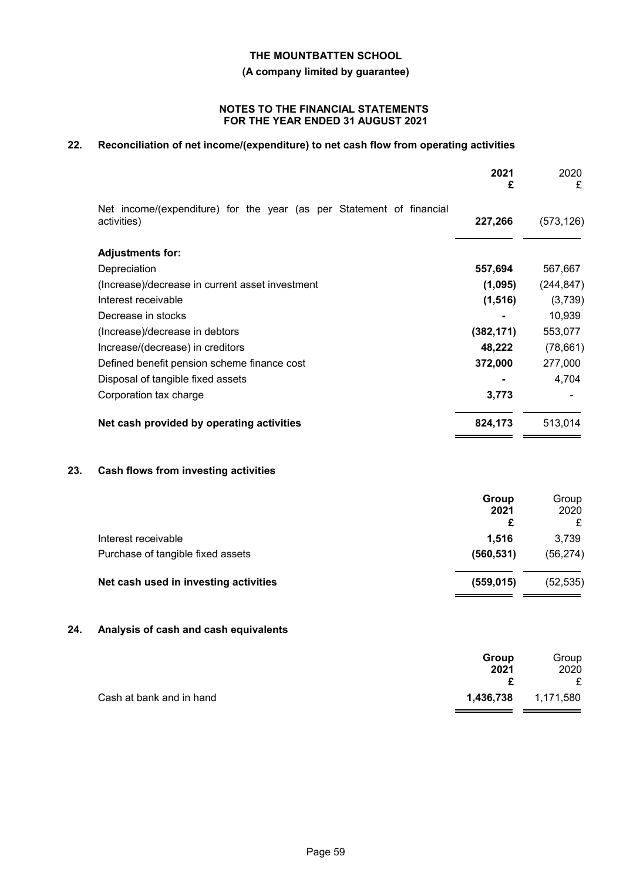# THE MOUNTBATTEN SCHOOL

**(A company limited by guarantee)**

**NOTES TO THE FINANCIAL STATEMENTS FOR THE YEAR ENDED 31 AUGUST 2021**

## 22. Reconciliation of net income/(expenditure) to net cash flow from operating activities

| | 2021 £ | 2020 £ |
|---|---|---|
| Net income/(expenditure) for the year (as per Statement of financial activities) | **227,266** | (573,126) |
| **Adjustments for:** | | |
| Depreciation | **557,694** | 567,667 |
| (Increase)/decrease in current asset investment | **(1,095)** | (244,847) |
| Interest receivable | **(1,516)** | (3,739) |
| Decrease in stocks | **-** | 10,939 |
| (Increase)/decrease in debtors | **(382,171)** | 553,077 |
| Increase/(decrease) in creditors | **48,222** | (78,661) |
| Defined benefit pension scheme finance cost | **372,000** | 277,000 |
| Disposal of tangible fixed assets | **-** | 4,704 |
| Corporation tax charge | **3,773** | - |
| **Net cash provided by operating activities** | **824,173** | 513,014 |

## 23. Cash flows from investing activities

| | Group 2021 £ | Group 2020 £ |
|---|---|---|
| Interest receivable | **1,516** | 3,739 |
| Purchase of tangible fixed assets | **(560,531)** | (56,274) |
| **Net cash used in investing activities** | **(559,015)** | (52,535) |

## 24. Analysis of cash and cash equivalents

| | Group 2021 £ | Group 2020 £ |
|---|---|---|
| Cash at bank and in hand | **1,436,738** | 1,171,580 |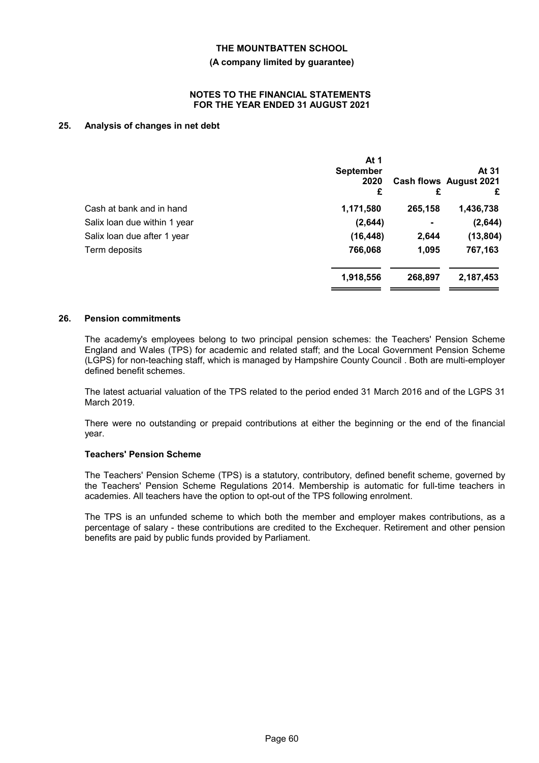## 25. Analysis of changes in net debt

| | At 1 September 2020 £ | Cash flows £ | At 31 August 2021 £ |
|---|---|---|---|
| Cash at bank and in hand | **1,171,580** | **265,158** | **1,436,738** |
| Salix loan due within 1 year | **(2,644)** | **-** | **(2,644)** |
| Salix loan due after 1 year | **(16,448)** | **2,644** | **(13,804)** |
| Term deposits | **766,068** | **1,095** | **767,163** |
| | **1,918,556** | **268,897** | **2,187,453** |

## 26. Pension commitments

The academy's employees belong to two principal pension schemes: the Teachers' Pension Scheme England and Wales (TPS) for academic and related staff; and the Local Government Pension Scheme (LGPS) for non-teaching staff, which is managed by Hampshire County Council . Both are multi-employer defined benefit schemes.

The latest actuarial valuation of the TPS related to the period ended 31 March 2016 and of the LGPS 31 March 2019.

There were no outstanding or prepaid contributions at either the beginning or the end of the financial year.

### Teachers' Pension Scheme

The Teachers' Pension Scheme (TPS) is a statutory, contributory, defined benefit scheme, governed by the Teachers' Pension Scheme Regulations 2014. Membership is automatic for full-time teachers in academies. All teachers have the option to opt-out of the TPS following enrolment.

The TPS is an unfunded scheme to which both the member and employer makes contributions, as a percentage of salary - these contributions are credited to the Exchequer. Retirement and other pension benefits are paid by public funds provided by Parliament.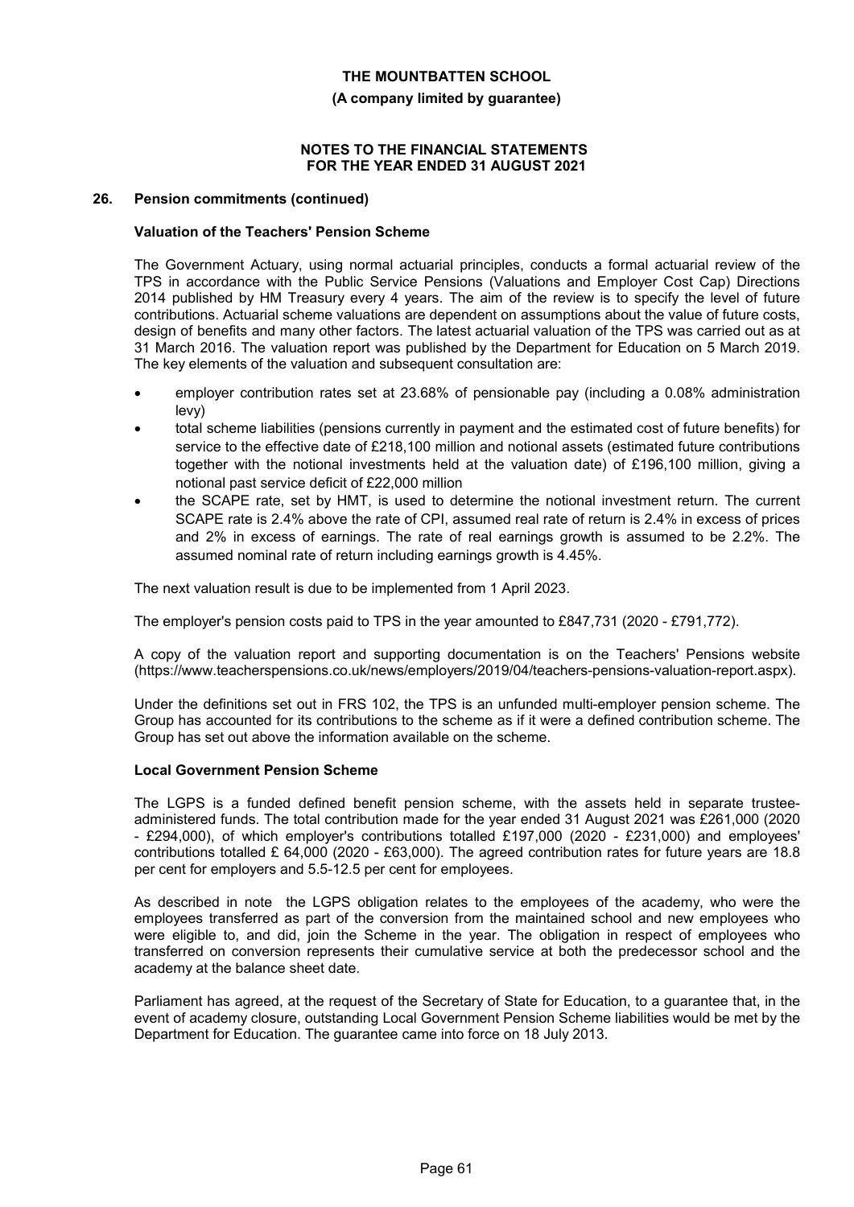**THE MOUNTBATTEN SCHOOL**

**(A company limited by guarantee)**

**NOTES TO THE FINANCIAL STATEMENTS FOR THE YEAR ENDED 31 AUGUST 2021**

## 26. Pension commitments (continued)

### Valuation of the Teachers' Pension Scheme

The Government Actuary, using normal actuarial principles, conducts a formal actuarial review of the TPS in accordance with the Public Service Pensions (Valuations and Employer Cost Cap) Directions 2014 published by HM Treasury every 4 years. The aim of the review is to specify the level of future contributions. Actuarial scheme valuations are dependent on assumptions about the value of future costs, design of benefits and many other factors. The latest actuarial valuation of the TPS was carried out as at 31 March 2016. The valuation report was published by the Department for Education on 5 March 2019. The key elements of the valuation and subsequent consultation are:

- employer contribution rates set at 23.68% of pensionable pay (including a 0.08% administration levy)
- total scheme liabilities (pensions currently in payment and the estimated cost of future benefits) for service to the effective date of £218,100 million and notional assets (estimated future contributions together with the notional investments held at the valuation date) of £196,100 million, giving a notional past service deficit of £22,000 million
- the SCAPE rate, set by HMT, is used to determine the notional investment return. The current SCAPE rate is 2.4% above the rate of CPI, assumed real rate of return is 2.4% in excess of prices and 2% in excess of earnings. The rate of real earnings growth is assumed to be 2.2%. The assumed nominal rate of return including earnings growth is 4.45%.

The next valuation result is due to be implemented from 1 April 2023.

The employer's pension costs paid to TPS in the year amounted to £847,731 (2020 - £791,772).

A copy of the valuation report and supporting documentation is on the Teachers' Pensions website (https://www.teacherspensions.co.uk/news/employers/2019/04/teachers-pensions-valuation-report.aspx).

Under the definitions set out in FRS 102, the TPS is an unfunded multi-employer pension scheme. The Group has accounted for its contributions to the scheme as if it were a defined contribution scheme. The Group has set out above the information available on the scheme.

### Local Government Pension Scheme

The LGPS is a funded defined benefit pension scheme, with the assets held in separate trustee-administered funds. The total contribution made for the year ended 31 August 2021 was £261,000 (2020 - £294,000), of which employer's contributions totalled £197,000 (2020 - £231,000) and employees' contributions totalled £ 64,000 (2020 - £63,000). The agreed contribution rates for future years are 18.8 per cent for employers and 5.5-12.5 per cent for employees.

As described in note the LGPS obligation relates to the employees of the academy, who were the employees transferred as part of the conversion from the maintained school and new employees who were eligible to, and did, join the Scheme in the year. The obligation in respect of employees who transferred on conversion represents their cumulative service at both the predecessor school and the academy at the balance sheet date.

Parliament has agreed, at the request of the Secretary of State for Education, to a guarantee that, in the event of academy closure, outstanding Local Government Pension Scheme liabilities would be met by the Department for Education. The guarantee came into force on 18 July 2013.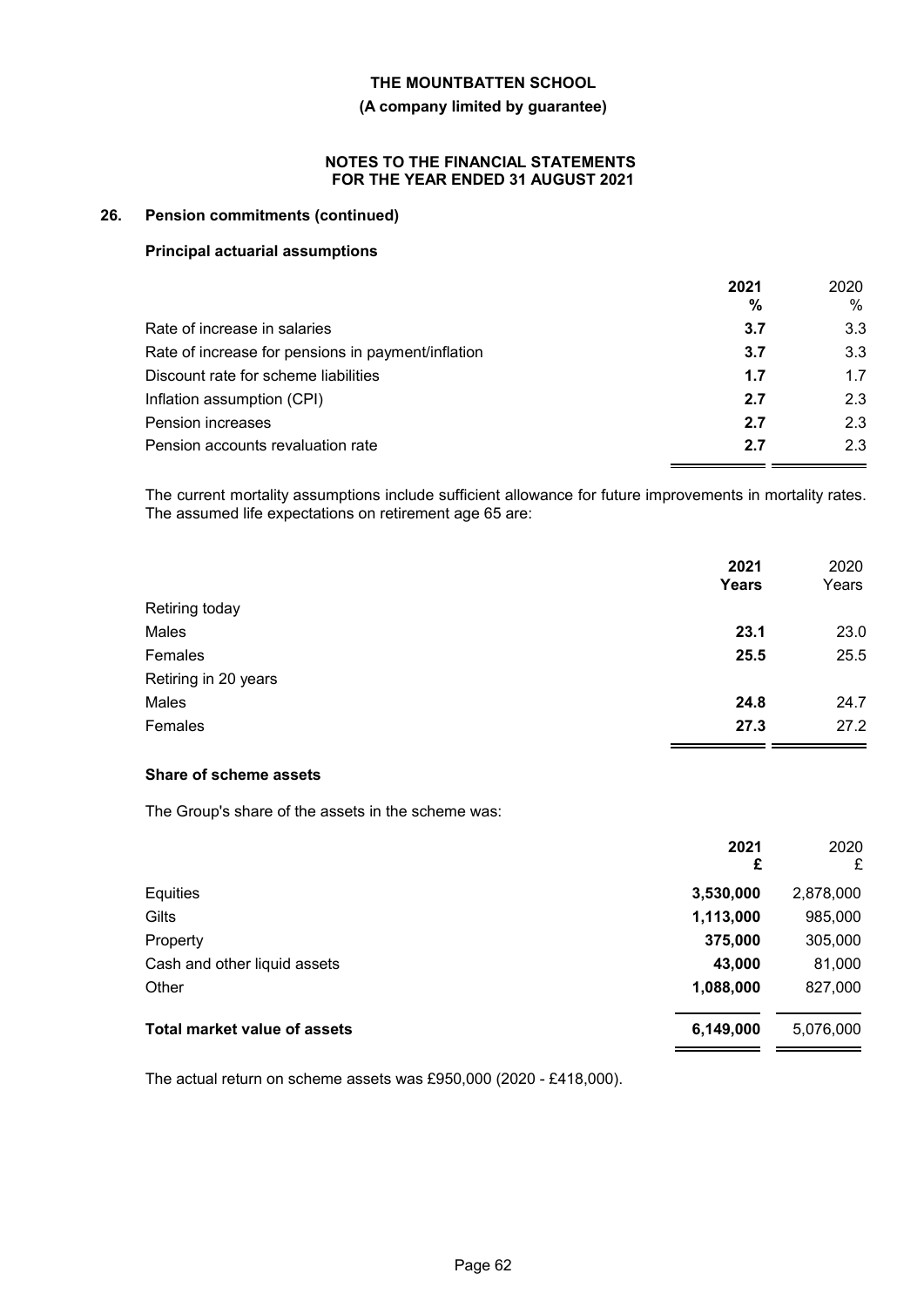**THE MOUNTBATTEN SCHOOL**

**(A company limited by guarantee)**

**NOTES TO THE FINANCIAL STATEMENTS FOR THE YEAR ENDED 31 AUGUST 2021**

## 26. Pension commitments (continued)

### Principal actuarial assumptions

| | **2021** | 2020 |
|---|---|---|
| | **%** | % |
| Rate of increase in salaries | **3.7** | 3.3 |
| Rate of increase for pensions in payment/inflation | **3.7** | 3.3 |
| Discount rate for scheme liabilities | **1.7** | 1.7 |
| Inflation assumption (CPI) | **2.7** | 2.3 |
| Pension increases | **2.7** | 2.3 |
| Pension accounts revaluation rate | **2.7** | 2.3 |

The current mortality assumptions include sufficient allowance for future improvements in mortality rates. The assumed life expectations on retirement age 65 are:

| | **2021** | 2020 |
|---|---|---|
| | **Years** | Years |
| Retiring today | | |
| Males | **23.1** | 23.0 |
| Females | **25.5** | 25.5 |
| Retiring in 20 years | | |
| Males | **24.8** | 24.7 |
| Females | **27.3** | 27.2 |

### Share of scheme assets

The Group's share of the assets in the scheme was:

| | **2021** | 2020 |
|---|---|---|
| | **£** | £ |
| Equities | **3,530,000** | 2,878,000 |
| Gilts | **1,113,000** | 985,000 |
| Property | **375,000** | 305,000 |
| Cash and other liquid assets | **43,000** | 81,000 |
| Other | **1,088,000** | 827,000 |
| **Total market value of assets** | **6,149,000** | 5,076,000 |

The actual return on scheme assets was £950,000 (2020 - £418,000).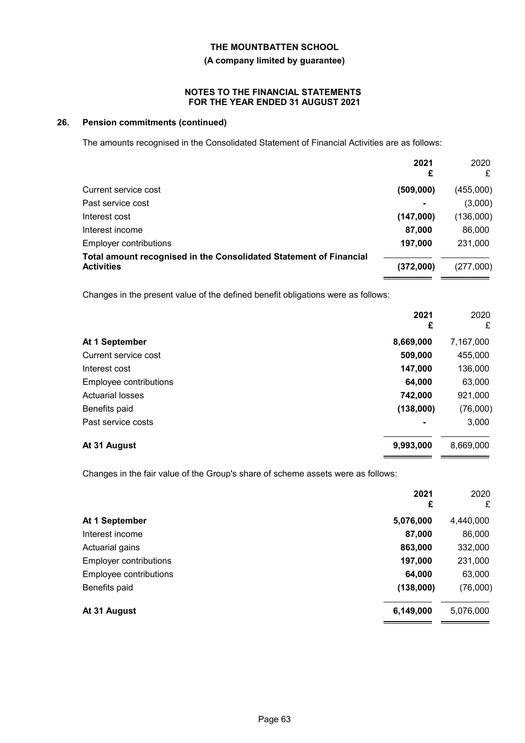## 26. Pension commitments (continued)

The amounts recognised in the Consolidated Statement of Financial Activities are as follows:

| | 2021 £ | 2020 £ |
|---|---|---|
| Current service cost | **(509,000)** | (455,000) |
| Past service cost | **-** | (3,000) |
| Interest cost | **(147,000)** | (136,000) |
| Interest income | **87,000** | 86,000 |
| Employer contributions | **197,000** | 231,000 |
| **Total amount recognised in the Consolidated Statement of Financial Activities** | **(372,000)** | (277,000) |

Changes in the present value of the defined benefit obligations were as follows:

| | 2021 £ | 2020 £ |
|---|---|---|
| **At 1 September** | **8,669,000** | 7,167,000 |
| Current service cost | **509,000** | 455,000 |
| Interest cost | **147,000** | 136,000 |
| Employee contributions | **64,000** | 63,000 |
| Actuarial losses | **742,000** | 921,000 |
| Benefits paid | **(138,000)** | (76,000) |
| Past service costs | **-** | 3,000 |
| **At 31 August** | **9,993,000** | 8,669,000 |

Changes in the fair value of the Group's share of scheme assets were as follows:

| | 2021 £ | 2020 £ |
|---|---|---|
| **At 1 September** | **5,076,000** | 4,440,000 |
| Interest income | **87,000** | 86,000 |
| Actuarial gains | **863,000** | 332,000 |
| Employer contributions | **197,000** | 231,000 |
| Employee contributions | **64,000** | 63,000 |
| Benefits paid | **(138,000)** | (76,000) |
| **At 31 August** | **6,149,000** | 5,076,000 |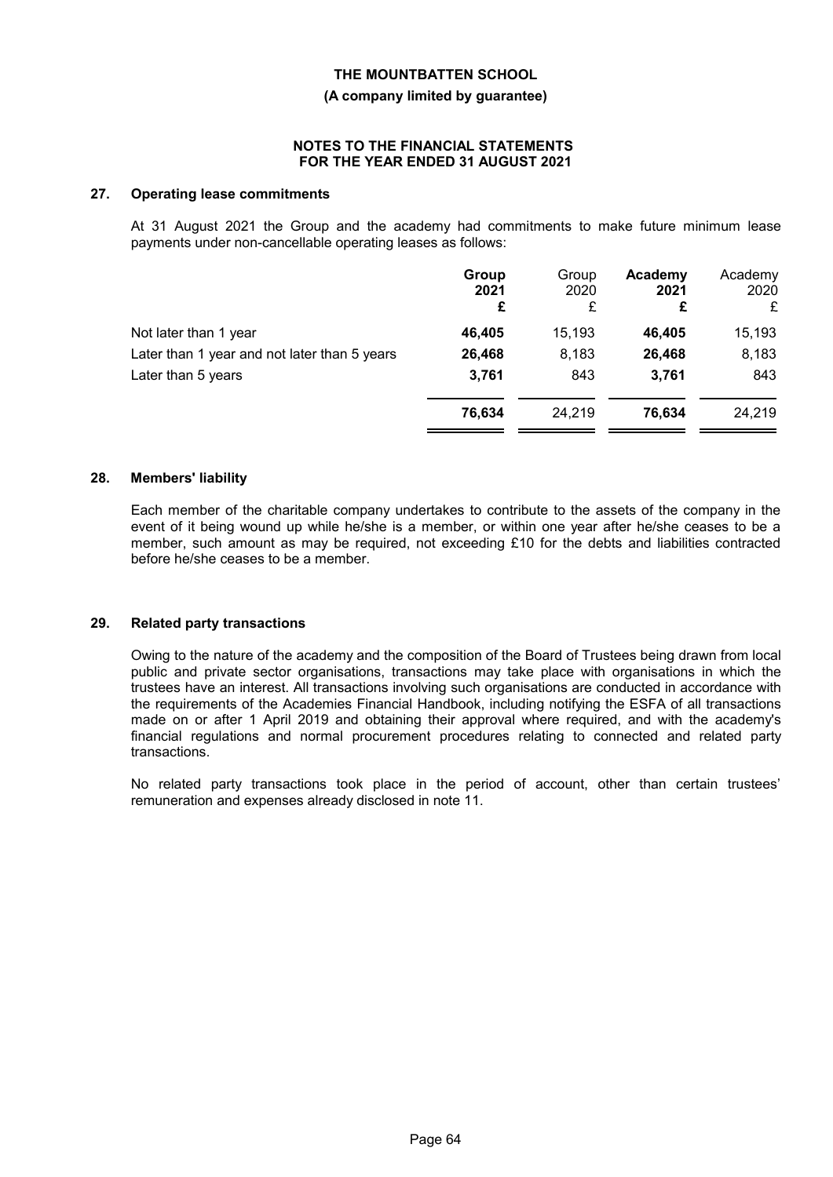**THE MOUNTBATTEN SCHOOL**

**(A company limited by guarantee)**

**NOTES TO THE FINANCIAL STATEMENTS FOR THE YEAR ENDED 31 AUGUST 2021**

## 27. Operating lease commitments

At 31 August 2021 the Group and the academy had commitments to make future minimum lease payments under non-cancellable operating leases as follows:

| | **Group 2021 £** | Group 2020 £ | **Academy 2021 £** | Academy 2020 £ |
|---|---|---|---|---|
| Not later than 1 year | **46,405** | 15,193 | **46,405** | 15,193 |
| Later than 1 year and not later than 5 years | **26,468** | 8,183 | **26,468** | 8,183 |
| Later than 5 years | **3,761** | 843 | **3,761** | 843 |
| | **76,634** | 24,219 | **76,634** | 24,219 |

## 28. Members' liability

Each member of the charitable company undertakes to contribute to the assets of the company in the event of it being wound up while he/she is a member, or within one year after he/she ceases to be a member, such amount as may be required, not exceeding £10 for the debts and liabilities contracted before he/she ceases to be a member.

## 29. Related party transactions

Owing to the nature of the academy and the composition of the Board of Trustees being drawn from local public and private sector organisations, transactions may take place with organisations in which the trustees have an interest. All transactions involving such organisations are conducted in accordance with the requirements of the Academies Financial Handbook, including notifying the ESFA of all transactions made on or after 1 April 2019 and obtaining their approval where required, and with the academy's financial regulations and normal procurement procedures relating to connected and related party transactions.

No related party transactions took place in the period of account, other than certain trustees' remuneration and expenses already disclosed in note 11.